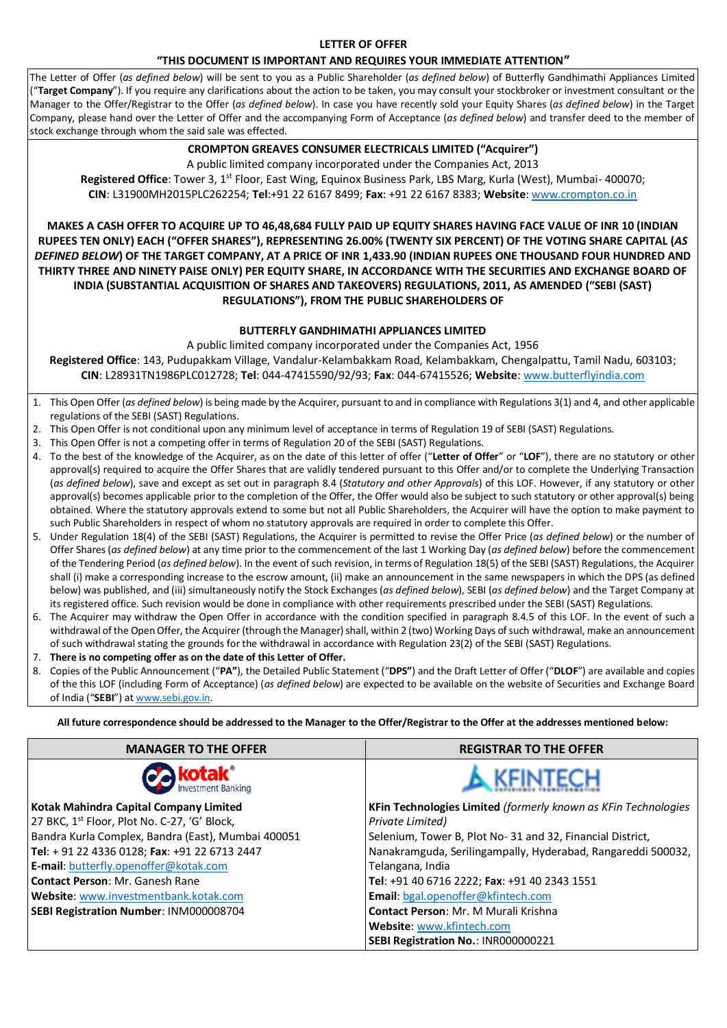# LETTER OF OFFER

**"THIS DOCUMENT IS IMPORTANT AND REQUIRES YOUR IMMEDIATE ATTENTION"**

The Letter of Offer (*as defined below*) will be sent to you as a Public Shareholder (*as defined below*) of Butterfly Gandhimathi Appliances Limited ("**Target Company**"). If you require any clarifications about the action to be taken, you may consult your stockbroker or investment consultant or the Manager to the Offer/Registrar to the Offer (*as defined below*). In case you have recently sold your Equity Shares (*as defined below*) in the Target Company, please hand over the Letter of Offer and the accompanying Form of Acceptance (*as defined below*) and transfer deed to the member of stock exchange through whom the said sale was effected.

**CROMPTON GREAVES CONSUMER ELECTRICALS LIMITED ("Acquirer")**

A public limited company incorporated under the Companies Act, 2013

**Registered Office**: Tower 3, 1st Floor, East Wing, Equinox Business Park, LBS Marg, Kurla (West), Mumbai- 400070; **CIN**: L31900MH2015PLC262254; **Tel**:+91 22 6167 8499; **Fax**: +91 22 6167 8383; **Website**: www.crompton.co.in

**MAKES A CASH OFFER TO ACQUIRE UP TO 46,48,684 FULLY PAID UP EQUITY SHARES HAVING FACE VALUE OF INR 10 (INDIAN RUPEES TEN ONLY) EACH ("OFFER SHARES"), REPRESENTING 26.00% (TWENTY SIX PERCENT) OF THE VOTING SHARE CAPITAL (*AS DEFINED BELOW*) OF THE TARGET COMPANY, AT A PRICE OF INR 1,433.90 (INDIAN RUPEES ONE THOUSAND FOUR HUNDRED AND THIRTY THREE AND NINETY PAISE ONLY) PER EQUITY SHARE, IN ACCORDANCE WITH THE SECURITIES AND EXCHANGE BOARD OF INDIA (SUBSTANTIAL ACQUISITION OF SHARES AND TAKEOVERS) REGULATIONS, 2011, AS AMENDED ("SEBI (SAST) REGULATIONS"), FROM THE PUBLIC SHAREHOLDERS OF**

**BUTTERFLY GANDHIMATHI APPLIANCES LIMITED**

A public limited company incorporated under the Companies Act, 1956

**Registered Office**: 143, Pudupakkam Village, Vandalur-Kelambakkam Road, Kelambakkam, Chengalpattu, Tamil Nadu, 603103; **CIN**: L28931TN1986PLC012728; **Tel**: 044-47415590/92/93; **Fax**: 044-67415526; **Website**: www.butterflyindia.com

1. This Open Offer (*as defined below*) is being made by the Acquirer, pursuant to and in compliance with Regulations 3(1) and 4, and other applicable regulations of the SEBI (SAST) Regulations.
2. This Open Offer is not conditional upon any minimum level of acceptance in terms of Regulation 19 of SEBI (SAST) Regulations.
3. This Open Offer is not a competing offer in terms of Regulation 20 of the SEBI (SAST) Regulations.
4. To the best of the knowledge of the Acquirer, as on the date of this letter of offer ("**Letter of Offer**" or "**LOF**"), there are no statutory or other approval(s) required to acquire the Offer Shares that are validly tendered pursuant to this Offer and/or to complete the Underlying Transaction (*as defined below*), save and except as set out in paragraph 8.4 (*Statutory and other Approvals*) of this LOF. However, if any statutory or other approval(s) becomes applicable prior to the completion of the Offer, the Offer would also be subject to such statutory or other approval(s) being obtained. Where the statutory approvals extend to some but not all Public Shareholders, the Acquirer will have the option to make payment to such Public Shareholders in respect of whom no statutory approvals are required in order to complete this Offer.
5. Under Regulation 18(4) of the SEBI (SAST) Regulations, the Acquirer is permitted to revise the Offer Price (*as defined below*) or the number of Offer Shares (*as defined below*) at any time prior to the commencement of the last 1 Working Day (*as defined below*) before the commencement of the Tendering Period (*as defined below*). In the event of such revision, in terms of Regulation 18(5) of the SEBI (SAST) Regulations, the Acquirer shall (i) make a corresponding increase to the escrow amount, (ii) make an announcement in the same newspapers in which the DPS (as defined below) was published, and (iii) simultaneously notify the Stock Exchanges (*as defined below*), SEBI (*as defined below*) and the Target Company at its registered office. Such revision would be done in compliance with other requirements prescribed under the SEBI (SAST) Regulations.
6. The Acquirer may withdraw the Open Offer in accordance with the condition specified in paragraph 8.4.5 of this LOF. In the event of such a withdrawal of the Open Offer, the Acquirer (through the Manager) shall, within 2 (two) Working Days of such withdrawal, make an announcement of such withdrawal stating the grounds for the withdrawal in accordance with Regulation 23(2) of the SEBI (SAST) Regulations.
7. **There is no competing offer as on the date of this Letter of Offer.**
8. Copies of the Public Announcement ("**PA**"), the Detailed Public Statement ("**DPS**") and the Draft Letter of Offer ("**DLOF**") are available and copies of the this LOF (including Form of Acceptance) (*as defined below*) are expected to be available on the website of Securities and Exchange Board of India ("**SEBI**") at www.sebi.gov.in.

**All future correspondence should be addressed to the Manager to the Offer/Registrar to the Offer at the addresses mentioned below:**

| MANAGER TO THE OFFER | REGISTRAR TO THE OFFER |
|---|---|
| kotak® Investment Banking | KFINTECH |
| **Kotak Mahindra Capital Company Limited** | **KFin Technologies Limited** *(formerly known as KFin Technologies Private Limited)* |
| 27 BKC, 1st Floor, Plot No. C-27, 'G' Block, Bandra Kurla Complex, Bandra (East), Mumbai 400051 | Selenium, Tower B, Plot No- 31 and 32, Financial District, Nanakramguda, Serilingampally, Hyderabad, Rangareddi 500032, Telangana, India |
| **Tel**: + 91 22 4336 0128; **Fax**: +91 22 6713 2447 | **Tel**: +91 40 6716 2222; **Fax**: +91 40 2343 1551 |
| **E-mail**: butterfly.openoffer@kotak.com | **Email**: bgal.openoffer@kfintech.com |
| **Contact Person**: Mr. Ganesh Rane | **Contact Person**: Mr. M Murali Krishna |
| **Website**: www.investmentbank.kotak.com | **Website**: www.kfintech.com |
| **SEBI Registration Number**: INM000008704 | **SEBI Registration No.**: INR000000221 |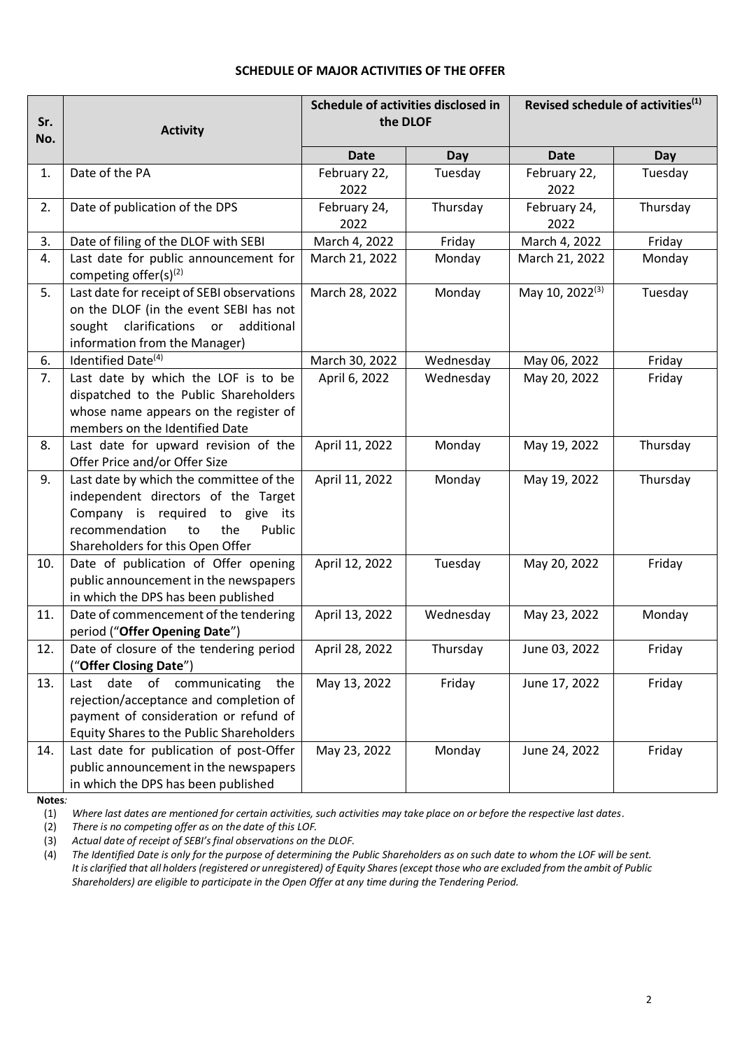# SCHEDULE OF MAJOR ACTIVITIES OF THE OFFER

| Sr. No. | Activity | Schedule of activities disclosed in the DLOF | | Revised schedule of activities[1] | |
|---|---|---|---|---|---|
| | | **Date** | **Day** | **Date** | **Day** |
| 1. | Date of the PA | February 22, 2022 | Tuesday | February 22, 2022 | Tuesday |
| 2. | Date of publication of the DPS | February 24, 2022 | Thursday | February 24, 2022 | Thursday |
| 3. | Date of filing of the DLOF with SEBI | March 4, 2022 | Friday | March 4, 2022 | Friday |
| 4. | Last date for public announcement for competing offer(s)[2] | March 21, 2022 | Monday | March 21, 2022 | Monday |
| 5. | Last date for receipt of SEBI observations on the DLOF (in the event SEBI has not sought clarifications or additional information from the Manager) | March 28, 2022 | Monday | May 10, 2022[3] | Tuesday |
| 6. | Identified Date[4] | March 30, 2022 | Wednesday | May 06, 2022 | Friday |
| 7. | Last date by which the LOF is to be dispatched to the Public Shareholders whose name appears on the register of members on the Identified Date | April 6, 2022 | Wednesday | May 20, 2022 | Friday |
| 8. | Last date for upward revision of the Offer Price and/or Offer Size | April 11, 2022 | Monday | May 19, 2022 | Thursday |
| 9. | Last date by which the committee of the independent directors of the Target Company is required to give its recommendation to the Public Shareholders for this Open Offer | April 11, 2022 | Monday | May 19, 2022 | Thursday |
| 10. | Date of publication of Offer opening public announcement in the newspapers in which the DPS has been published | April 12, 2022 | Tuesday | May 20, 2022 | Friday |
| 11. | Date of commencement of the tendering period ("**Offer Opening Date**") | April 13, 2022 | Wednesday | May 23, 2022 | Monday |
| 12. | Date of closure of the tendering period ("**Offer Closing Date**") | April 28, 2022 | Thursday | June 03, 2022 | Friday |
| 13. | Last date of communicating the rejection/acceptance and completion of payment of consideration or refund of Equity Shares to the Public Shareholders | May 13, 2022 | Friday | June 17, 2022 | Friday |
| 14. | Last date for publication of post-Offer public announcement in the newspapers in which the DPS has been published | May 23, 2022 | Monday | June 24, 2022 | Friday |

**Notes***:*

(1) *Where last dates are mentioned for certain activities, such activities may take place on or before the respective last dates.*

(2) *There is no competing offer as on the date of this LOF.*

(3) *Actual date of receipt of SEBI's final observations on the DLOF.*

(4) *The Identified Date is only for the purpose of determining the Public Shareholders as on such date to whom the LOF will be sent. It is clarified that all holders (registered or unregistered) of Equity Shares (except those who are excluded from the ambit of Public Shareholders) are eligible to participate in the Open Offer at any time during the Tendering Period.*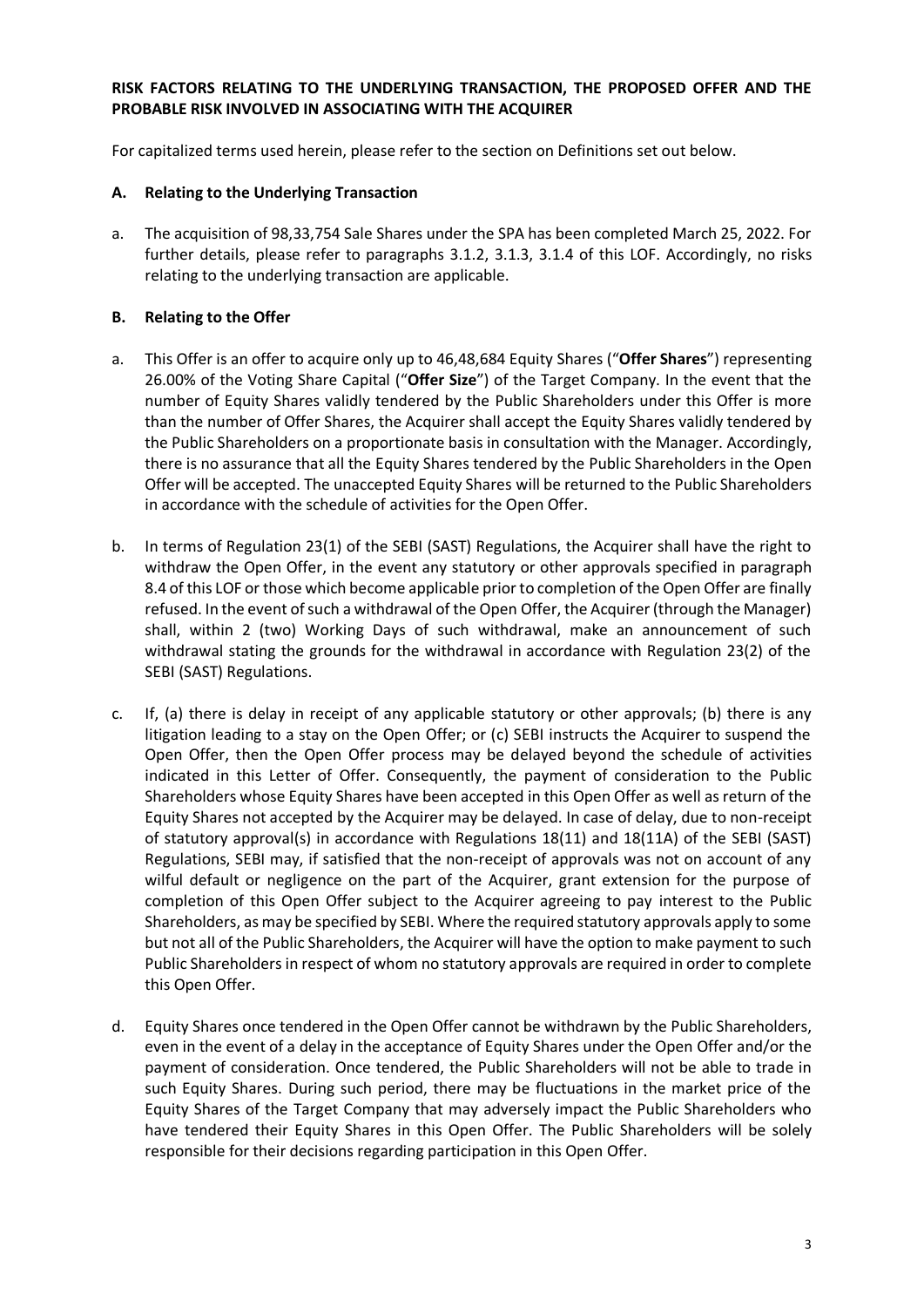**RISK FACTORS RELATING TO THE UNDERLYING TRANSACTION, THE PROPOSED OFFER AND THE PROBABLE RISK INVOLVED IN ASSOCIATING WITH THE ACQUIRER**

For capitalized terms used herein, please refer to the section on Definitions set out below.

**A. Relating to the Underlying Transaction**

a. The acquisition of 98,33,754 Sale Shares under the SPA has been completed March 25, 2022. For further details, please refer to paragraphs 3.1.2, 3.1.3, 3.1.4 of this LOF. Accordingly, no risks relating to the underlying transaction are applicable.

**B. Relating to the Offer**

a. This Offer is an offer to acquire only up to 46,48,684 Equity Shares ("**Offer Shares**") representing 26.00% of the Voting Share Capital ("**Offer Size**") of the Target Company. In the event that the number of Equity Shares validly tendered by the Public Shareholders under this Offer is more than the number of Offer Shares, the Acquirer shall accept the Equity Shares validly tendered by the Public Shareholders on a proportionate basis in consultation with the Manager. Accordingly, there is no assurance that all the Equity Shares tendered by the Public Shareholders in the Open Offer will be accepted. The unaccepted Equity Shares will be returned to the Public Shareholders in accordance with the schedule of activities for the Open Offer.

b. In terms of Regulation 23(1) of the SEBI (SAST) Regulations, the Acquirer shall have the right to withdraw the Open Offer, in the event any statutory or other approvals specified in paragraph 8.4 of this LOF or those which become applicable prior to completion of the Open Offer are finally refused. In the event of such a withdrawal of the Open Offer, the Acquirer (through the Manager) shall, within 2 (two) Working Days of such withdrawal, make an announcement of such withdrawal stating the grounds for the withdrawal in accordance with Regulation 23(2) of the SEBI (SAST) Regulations.

c. If, (a) there is delay in receipt of any applicable statutory or other approvals; (b) there is any litigation leading to a stay on the Open Offer; or (c) SEBI instructs the Acquirer to suspend the Open Offer, then the Open Offer process may be delayed beyond the schedule of activities indicated in this Letter of Offer. Consequently, the payment of consideration to the Public Shareholders whose Equity Shares have been accepted in this Open Offer as well as return of the Equity Shares not accepted by the Acquirer may be delayed. In case of delay, due to non-receipt of statutory approval(s) in accordance with Regulations 18(11) and 18(11A) of the SEBI (SAST) Regulations, SEBI may, if satisfied that the non-receipt of approvals was not on account of any wilful default or negligence on the part of the Acquirer, grant extension for the purpose of completion of this Open Offer subject to the Acquirer agreeing to pay interest to the Public Shareholders, as may be specified by SEBI. Where the required statutory approvals apply to some but not all of the Public Shareholders, the Acquirer will have the option to make payment to such Public Shareholders in respect of whom no statutory approvals are required in order to complete this Open Offer.

d. Equity Shares once tendered in the Open Offer cannot be withdrawn by the Public Shareholders, even in the event of a delay in the acceptance of Equity Shares under the Open Offer and/or the payment of consideration. Once tendered, the Public Shareholders will not be able to trade in such Equity Shares. During such period, there may be fluctuations in the market price of the Equity Shares of the Target Company that may adversely impact the Public Shareholders who have tendered their Equity Shares in this Open Offer. The Public Shareholders will be solely responsible for their decisions regarding participation in this Open Offer.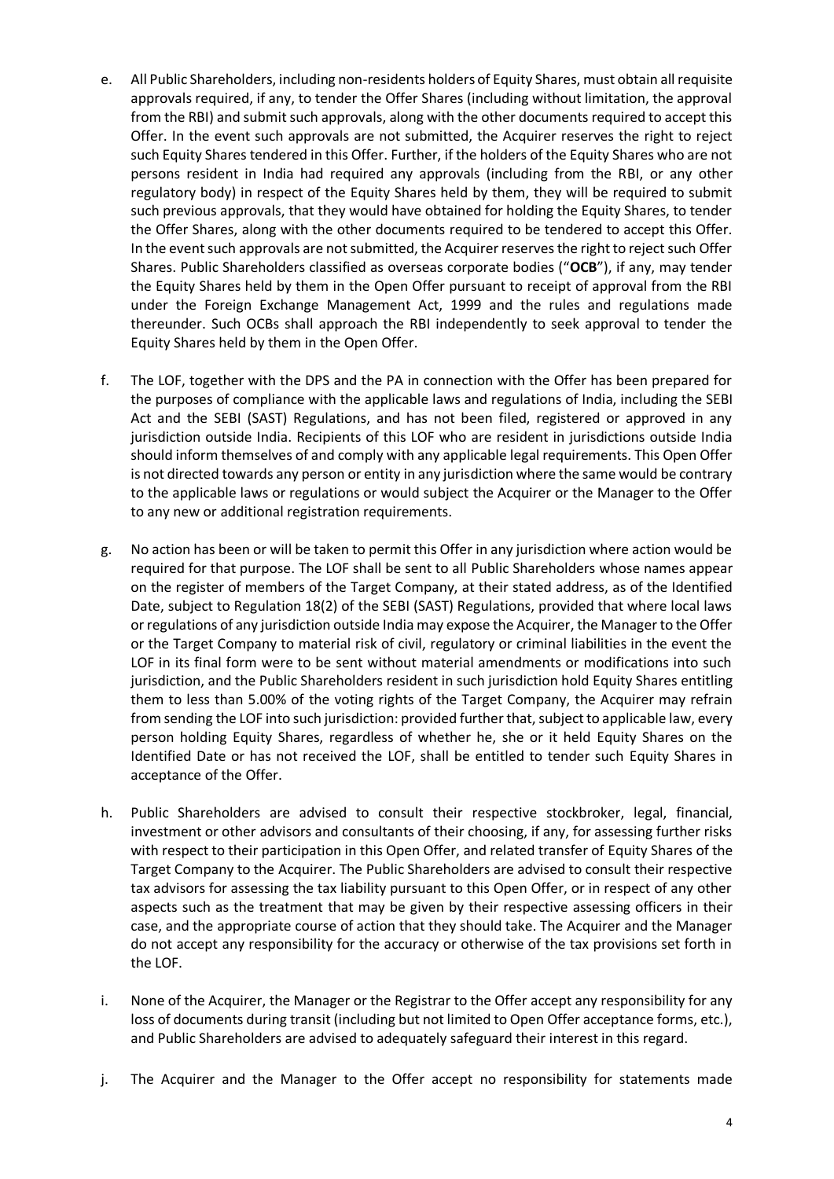e. All Public Shareholders, including non-residents holders of Equity Shares, must obtain all requisite approvals required, if any, to tender the Offer Shares (including without limitation, the approval from the RBI) and submit such approvals, along with the other documents required to accept this Offer. In the event such approvals are not submitted, the Acquirer reserves the right to reject such Equity Shares tendered in this Offer. Further, if the holders of the Equity Shares who are not persons resident in India had required any approvals (including from the RBI, or any other regulatory body) in respect of the Equity Shares held by them, they will be required to submit such previous approvals, that they would have obtained for holding the Equity Shares, to tender the Offer Shares, along with the other documents required to be tendered to accept this Offer. In the event such approvals are not submitted, the Acquirer reserves the right to reject such Offer Shares. Public Shareholders classified as overseas corporate bodies ("**OCB**"), if any, may tender the Equity Shares held by them in the Open Offer pursuant to receipt of approval from the RBI under the Foreign Exchange Management Act, 1999 and the rules and regulations made thereunder. Such OCBs shall approach the RBI independently to seek approval to tender the Equity Shares held by them in the Open Offer.

f. The LOF, together with the DPS and the PA in connection with the Offer has been prepared for the purposes of compliance with the applicable laws and regulations of India, including the SEBI Act and the SEBI (SAST) Regulations, and has not been filed, registered or approved in any jurisdiction outside India. Recipients of this LOF who are resident in jurisdictions outside India should inform themselves of and comply with any applicable legal requirements. This Open Offer is not directed towards any person or entity in any jurisdiction where the same would be contrary to the applicable laws or regulations or would subject the Acquirer or the Manager to the Offer to any new or additional registration requirements.

g. No action has been or will be taken to permit this Offer in any jurisdiction where action would be required for that purpose. The LOF shall be sent to all Public Shareholders whose names appear on the register of members of the Target Company, at their stated address, as of the Identified Date, subject to Regulation 18(2) of the SEBI (SAST) Regulations, provided that where local laws or regulations of any jurisdiction outside India may expose the Acquirer, the Manager to the Offer or the Target Company to material risk of civil, regulatory or criminal liabilities in the event the LOF in its final form were to be sent without material amendments or modifications into such jurisdiction, and the Public Shareholders resident in such jurisdiction hold Equity Shares entitling them to less than 5.00% of the voting rights of the Target Company, the Acquirer may refrain from sending the LOF into such jurisdiction: provided further that, subject to applicable law, every person holding Equity Shares, regardless of whether he, she or it held Equity Shares on the Identified Date or has not received the LOF, shall be entitled to tender such Equity Shares in acceptance of the Offer.

h. Public Shareholders are advised to consult their respective stockbroker, legal, financial, investment or other advisors and consultants of their choosing, if any, for assessing further risks with respect to their participation in this Open Offer, and related transfer of Equity Shares of the Target Company to the Acquirer. The Public Shareholders are advised to consult their respective tax advisors for assessing the tax liability pursuant to this Open Offer, or in respect of any other aspects such as the treatment that may be given by their respective assessing officers in their case, and the appropriate course of action that they should take. The Acquirer and the Manager do not accept any responsibility for the accuracy or otherwise of the tax provisions set forth in the LOF.

i. None of the Acquirer, the Manager or the Registrar to the Offer accept any responsibility for any loss of documents during transit (including but not limited to Open Offer acceptance forms, etc.), and Public Shareholders are advised to adequately safeguard their interest in this regard.

j. The Acquirer and the Manager to the Offer accept no responsibility for statements made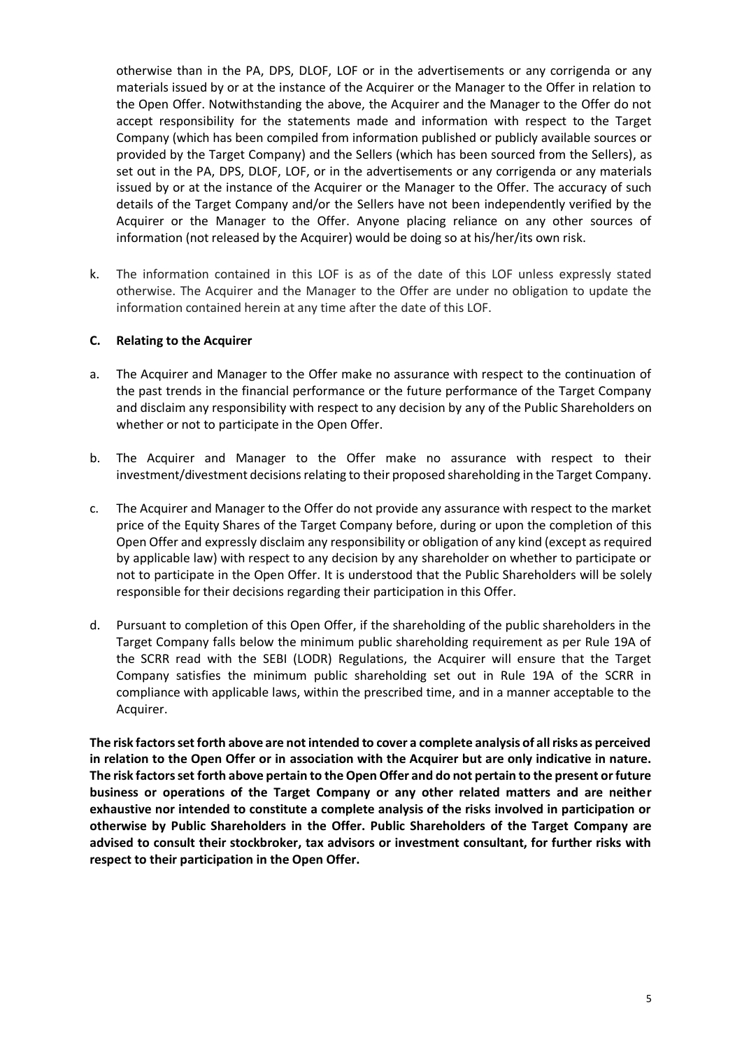otherwise than in the PA, DPS, DLOF, LOF or in the advertisements or any corrigenda or any materials issued by or at the instance of the Acquirer or the Manager to the Offer in relation to the Open Offer. Notwithstanding the above, the Acquirer and the Manager to the Offer do not accept responsibility for the statements made and information with respect to the Target Company (which has been compiled from information published or publicly available sources or provided by the Target Company) and the Sellers (which has been sourced from the Sellers), as set out in the PA, DPS, DLOF, LOF, or in the advertisements or any corrigenda or any materials issued by or at the instance of the Acquirer or the Manager to the Offer. The accuracy of such details of the Target Company and/or the Sellers have not been independently verified by the Acquirer or the Manager to the Offer. Anyone placing reliance on any other sources of information (not released by the Acquirer) would be doing so at his/her/its own risk.

k. The information contained in this LOF is as of the date of this LOF unless expressly stated otherwise. The Acquirer and the Manager to the Offer are under no obligation to update the information contained herein at any time after the date of this LOF.

### C. Relating to the Acquirer

a. The Acquirer and Manager to the Offer make no assurance with respect to the continuation of the past trends in the financial performance or the future performance of the Target Company and disclaim any responsibility with respect to any decision by any of the Public Shareholders on whether or not to participate in the Open Offer.

b. The Acquirer and Manager to the Offer make no assurance with respect to their investment/divestment decisions relating to their proposed shareholding in the Target Company.

c. The Acquirer and Manager to the Offer do not provide any assurance with respect to the market price of the Equity Shares of the Target Company before, during or upon the completion of this Open Offer and expressly disclaim any responsibility or obligation of any kind (except as required by applicable law) with respect to any decision by any shareholder on whether to participate or not to participate in the Open Offer. It is understood that the Public Shareholders will be solely responsible for their decisions regarding their participation in this Offer.

d. Pursuant to completion of this Open Offer, if the shareholding of the public shareholders in the Target Company falls below the minimum public shareholding requirement as per Rule 19A of the SCRR read with the SEBI (LODR) Regulations, the Acquirer will ensure that the Target Company satisfies the minimum public shareholding set out in Rule 19A of the SCRR in compliance with applicable laws, within the prescribed time, and in a manner acceptable to the Acquirer.

**The risk factors set forth above are not intended to cover a complete analysis of all risks as perceived in relation to the Open Offer or in association with the Acquirer but are only indicative in nature. The risk factors set forth above pertain to the Open Offer and do not pertain to the present or future business or operations of the Target Company or any other related matters and are neither exhaustive nor intended to constitute a complete analysis of the risks involved in participation or otherwise by Public Shareholders in the Offer. Public Shareholders of the Target Company are advised to consult their stockbroker, tax advisors or investment consultant, for further risks with respect to their participation in the Open Offer.**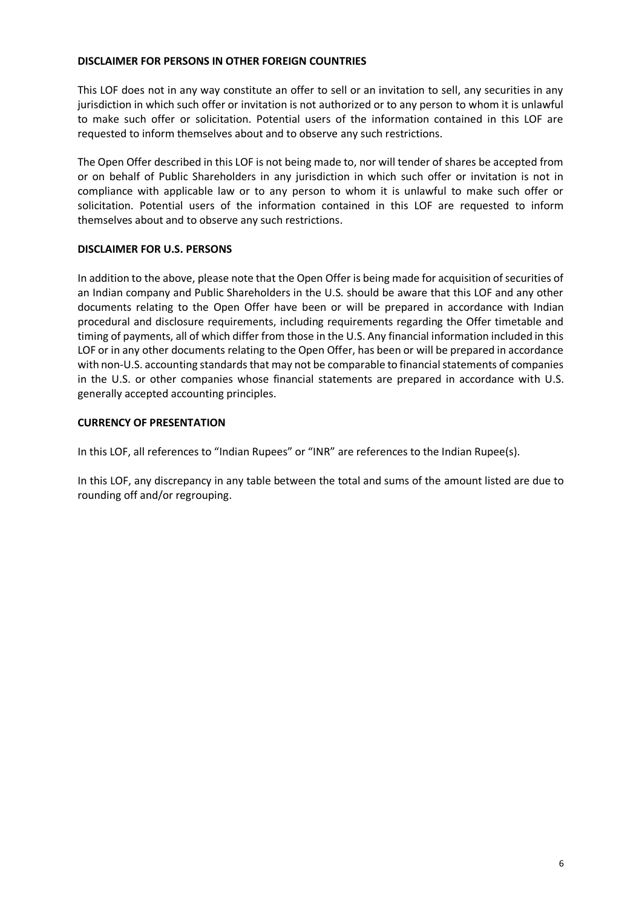**DISCLAIMER FOR PERSONS IN OTHER FOREIGN COUNTRIES**

This LOF does not in any way constitute an offer to sell or an invitation to sell, any securities in any jurisdiction in which such offer or invitation is not authorized or to any person to whom it is unlawful to make such offer or solicitation. Potential users of the information contained in this LOF are requested to inform themselves about and to observe any such restrictions.

The Open Offer described in this LOF is not being made to, nor will tender of shares be accepted from or on behalf of Public Shareholders in any jurisdiction in which such offer or invitation is not in compliance with applicable law or to any person to whom it is unlawful to make such offer or solicitation. Potential users of the information contained in this LOF are requested to inform themselves about and to observe any such restrictions.

**DISCLAIMER FOR U.S. PERSONS**

In addition to the above, please note that the Open Offer is being made for acquisition of securities of an Indian company and Public Shareholders in the U.S. should be aware that this LOF and any other documents relating to the Open Offer have been or will be prepared in accordance with Indian procedural and disclosure requirements, including requirements regarding the Offer timetable and timing of payments, all of which differ from those in the U.S. Any financial information included in this LOF or in any other documents relating to the Open Offer, has been or will be prepared in accordance with non-U.S. accounting standards that may not be comparable to financial statements of companies in the U.S. or other companies whose financial statements are prepared in accordance with U.S. generally accepted accounting principles.

**CURRENCY OF PRESENTATION**

In this LOF, all references to "Indian Rupees" or "INR" are references to the Indian Rupee(s).

In this LOF, any discrepancy in any table between the total and sums of the amount listed are due to rounding off and/or regrouping.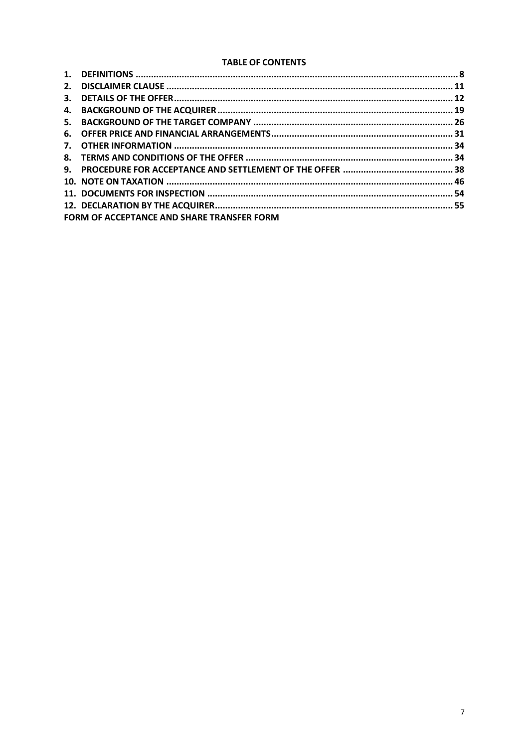## TABLE OF CONTENTS

| | | |
|---|---|---|
| **1.** | **DEFINITIONS** | **8** |
| **2.** | **DISCLAIMER CLAUSE** | **11** |
| **3.** | **DETAILS OF THE OFFER** | **12** |
| **4.** | **BACKGROUND OF THE ACQUIRER** | **19** |
| **5.** | **BACKGROUND OF THE TARGET COMPANY** | **26** |
| **6.** | **OFFER PRICE AND FINANCIAL ARRANGEMENTS** | **31** |
| **7.** | **OTHER INFORMATION** | **34** |
| **8.** | **TERMS AND CONDITIONS OF THE OFFER** | **34** |
| **9.** | **PROCEDURE FOR ACCEPTANCE AND SETTLEMENT OF THE OFFER** | **38** |
| **10.** | **NOTE ON TAXATION** | **46** |
| **11.** | **DOCUMENTS FOR INSPECTION** | **54** |
| **12.** | **DECLARATION BY THE ACQUIRER** | **55** |

**FORM OF ACCEPTANCE AND SHARE TRANSFER FORM**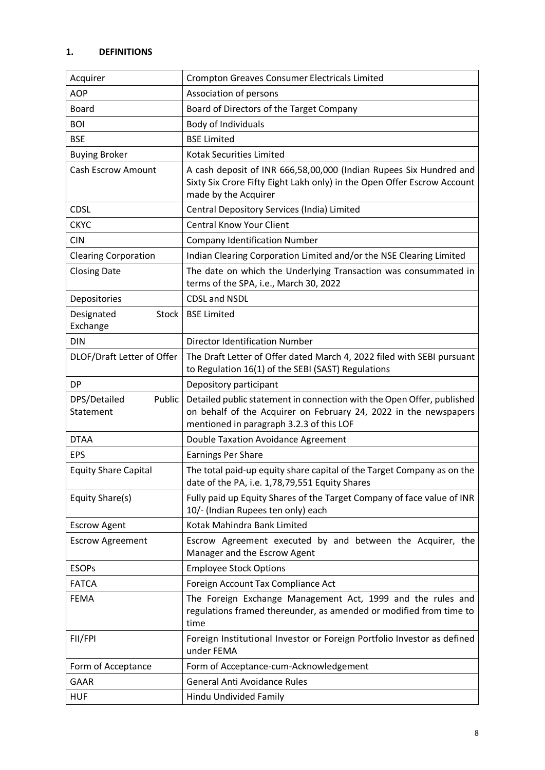## 1. DEFINITIONS

| | |
|---|---|
| Acquirer | Crompton Greaves Consumer Electricals Limited |
| AOP | Association of persons |
| Board | Board of Directors of the Target Company |
| BOI | Body of Individuals |
| BSE | BSE Limited |
| Buying Broker | Kotak Securities Limited |
| Cash Escrow Amount | A cash deposit of INR 666,58,00,000 (Indian Rupees Six Hundred and Sixty Six Crore Fifty Eight Lakh only) in the Open Offer Escrow Account made by the Acquirer |
| CDSL | Central Depository Services (India) Limited |
| CKYC | Central Know Your Client |
| CIN | Company Identification Number |
| Clearing Corporation | Indian Clearing Corporation Limited and/or the NSE Clearing Limited |
| Closing Date | The date on which the Underlying Transaction was consummated in terms of the SPA, i.e., March 30, 2022 |
| Depositories | CDSL and NSDL |
| Designated Stock Exchange | BSE Limited |
| DIN | Director Identification Number |
| DLOF/Draft Letter of Offer | The Draft Letter of Offer dated March 4, 2022 filed with SEBI pursuant to Regulation 16(1) of the SEBI (SAST) Regulations |
| DP | Depository participant |
| DPS/Detailed Public Statement | Detailed public statement in connection with the Open Offer, published on behalf of the Acquirer on February 24, 2022 in the newspapers mentioned in paragraph 3.2.3 of this LOF |
| DTAA | Double Taxation Avoidance Agreement |
| EPS | Earnings Per Share |
| Equity Share Capital | The total paid-up equity share capital of the Target Company as on the date of the PA, i.e. 1,78,79,551 Equity Shares |
| Equity Share(s) | Fully paid up Equity Shares of the Target Company of face value of INR 10/- (Indian Rupees ten only) each |
| Escrow Agent | Kotak Mahindra Bank Limited |
| Escrow Agreement | Escrow Agreement executed by and between the Acquirer, the Manager and the Escrow Agent |
| ESOPs | Employee Stock Options |
| FATCA | Foreign Account Tax Compliance Act |
| FEMA | The Foreign Exchange Management Act, 1999 and the rules and regulations framed thereunder, as amended or modified from time to time |
| FII/FPI | Foreign Institutional Investor or Foreign Portfolio Investor as defined under FEMA |
| Form of Acceptance | Form of Acceptance-cum-Acknowledgement |
| GAAR | General Anti Avoidance Rules |
| HUF | Hindu Undivided Family |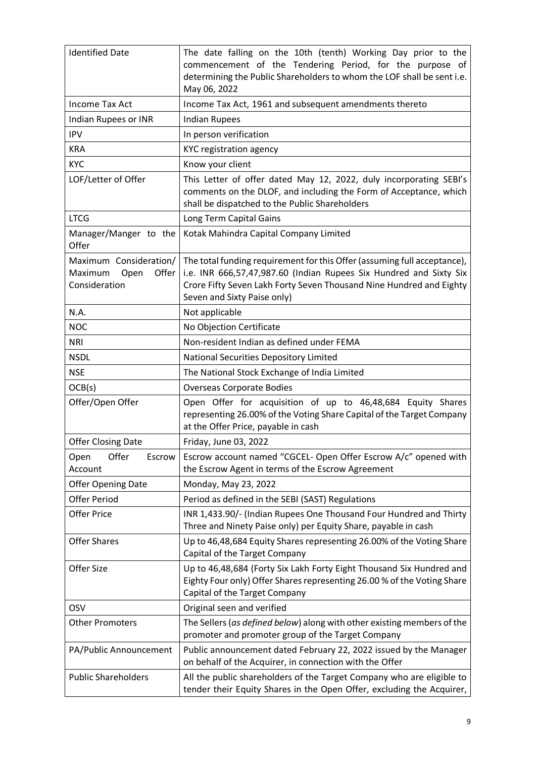| Identified Date | The date falling on the 10th (tenth) Working Day prior to the commencement of the Tendering Period, for the purpose of determining the Public Shareholders to whom the LOF shall be sent i.e. May 06, 2022 |
|---|---|
| Income Tax Act | Income Tax Act, 1961 and subsequent amendments thereto |
| Indian Rupees or INR | Indian Rupees |
| IPV | In person verification |
| KRA | KYC registration agency |
| KYC | Know your client |
| LOF/Letter of Offer | This Letter of offer dated May 12, 2022, duly incorporating SEBI's comments on the DLOF, and including the Form of Acceptance, which shall be dispatched to the Public Shareholders |
| LTCG | Long Term Capital Gains |
| Manager/Manger to the Offer | Kotak Mahindra Capital Company Limited |
| Maximum Consideration/ Maximum Open Offer Consideration | The total funding requirement for this Offer (assuming full acceptance), i.e. INR 666,57,47,987.60 (Indian Rupees Six Hundred and Sixty Six Crore Fifty Seven Lakh Forty Seven Thousand Nine Hundred and Eighty Seven and Sixty Paise only) |
| N.A. | Not applicable |
| NOC | No Objection Certificate |
| NRI | Non-resident Indian as defined under FEMA |
| NSDL | National Securities Depository Limited |
| NSE | The National Stock Exchange of India Limited |
| OCB(s) | Overseas Corporate Bodies |
| Offer/Open Offer | Open Offer for acquisition of up to 46,48,684 Equity Shares representing 26.00% of the Voting Share Capital of the Target Company at the Offer Price, payable in cash |
| Offer Closing Date | Friday, June 03, 2022 |
| Open Offer Escrow Account | Escrow account named "CGCEL- Open Offer Escrow A/c" opened with the Escrow Agent in terms of the Escrow Agreement |
| Offer Opening Date | Monday, May 23, 2022 |
| Offer Period | Period as defined in the SEBI (SAST) Regulations |
| Offer Price | INR 1,433.90/- (Indian Rupees One Thousand Four Hundred and Thirty Three and Ninety Paise only) per Equity Share, payable in cash |
| Offer Shares | Up to 46,48,684 Equity Shares representing 26.00% of the Voting Share Capital of the Target Company |
| Offer Size | Up to 46,48,684 (Forty Six Lakh Forty Eight Thousand Six Hundred and Eighty Four only) Offer Shares representing 26.00 % of the Voting Share Capital of the Target Company |
| OSV | Original seen and verified |
| Other Promoters | The Sellers (*as defined below*) along with other existing members of the promoter and promoter group of the Target Company |
| PA/Public Announcement | Public announcement dated February 22, 2022 issued by the Manager on behalf of the Acquirer, in connection with the Offer |
| Public Shareholders | All the public shareholders of the Target Company who are eligible to tender their Equity Shares in the Open Offer, excluding the Acquirer, |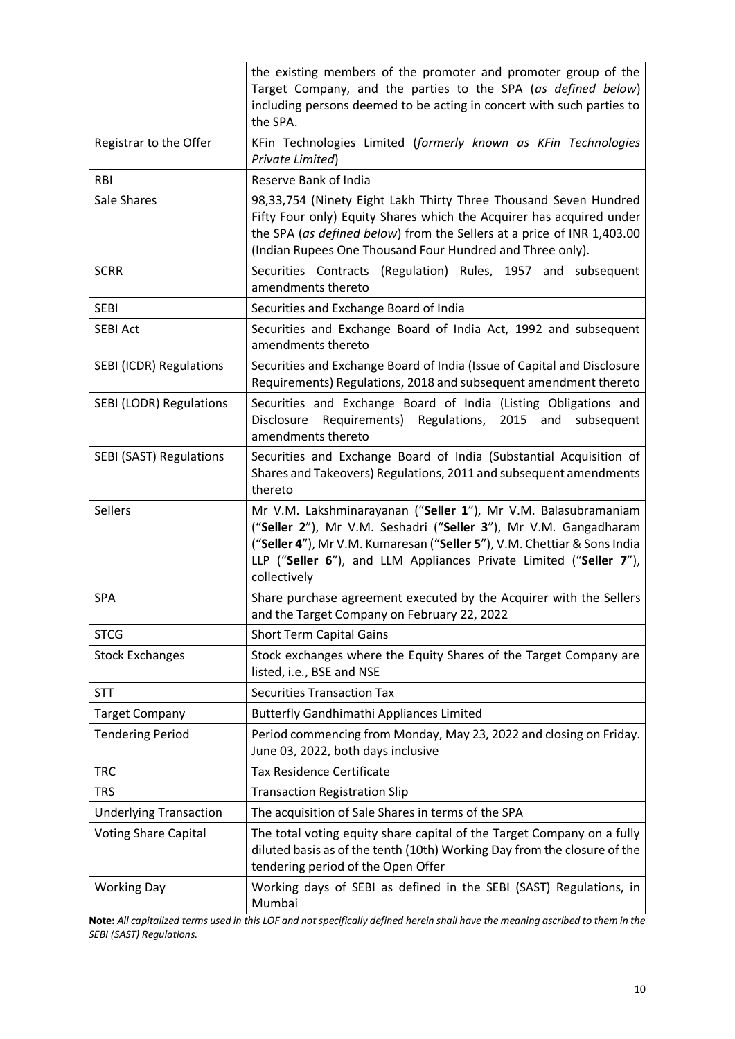| | |
|---|---|
| | the existing members of the promoter and promoter group of the Target Company, and the parties to the SPA (*as defined below*) including persons deemed to be acting in concert with such parties to the SPA. |
| Registrar to the Offer | KFin Technologies Limited (*formerly known as KFin Technologies Private Limited*) |
| RBI | Reserve Bank of India |
| Sale Shares | 98,33,754 (Ninety Eight Lakh Thirty Three Thousand Seven Hundred Fifty Four only) Equity Shares which the Acquirer has acquired under the SPA (*as defined below*) from the Sellers at a price of INR 1,403.00 (Indian Rupees One Thousand Four Hundred and Three only). |
| SCRR | Securities Contracts (Regulation) Rules, 1957 and subsequent amendments thereto |
| SEBI | Securities and Exchange Board of India |
| SEBI Act | Securities and Exchange Board of India Act, 1992 and subsequent amendments thereto |
| SEBI (ICDR) Regulations | Securities and Exchange Board of India (Issue of Capital and Disclosure Requirements) Regulations, 2018 and subsequent amendment thereto |
| SEBI (LODR) Regulations | Securities and Exchange Board of India (Listing Obligations and Disclosure Requirements) Regulations, 2015 and subsequent amendments thereto |
| SEBI (SAST) Regulations | Securities and Exchange Board of India (Substantial Acquisition of Shares and Takeovers) Regulations, 2011 and subsequent amendments thereto |
| Sellers | Mr V.M. Lakshminarayanan ("**Seller 1**"), Mr V.M. Balasubramaniam ("**Seller 2**"), Mr V.M. Seshadri ("**Seller 3**"), Mr V.M. Gangadharam ("**Seller 4**"), Mr V.M. Kumaresan ("**Seller 5**"), V.M. Chettiar & Sons India LLP ("**Seller 6**"), and LLM Appliances Private Limited ("**Seller 7**"), collectively |
| SPA | Share purchase agreement executed by the Acquirer with the Sellers and the Target Company on February 22, 2022 |
| STCG | Short Term Capital Gains |
| Stock Exchanges | Stock exchanges where the Equity Shares of the Target Company are listed, i.e., BSE and NSE |
| STT | Securities Transaction Tax |
| Target Company | Butterfly Gandhimathi Appliances Limited |
| Tendering Period | Period commencing from Monday, May 23, 2022 and closing on Friday. June 03, 2022, both days inclusive |
| TRC | Tax Residence Certificate |
| TRS | Transaction Registration Slip |
| Underlying Transaction | The acquisition of Sale Shares in terms of the SPA |
| Voting Share Capital | The total voting equity share capital of the Target Company on a fully diluted basis as of the tenth (10th) Working Day from the closure of the tendering period of the Open Offer |
| Working Day | Working days of SEBI as defined in the SEBI (SAST) Regulations, in Mumbai |

**Note:** *All capitalized terms used in this LOF and not specifically defined herein shall have the meaning ascribed to them in the SEBI (SAST) Regulations.*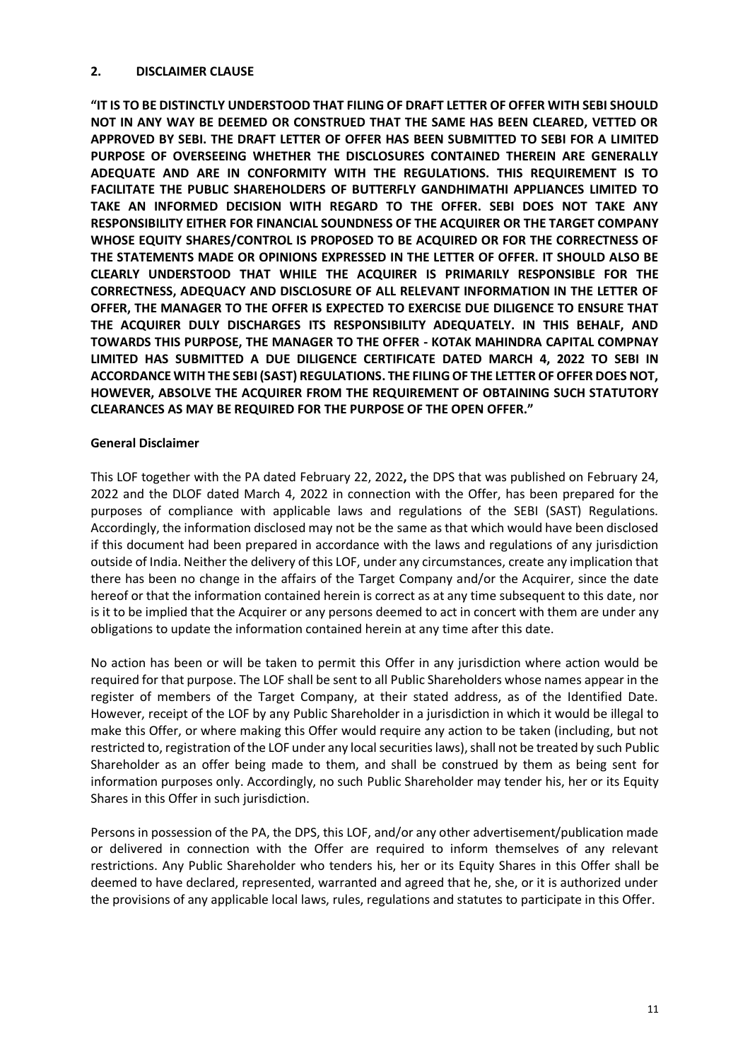## 2. DISCLAIMER CLAUSE

**"IT IS TO BE DISTINCTLY UNDERSTOOD THAT FILING OF DRAFT LETTER OF OFFER WITH SEBI SHOULD NOT IN ANY WAY BE DEEMED OR CONSTRUED THAT THE SAME HAS BEEN CLEARED, VETTED OR APPROVED BY SEBI. THE DRAFT LETTER OF OFFER HAS BEEN SUBMITTED TO SEBI FOR A LIMITED PURPOSE OF OVERSEEING WHETHER THE DISCLOSURES CONTAINED THEREIN ARE GENERALLY ADEQUATE AND ARE IN CONFORMITY WITH THE REGULATIONS. THIS REQUIREMENT IS TO FACILITATE THE PUBLIC SHAREHOLDERS OF BUTTERFLY GANDHIMATHI APPLIANCES LIMITED TO TAKE AN INFORMED DECISION WITH REGARD TO THE OFFER. SEBI DOES NOT TAKE ANY RESPONSIBILITY EITHER FOR FINANCIAL SOUNDNESS OF THE ACQUIRER OR THE TARGET COMPANY WHOSE EQUITY SHARES/CONTROL IS PROPOSED TO BE ACQUIRED OR FOR THE CORRECTNESS OF THE STATEMENTS MADE OR OPINIONS EXPRESSED IN THE LETTER OF OFFER. IT SHOULD ALSO BE CLEARLY UNDERSTOOD THAT WHILE THE ACQUIRER IS PRIMARILY RESPONSIBLE FOR THE CORRECTNESS, ADEQUACY AND DISCLOSURE OF ALL RELEVANT INFORMATION IN THE LETTER OF OFFER, THE MANAGER TO THE OFFER IS EXPECTED TO EXERCISE DUE DILIGENCE TO ENSURE THAT THE ACQUIRER DULY DISCHARGES ITS RESPONSIBILITY ADEQUATELY. IN THIS BEHALF, AND TOWARDS THIS PURPOSE, THE MANAGER TO THE OFFER - KOTAK MAHINDRA CAPITAL COMPNAY LIMITED HAS SUBMITTED A DUE DILIGENCE CERTIFICATE DATED MARCH 4, 2022 TO SEBI IN ACCORDANCE WITH THE SEBI (SAST) REGULATIONS. THE FILING OF THE LETTER OF OFFER DOES NOT, HOWEVER, ABSOLVE THE ACQUIRER FROM THE REQUIREMENT OF OBTAINING SUCH STATUTORY CLEARANCES AS MAY BE REQUIRED FOR THE PURPOSE OF THE OPEN OFFER."**

**General Disclaimer**

This LOF together with the PA dated February 22, 2022**,** the DPS that was published on February 24, 2022 and the DLOF dated March 4, 2022 in connection with the Offer, has been prepared for the purposes of compliance with applicable laws and regulations of the SEBI (SAST) Regulations. Accordingly, the information disclosed may not be the same as that which would have been disclosed if this document had been prepared in accordance with the laws and regulations of any jurisdiction outside of India. Neither the delivery of this LOF, under any circumstances, create any implication that there has been no change in the affairs of the Target Company and/or the Acquirer, since the date hereof or that the information contained herein is correct as at any time subsequent to this date, nor is it to be implied that the Acquirer or any persons deemed to act in concert with them are under any obligations to update the information contained herein at any time after this date.

No action has been or will be taken to permit this Offer in any jurisdiction where action would be required for that purpose. The LOF shall be sent to all Public Shareholders whose names appear in the register of members of the Target Company, at their stated address, as of the Identified Date. However, receipt of the LOF by any Public Shareholder in a jurisdiction in which it would be illegal to make this Offer, or where making this Offer would require any action to be taken (including, but not restricted to, registration of the LOF under any local securities laws), shall not be treated by such Public Shareholder as an offer being made to them, and shall be construed by them as being sent for information purposes only. Accordingly, no such Public Shareholder may tender his, her or its Equity Shares in this Offer in such jurisdiction.

Persons in possession of the PA, the DPS, this LOF, and/or any other advertisement/publication made or delivered in connection with the Offer are required to inform themselves of any relevant restrictions. Any Public Shareholder who tenders his, her or its Equity Shares in this Offer shall be deemed to have declared, represented, warranted and agreed that he, she, or it is authorized under the provisions of any applicable local laws, rules, regulations and statutes to participate in this Offer.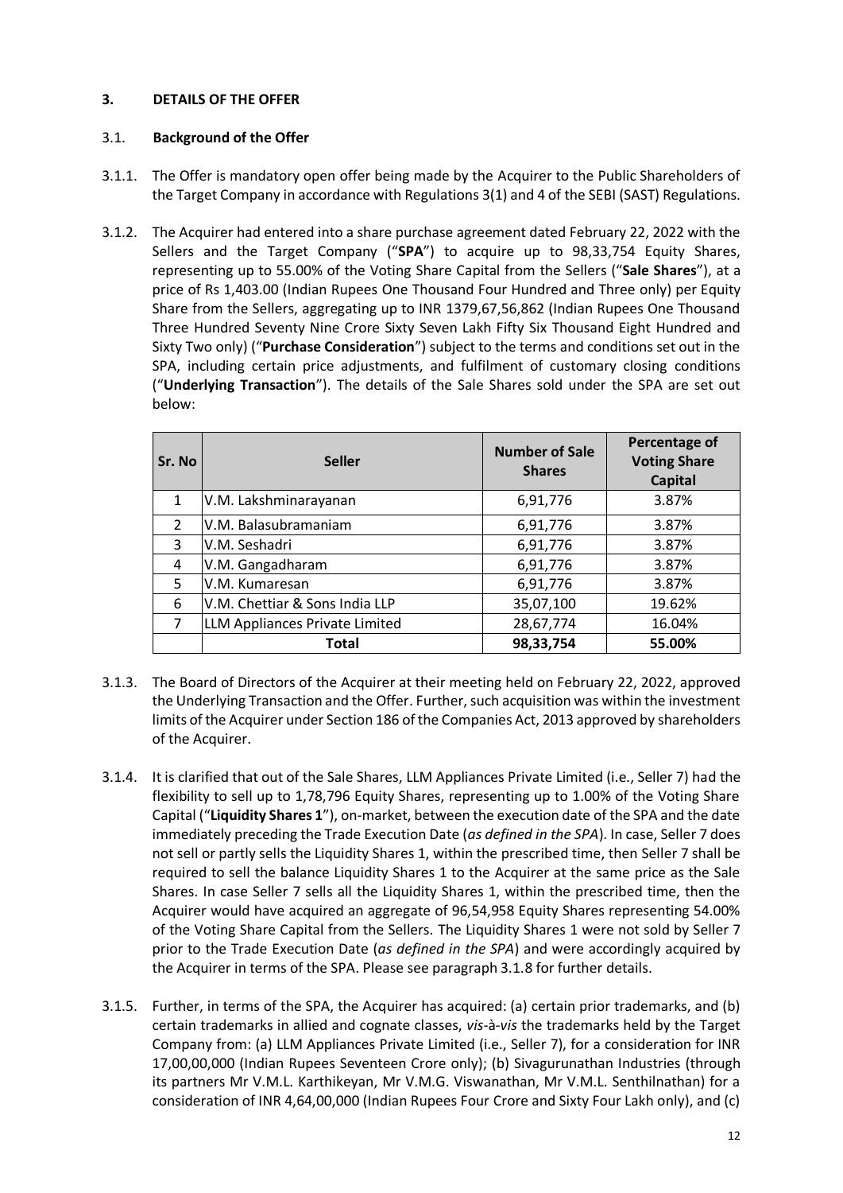## 3. DETAILS OF THE OFFER

### 3.1. Background of the Offer

3.1.1. The Offer is mandatory open offer being made by the Acquirer to the Public Shareholders of the Target Company in accordance with Regulations 3(1) and 4 of the SEBI (SAST) Regulations.

3.1.2. The Acquirer had entered into a share purchase agreement dated February 22, 2022 with the Sellers and the Target Company ("**SPA**") to acquire up to 98,33,754 Equity Shares, representing up to 55.00% of the Voting Share Capital from the Sellers ("**Sale Shares**"), at a price of Rs 1,403.00 (Indian Rupees One Thousand Four Hundred and Three only) per Equity Share from the Sellers, aggregating up to INR 1379,67,56,862 (Indian Rupees One Thousand Three Hundred Seventy Nine Crore Sixty Seven Lakh Fifty Six Thousand Eight Hundred and Sixty Two only) ("**Purchase Consideration**") subject to the terms and conditions set out in the SPA, including certain price adjustments, and fulfilment of customary closing conditions ("**Underlying Transaction**"). The details of the Sale Shares sold under the SPA are set out below:

| Sr. No | Seller | Number of Sale Shares | Percentage of Voting Share Capital |
|---|---|---|---|
| 1 | V.M. Lakshminarayanan | 6,91,776 | 3.87% |
| 2 | V.M. Balasubramaniam | 6,91,776 | 3.87% |
| 3 | V.M. Seshadri | 6,91,776 | 3.87% |
| 4 | V.M. Gangadharam | 6,91,776 | 3.87% |
| 5 | V.M. Kumaresan | 6,91,776 | 3.87% |
| 6 | V.M. Chettiar & Sons India LLP | 35,07,100 | 19.62% |
| 7 | LLM Appliances Private Limited | 28,67,774 | 16.04% |
| | **Total** | **98,33,754** | **55.00%** |

3.1.3. The Board of Directors of the Acquirer at their meeting held on February 22, 2022, approved the Underlying Transaction and the Offer. Further, such acquisition was within the investment limits of the Acquirer under Section 186 of the Companies Act, 2013 approved by shareholders of the Acquirer.

3.1.4. It is clarified that out of the Sale Shares, LLM Appliances Private Limited (i.e., Seller 7) had the flexibility to sell up to 1,78,796 Equity Shares, representing up to 1.00% of the Voting Share Capital ("**Liquidity Shares 1**"), on-market, between the execution date of the SPA and the date immediately preceding the Trade Execution Date (*as defined in the SPA*). In case, Seller 7 does not sell or partly sells the Liquidity Shares 1, within the prescribed time, then Seller 7 shall be required to sell the balance Liquidity Shares 1 to the Acquirer at the same price as the Sale Shares. In case Seller 7 sells all the Liquidity Shares 1, within the prescribed time, then the Acquirer would have acquired an aggregate of 96,54,958 Equity Shares representing 54.00% of the Voting Share Capital from the Sellers. The Liquidity Shares 1 were not sold by Seller 7 prior to the Trade Execution Date (*as defined in the SPA*) and were accordingly acquired by the Acquirer in terms of the SPA. Please see paragraph 3.1.8 for further details.

3.1.5. Further, in terms of the SPA, the Acquirer has acquired: (a) certain prior trademarks, and (b) certain trademarks in allied and cognate classes, *vis-à-vis* the trademarks held by the Target Company from: (a) LLM Appliances Private Limited (i.e., Seller 7), for a consideration for INR 17,00,00,000 (Indian Rupees Seventeen Crore only); (b) Sivagurunathan Industries (through its partners Mr V.M.L. Karthikeyan, Mr V.M.G. Viswanathan, Mr V.M.L. Senthilnathan) for a consideration of INR 4,64,00,000 (Indian Rupees Four Crore and Sixty Four Lakh only), and (c)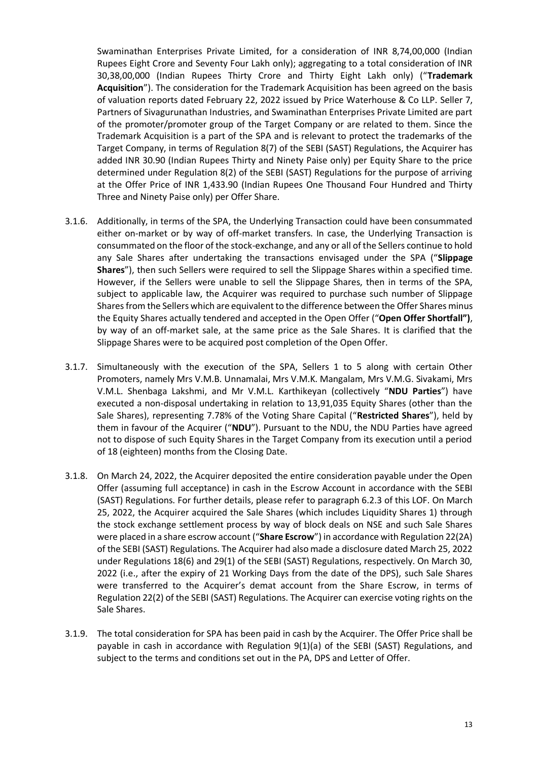Swaminathan Enterprises Private Limited, for a consideration of INR 8,74,00,000 (Indian Rupees Eight Crore and Seventy Four Lakh only); aggregating to a total consideration of INR 30,38,00,000 (Indian Rupees Thirty Crore and Thirty Eight Lakh only) ("**Trademark Acquisition**"). The consideration for the Trademark Acquisition has been agreed on the basis of valuation reports dated February 22, 2022 issued by Price Waterhouse & Co LLP. Seller 7, Partners of Sivagurunathan Industries, and Swaminathan Enterprises Private Limited are part of the promoter/promoter group of the Target Company or are related to them. Since the Trademark Acquisition is a part of the SPA and is relevant to protect the trademarks of the Target Company, in terms of Regulation 8(7) of the SEBI (SAST) Regulations, the Acquirer has added INR 30.90 (Indian Rupees Thirty and Ninety Paise only) per Equity Share to the price determined under Regulation 8(2) of the SEBI (SAST) Regulations for the purpose of arriving at the Offer Price of INR 1,433.90 (Indian Rupees One Thousand Four Hundred and Thirty Three and Ninety Paise only) per Offer Share.

3.1.6. Additionally, in terms of the SPA, the Underlying Transaction could have been consummated either on-market or by way of off-market transfers. In case, the Underlying Transaction is consummated on the floor of the stock-exchange, and any or all of the Sellers continue to hold any Sale Shares after undertaking the transactions envisaged under the SPA ("**Slippage Shares**"), then such Sellers were required to sell the Slippage Shares within a specified time. However, if the Sellers were unable to sell the Slippage Shares, then in terms of the SPA, subject to applicable law, the Acquirer was required to purchase such number of Slippage Shares from the Sellers which are equivalent to the difference between the Offer Shares minus the Equity Shares actually tendered and accepted in the Open Offer ("**Open Offer Shortfall")**, by way of an off-market sale, at the same price as the Sale Shares. It is clarified that the Slippage Shares were to be acquired post completion of the Open Offer.

3.1.7. Simultaneously with the execution of the SPA, Sellers 1 to 5 along with certain Other Promoters, namely Mrs V.M.B. Unnamalai, Mrs V.M.K. Mangalam, Mrs V.M.G. Sivakami, Mrs V.M.L. Shenbaga Lakshmi, and Mr V.M.L. Karthikeyan (collectively "**NDU Parties**") have executed a non-disposal undertaking in relation to 13,91,035 Equity Shares (other than the Sale Shares), representing 7.78% of the Voting Share Capital ("**Restricted Shares**"), held by them in favour of the Acquirer ("**NDU**"). Pursuant to the NDU, the NDU Parties have agreed not to dispose of such Equity Shares in the Target Company from its execution until a period of 18 (eighteen) months from the Closing Date.

3.1.8. On March 24, 2022, the Acquirer deposited the entire consideration payable under the Open Offer (assuming full acceptance) in cash in the Escrow Account in accordance with the SEBI (SAST) Regulations. For further details, please refer to paragraph 6.2.3 of this LOF. On March 25, 2022, the Acquirer acquired the Sale Shares (which includes Liquidity Shares 1) through the stock exchange settlement process by way of block deals on NSE and such Sale Shares were placed in a share escrow account ("**Share Escrow**") in accordance with Regulation 22(2A) of the SEBI (SAST) Regulations. The Acquirer had also made a disclosure dated March 25, 2022 under Regulations 18(6) and 29(1) of the SEBI (SAST) Regulations, respectively. On March 30, 2022 (i.e., after the expiry of 21 Working Days from the date of the DPS), such Sale Shares were transferred to the Acquirer's demat account from the Share Escrow, in terms of Regulation 22(2) of the SEBI (SAST) Regulations. The Acquirer can exercise voting rights on the Sale Shares.

3.1.9. The total consideration for SPA has been paid in cash by the Acquirer. The Offer Price shall be payable in cash in accordance with Regulation 9(1)(a) of the SEBI (SAST) Regulations, and subject to the terms and conditions set out in the PA, DPS and Letter of Offer.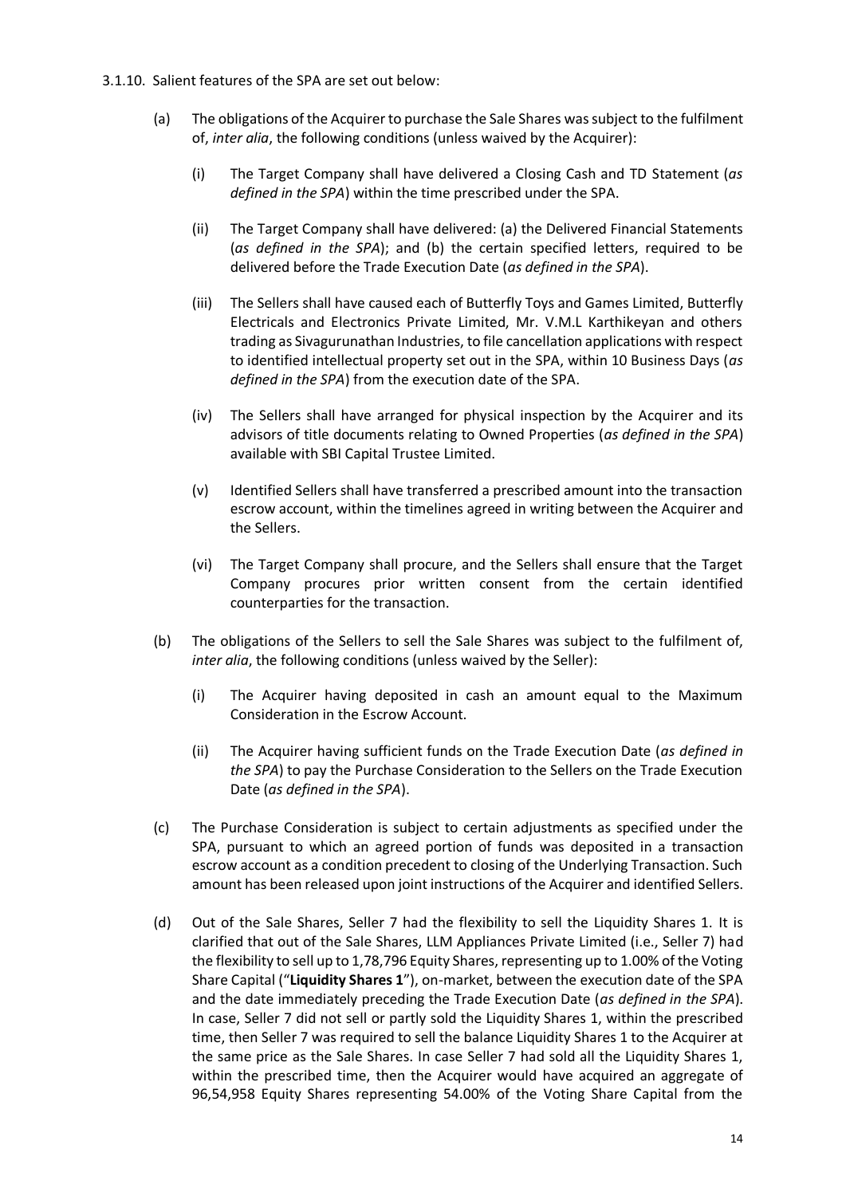3.1.10. Salient features of the SPA are set out below:

(a) The obligations of the Acquirer to purchase the Sale Shares was subject to the fulfilment of, *inter alia*, the following conditions (unless waived by the Acquirer):

(i) The Target Company shall have delivered a Closing Cash and TD Statement (*as defined in the SPA*) within the time prescribed under the SPA.

(ii) The Target Company shall have delivered: (a) the Delivered Financial Statements (*as defined in the SPA*); and (b) the certain specified letters, required to be delivered before the Trade Execution Date (*as defined in the SPA*).

(iii) The Sellers shall have caused each of Butterfly Toys and Games Limited, Butterfly Electricals and Electronics Private Limited, Mr. V.M.L Karthikeyan and others trading as Sivagurunathan Industries, to file cancellation applications with respect to identified intellectual property set out in the SPA, within 10 Business Days (*as defined in the SPA*) from the execution date of the SPA.

(iv) The Sellers shall have arranged for physical inspection by the Acquirer and its advisors of title documents relating to Owned Properties (*as defined in the SPA*) available with SBI Capital Trustee Limited.

(v) Identified Sellers shall have transferred a prescribed amount into the transaction escrow account, within the timelines agreed in writing between the Acquirer and the Sellers.

(vi) The Target Company shall procure, and the Sellers shall ensure that the Target Company procures prior written consent from the certain identified counterparties for the transaction.

(b) The obligations of the Sellers to sell the Sale Shares was subject to the fulfilment of, *inter alia*, the following conditions (unless waived by the Seller):

(i) The Acquirer having deposited in cash an amount equal to the Maximum Consideration in the Escrow Account.

(ii) The Acquirer having sufficient funds on the Trade Execution Date (*as defined in the SPA*) to pay the Purchase Consideration to the Sellers on the Trade Execution Date (*as defined in the SPA*).

(c) The Purchase Consideration is subject to certain adjustments as specified under the SPA, pursuant to which an agreed portion of funds was deposited in a transaction escrow account as a condition precedent to closing of the Underlying Transaction. Such amount has been released upon joint instructions of the Acquirer and identified Sellers.

(d) Out of the Sale Shares, Seller 7 had the flexibility to sell the Liquidity Shares 1. It is clarified that out of the Sale Shares, LLM Appliances Private Limited (i.e., Seller 7) had the flexibility to sell up to 1,78,796 Equity Shares, representing up to 1.00% of the Voting Share Capital ("**Liquidity Shares 1**"), on-market, between the execution date of the SPA and the date immediately preceding the Trade Execution Date (*as defined in the SPA*). In case, Seller 7 did not sell or partly sold the Liquidity Shares 1, within the prescribed time, then Seller 7 was required to sell the balance Liquidity Shares 1 to the Acquirer at the same price as the Sale Shares. In case Seller 7 had sold all the Liquidity Shares 1, within the prescribed time, then the Acquirer would have acquired an aggregate of 96,54,958 Equity Shares representing 54.00% of the Voting Share Capital from the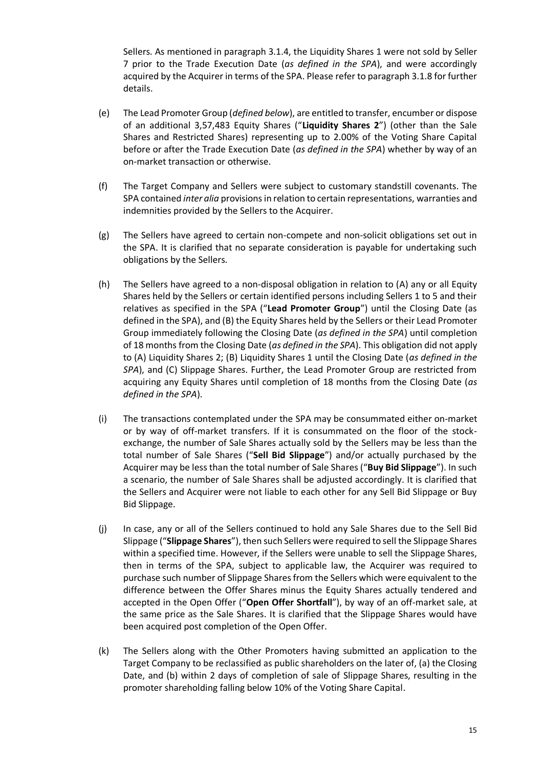Sellers. As mentioned in paragraph 3.1.4, the Liquidity Shares 1 were not sold by Seller 7 prior to the Trade Execution Date (*as defined in the SPA*), and were accordingly acquired by the Acquirer in terms of the SPA. Please refer to paragraph 3.1.8 for further details.

(e) The Lead Promoter Group (*defined below*), are entitled to transfer, encumber or dispose of an additional 3,57,483 Equity Shares ("**Liquidity Shares 2**") (other than the Sale Shares and Restricted Shares) representing up to 2.00% of the Voting Share Capital before or after the Trade Execution Date (*as defined in the SPA*) whether by way of an on-market transaction or otherwise.

(f) The Target Company and Sellers were subject to customary standstill covenants. The SPA contained *inter alia* provisions in relation to certain representations, warranties and indemnities provided by the Sellers to the Acquirer.

(g) The Sellers have agreed to certain non-compete and non-solicit obligations set out in the SPA. It is clarified that no separate consideration is payable for undertaking such obligations by the Sellers.

(h) The Sellers have agreed to a non-disposal obligation in relation to (A) any or all Equity Shares held by the Sellers or certain identified persons including Sellers 1 to 5 and their relatives as specified in the SPA ("**Lead Promoter Group**") until the Closing Date (as defined in the SPA), and (B) the Equity Shares held by the Sellers or their Lead Promoter Group immediately following the Closing Date (*as defined in the SPA*) until completion of 18 months from the Closing Date (*as defined in the SPA*). This obligation did not apply to (A) Liquidity Shares 2; (B) Liquidity Shares 1 until the Closing Date (*as defined in the SPA*), and (C) Slippage Shares. Further, the Lead Promoter Group are restricted from acquiring any Equity Shares until completion of 18 months from the Closing Date (*as defined in the SPA*).

(i) The transactions contemplated under the SPA may be consummated either on-market or by way of off-market transfers. If it is consummated on the floor of the stock-exchange, the number of Sale Shares actually sold by the Sellers may be less than the total number of Sale Shares ("**Sell Bid Slippage**") and/or actually purchased by the Acquirer may be less than the total number of Sale Shares ("**Buy Bid Slippage**"). In such a scenario, the number of Sale Shares shall be adjusted accordingly. It is clarified that the Sellers and Acquirer were not liable to each other for any Sell Bid Slippage or Buy Bid Slippage.

(j) In case, any or all of the Sellers continued to hold any Sale Shares due to the Sell Bid Slippage ("**Slippage Shares**"), then such Sellers were required to sell the Slippage Shares within a specified time. However, if the Sellers were unable to sell the Slippage Shares, then in terms of the SPA, subject to applicable law, the Acquirer was required to purchase such number of Slippage Shares from the Sellers which were equivalent to the difference between the Offer Shares minus the Equity Shares actually tendered and accepted in the Open Offer ("**Open Offer Shortfall**"), by way of an off-market sale, at the same price as the Sale Shares. It is clarified that the Slippage Shares would have been acquired post completion of the Open Offer.

(k) The Sellers along with the Other Promoters having submitted an application to the Target Company to be reclassified as public shareholders on the later of, (a) the Closing Date, and (b) within 2 days of completion of sale of Slippage Shares, resulting in the promoter shareholding falling below 10% of the Voting Share Capital.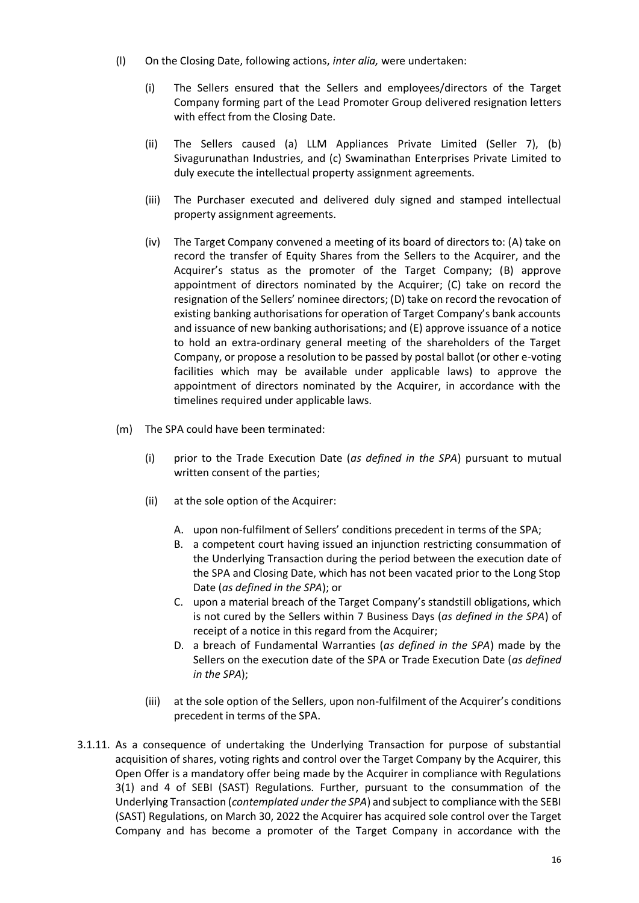(l) On the Closing Date, following actions, *inter alia,* were undertaken:

  (i) The Sellers ensured that the Sellers and employees/directors of the Target Company forming part of the Lead Promoter Group delivered resignation letters with effect from the Closing Date.

  (ii) The Sellers caused (a) LLM Appliances Private Limited (Seller 7), (b) Sivagurunathan Industries, and (c) Swaminathan Enterprises Private Limited to duly execute the intellectual property assignment agreements.

  (iii) The Purchaser executed and delivered duly signed and stamped intellectual property assignment agreements.

  (iv) The Target Company convened a meeting of its board of directors to: (A) take on record the transfer of Equity Shares from the Sellers to the Acquirer, and the Acquirer's status as the promoter of the Target Company; (B) approve appointment of directors nominated by the Acquirer; (C) take on record the resignation of the Sellers' nominee directors; (D) take on record the revocation of existing banking authorisations for operation of Target Company's bank accounts and issuance of new banking authorisations; and (E) approve issuance of a notice to hold an extra-ordinary general meeting of the shareholders of the Target Company, or propose a resolution to be passed by postal ballot (or other e-voting facilities which may be available under applicable laws) to approve the appointment of directors nominated by the Acquirer, in accordance with the timelines required under applicable laws.

(m) The SPA could have been terminated:

  (i) prior to the Trade Execution Date (*as defined in the SPA*) pursuant to mutual written consent of the parties;

  (ii) at the sole option of the Acquirer:

    A. upon non-fulfilment of Sellers' conditions precedent in terms of the SPA;
    B. a competent court having issued an injunction restricting consummation of the Underlying Transaction during the period between the execution date of the SPA and Closing Date, which has not been vacated prior to the Long Stop Date (*as defined in the SPA*); or
    C. upon a material breach of the Target Company's standstill obligations, which is not cured by the Sellers within 7 Business Days (*as defined in the SPA*) of receipt of a notice in this regard from the Acquirer;
    D. a breach of Fundamental Warranties (*as defined in the SPA*) made by the Sellers on the execution date of the SPA or Trade Execution Date (*as defined in the SPA*);

  (iii) at the sole option of the Sellers, upon non-fulfilment of the Acquirer's conditions precedent in terms of the SPA.

3.1.11. As a consequence of undertaking the Underlying Transaction for purpose of substantial acquisition of shares, voting rights and control over the Target Company by the Acquirer, this Open Offer is a mandatory offer being made by the Acquirer in compliance with Regulations 3(1) and 4 of SEBI (SAST) Regulations. Further, pursuant to the consummation of the Underlying Transaction (*contemplated under the SPA*) and subject to compliance with the SEBI (SAST) Regulations, on March 30, 2022 the Acquirer has acquired sole control over the Target Company and has become a promoter of the Target Company in accordance with the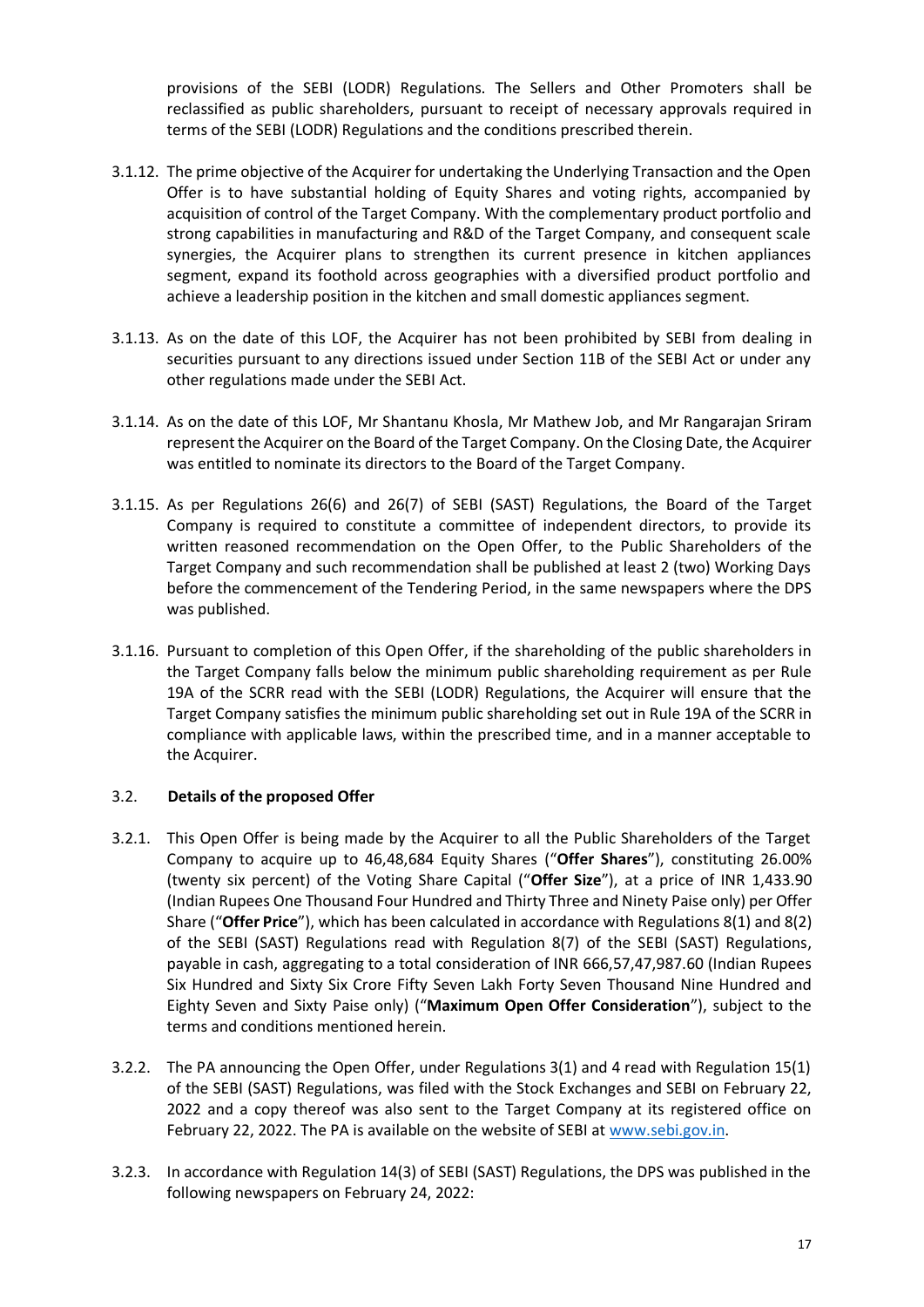provisions of the SEBI (LODR) Regulations. The Sellers and Other Promoters shall be reclassified as public shareholders, pursuant to receipt of necessary approvals required in terms of the SEBI (LODR) Regulations and the conditions prescribed therein.

3.1.12. The prime objective of the Acquirer for undertaking the Underlying Transaction and the Open Offer is to have substantial holding of Equity Shares and voting rights, accompanied by acquisition of control of the Target Company. With the complementary product portfolio and strong capabilities in manufacturing and R&D of the Target Company, and consequent scale synergies, the Acquirer plans to strengthen its current presence in kitchen appliances segment, expand its foothold across geographies with a diversified product portfolio and achieve a leadership position in the kitchen and small domestic appliances segment.

3.1.13. As on the date of this LOF, the Acquirer has not been prohibited by SEBI from dealing in securities pursuant to any directions issued under Section 11B of the SEBI Act or under any other regulations made under the SEBI Act.

3.1.14. As on the date of this LOF, Mr Shantanu Khosla, Mr Mathew Job, and Mr Rangarajan Sriram represent the Acquirer on the Board of the Target Company. On the Closing Date, the Acquirer was entitled to nominate its directors to the Board of the Target Company.

3.1.15. As per Regulations 26(6) and 26(7) of SEBI (SAST) Regulations, the Board of the Target Company is required to constitute a committee of independent directors, to provide its written reasoned recommendation on the Open Offer, to the Public Shareholders of the Target Company and such recommendation shall be published at least 2 (two) Working Days before the commencement of the Tendering Period, in the same newspapers where the DPS was published.

3.1.16. Pursuant to completion of this Open Offer, if the shareholding of the public shareholders in the Target Company falls below the minimum public shareholding requirement as per Rule 19A of the SCRR read with the SEBI (LODR) Regulations, the Acquirer will ensure that the Target Company satisfies the minimum public shareholding set out in Rule 19A of the SCRR in compliance with applicable laws, within the prescribed time, and in a manner acceptable to the Acquirer.

### 3.2. Details of the proposed Offer

3.2.1. This Open Offer is being made by the Acquirer to all the Public Shareholders of the Target Company to acquire up to 46,48,684 Equity Shares ("**Offer Shares**"), constituting 26.00% (twenty six percent) of the Voting Share Capital ("**Offer Size**"), at a price of INR 1,433.90 (Indian Rupees One Thousand Four Hundred and Thirty Three and Ninety Paise only) per Offer Share ("**Offer Price**"), which has been calculated in accordance with Regulations 8(1) and 8(2) of the SEBI (SAST) Regulations read with Regulation 8(7) of the SEBI (SAST) Regulations, payable in cash, aggregating to a total consideration of INR 666,57,47,987.60 (Indian Rupees Six Hundred and Sixty Six Crore Fifty Seven Lakh Forty Seven Thousand Nine Hundred and Eighty Seven and Sixty Paise only) ("**Maximum Open Offer Consideration**"), subject to the terms and conditions mentioned herein.

3.2.2. The PA announcing the Open Offer, under Regulations 3(1) and 4 read with Regulation 15(1) of the SEBI (SAST) Regulations, was filed with the Stock Exchanges and SEBI on February 22, 2022 and a copy thereof was also sent to the Target Company at its registered office on February 22, 2022. The PA is available on the website of SEBI at www.sebi.gov.in.

3.2.3. In accordance with Regulation 14(3) of SEBI (SAST) Regulations, the DPS was published in the following newspapers on February 24, 2022: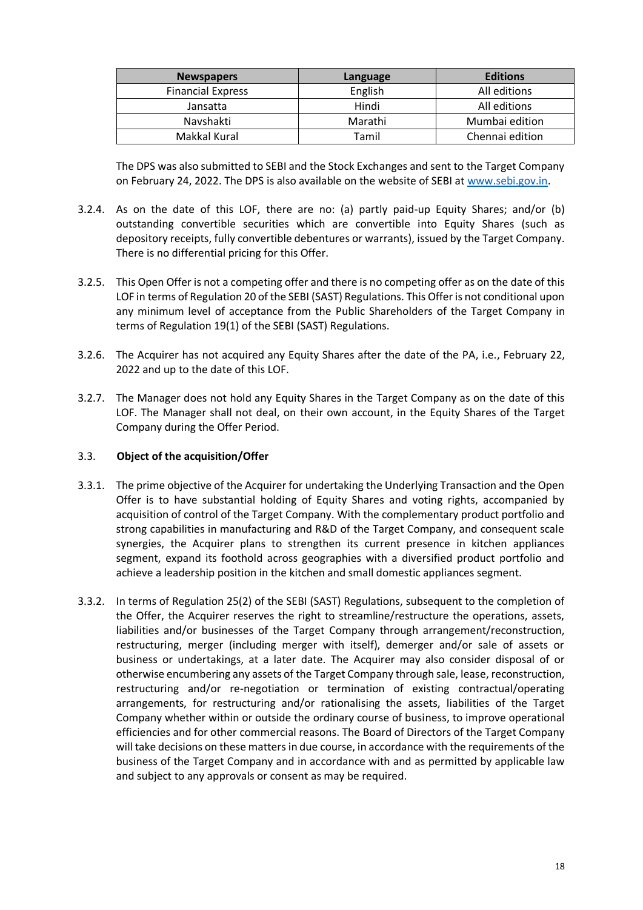| Newspapers | Language | Editions |
| --- | --- | --- |
| Financial Express | English | All editions |
| Jansatta | Hindi | All editions |
| Navshakti | Marathi | Mumbai edition |
| Makkal Kural | Tamil | Chennai edition |

The DPS was also submitted to SEBI and the Stock Exchanges and sent to the Target Company on February 24, 2022. The DPS is also available on the website of SEBI at www.sebi.gov.in.

3.2.4. As on the date of this LOF, there are no: (a) partly paid-up Equity Shares; and/or (b) outstanding convertible securities which are convertible into Equity Shares (such as depository receipts, fully convertible debentures or warrants), issued by the Target Company. There is no differential pricing for this Offer.

3.2.5. This Open Offer is not a competing offer and there is no competing offer as on the date of this LOF in terms of Regulation 20 of the SEBI (SAST) Regulations. This Offer is not conditional upon any minimum level of acceptance from the Public Shareholders of the Target Company in terms of Regulation 19(1) of the SEBI (SAST) Regulations.

3.2.6. The Acquirer has not acquired any Equity Shares after the date of the PA, i.e., February 22, 2022 and up to the date of this LOF.

3.2.7. The Manager does not hold any Equity Shares in the Target Company as on the date of this LOF. The Manager shall not deal, on their own account, in the Equity Shares of the Target Company during the Offer Period.

### 3.3. Object of the acquisition/Offer

3.3.1. The prime objective of the Acquirer for undertaking the Underlying Transaction and the Open Offer is to have substantial holding of Equity Shares and voting rights, accompanied by acquisition of control of the Target Company. With the complementary product portfolio and strong capabilities in manufacturing and R&D of the Target Company, and consequent scale synergies, the Acquirer plans to strengthen its current presence in kitchen appliances segment, expand its foothold across geographies with a diversified product portfolio and achieve a leadership position in the kitchen and small domestic appliances segment.

3.3.2. In terms of Regulation 25(2) of the SEBI (SAST) Regulations, subsequent to the completion of the Offer, the Acquirer reserves the right to streamline/restructure the operations, assets, liabilities and/or businesses of the Target Company through arrangement/reconstruction, restructuring, merger (including merger with itself), demerger and/or sale of assets or business or undertakings, at a later date. The Acquirer may also consider disposal of or otherwise encumbering any assets of the Target Company through sale, lease, reconstruction, restructuring and/or re-negotiation or termination of existing contractual/operating arrangements, for restructuring and/or rationalising the assets, liabilities of the Target Company whether within or outside the ordinary course of business, to improve operational efficiencies and for other commercial reasons. The Board of Directors of the Target Company will take decisions on these matters in due course, in accordance with the requirements of the business of the Target Company and in accordance with and as permitted by applicable law and subject to any approvals or consent as may be required.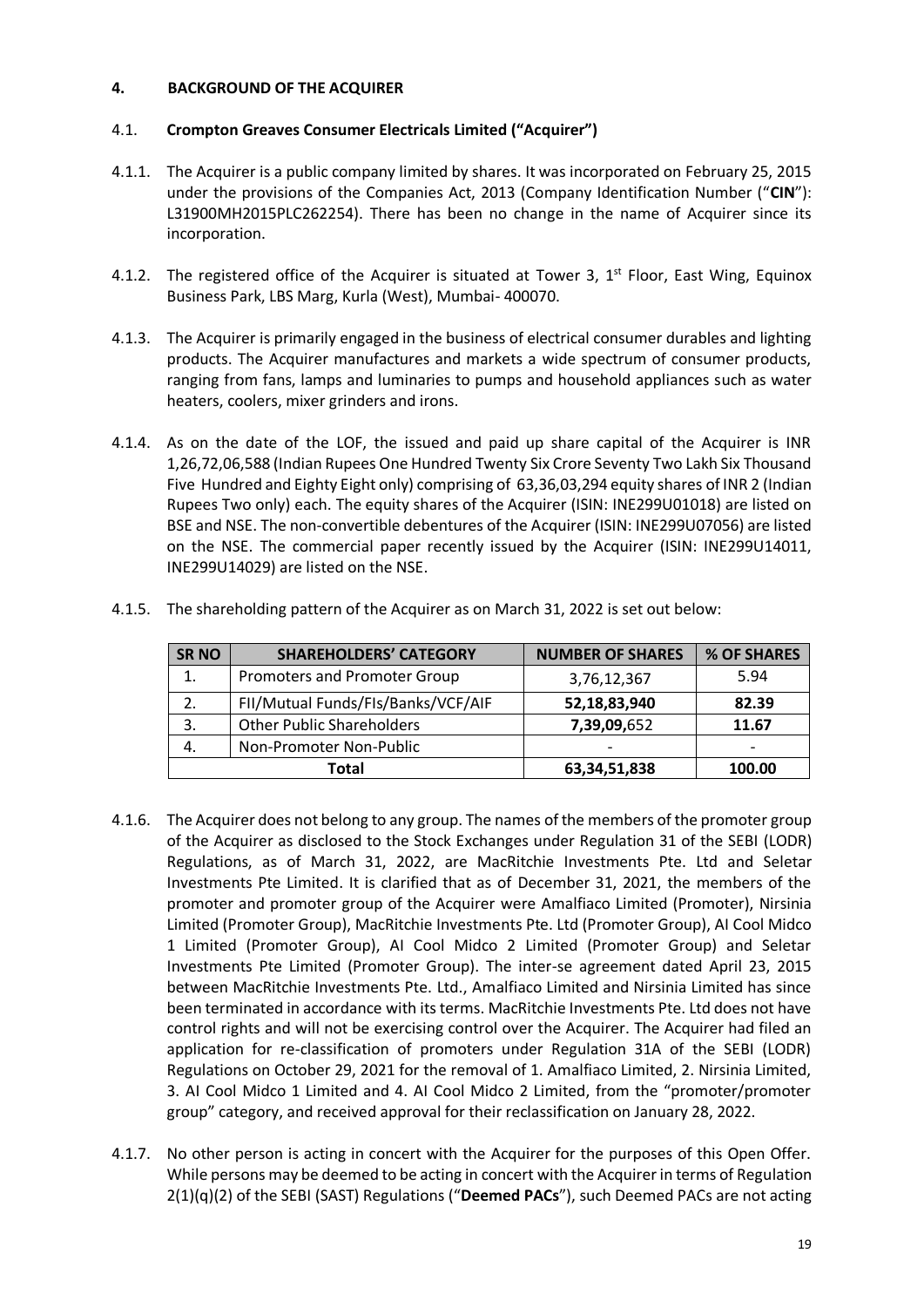## 4. BACKGROUND OF THE ACQUIRER

### 4.1. Crompton Greaves Consumer Electricals Limited ("Acquirer")

4.1.1. The Acquirer is a public company limited by shares. It was incorporated on February 25, 2015 under the provisions of the Companies Act, 2013 (Company Identification Number ("**CIN**"): L31900MH2015PLC262254). There has been no change in the name of Acquirer since its incorporation.

4.1.2. The registered office of the Acquirer is situated at Tower 3, 1st Floor, East Wing, Equinox Business Park, LBS Marg, Kurla (West), Mumbai- 400070.

4.1.3. The Acquirer is primarily engaged in the business of electrical consumer durables and lighting products. The Acquirer manufactures and markets a wide spectrum of consumer products, ranging from fans, lamps and luminaries to pumps and household appliances such as water heaters, coolers, mixer grinders and irons.

4.1.4. As on the date of the LOF, the issued and paid up share capital of the Acquirer is INR 1,26,72,06,588 (Indian Rupees One Hundred Twenty Six Crore Seventy Two Lakh Six Thousand Five Hundred and Eighty Eight only) comprising of 63,36,03,294 equity shares of INR 2 (Indian Rupees Two only) each. The equity shares of the Acquirer (ISIN: INE299U01018) are listed on BSE and NSE. The non-convertible debentures of the Acquirer (ISIN: INE299U07056) are listed on the NSE. The commercial paper recently issued by the Acquirer (ISIN: INE299U14011, INE299U14029) are listed on the NSE.

4.1.5. The shareholding pattern of the Acquirer as on March 31, 2022 is set out below:

| SR NO | SHAREHOLDERS' CATEGORY | NUMBER OF SHARES | % OF SHARES |
|---|---|---|---|
| 1. | Promoters and Promoter Group | 3,76,12,367 | 5.94 |
| 2. | FII/Mutual Funds/FIs/Banks/VCF/AIF | **52,18,83,940** | **82.39** |
| 3. | Other Public Shareholders | **7,39,09,**652 | **11.67** |
| 4. | Non-Promoter Non-Public | - | - |
| **Total** | | **63,34,51,838** | **100.00** |

4.1.6. The Acquirer does not belong to any group. The names of the members of the promoter group of the Acquirer as disclosed to the Stock Exchanges under Regulation 31 of the SEBI (LODR) Regulations, as of March 31, 2022, are MacRitchie Investments Pte. Ltd and Seletar Investments Pte Limited. It is clarified that as of December 31, 2021, the members of the promoter and promoter group of the Acquirer were Amalfiaco Limited (Promoter), Nirsinia Limited (Promoter Group), MacRitchie Investments Pte. Ltd (Promoter Group), AI Cool Midco 1 Limited (Promoter Group), AI Cool Midco 2 Limited (Promoter Group) and Seletar Investments Pte Limited (Promoter Group). The inter-se agreement dated April 23, 2015 between MacRitchie Investments Pte. Ltd., Amalfiaco Limited and Nirsinia Limited has since been terminated in accordance with its terms. MacRitchie Investments Pte. Ltd does not have control rights and will not be exercising control over the Acquirer. The Acquirer had filed an application for re-classification of promoters under Regulation 31A of the SEBI (LODR) Regulations on October 29, 2021 for the removal of 1. Amalfiaco Limited, 2. Nirsinia Limited, 3. AI Cool Midco 1 Limited and 4. AI Cool Midco 2 Limited, from the "promoter/promoter group" category, and received approval for their reclassification on January 28, 2022.

4.1.7. No other person is acting in concert with the Acquirer for the purposes of this Open Offer. While persons may be deemed to be acting in concert with the Acquirer in terms of Regulation 2(1)(q)(2) of the SEBI (SAST) Regulations ("**Deemed PACs**"), such Deemed PACs are not acting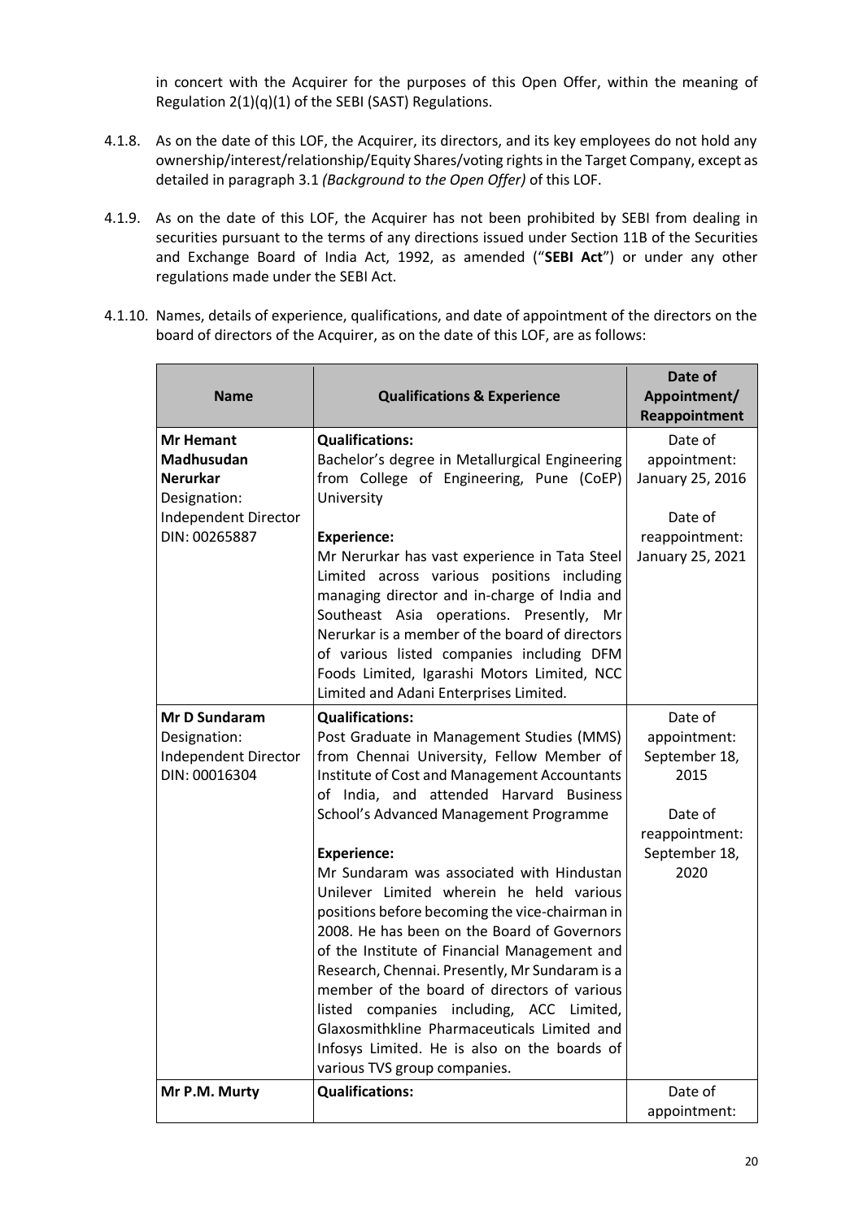in concert with the Acquirer for the purposes of this Open Offer, within the meaning of Regulation 2(1)(q)(1) of the SEBI (SAST) Regulations.

4.1.8. As on the date of this LOF, the Acquirer, its directors, and its key employees do not hold any ownership/interest/relationship/Equity Shares/voting rights in the Target Company, except as detailed in paragraph 3.1 *(Background to the Open Offer)* of this LOF.

4.1.9. As on the date of this LOF, the Acquirer has not been prohibited by SEBI from dealing in securities pursuant to the terms of any directions issued under Section 11B of the Securities and Exchange Board of India Act, 1992, as amended ("**SEBI Act**") or under any other regulations made under the SEBI Act.

4.1.10. Names, details of experience, qualifications, and date of appointment of the directors on the board of directors of the Acquirer, as on the date of this LOF, are as follows:

| Name | Qualifications & Experience | Date of Appointment/ Reappointment |
|---|---|---|
| **Mr Hemant Madhusudan Nerurkar**<br>Designation: Independent Director<br>DIN: 00265887 | **Qualifications:**<br>Bachelor's degree in Metallurgical Engineering from College of Engineering, Pune (CoEP) University<br><br>**Experience:**<br>Mr Nerurkar has vast experience in Tata Steel Limited across various positions including managing director and in-charge of India and Southeast Asia operations. Presently, Mr Nerurkar is a member of the board of directors of various listed companies including DFM Foods Limited, Igarashi Motors Limited, NCC Limited and Adani Enterprises Limited. | Date of appointment: January 25, 2016<br><br>Date of reappointment: January 25, 2021 |
| **Mr D Sundaram**<br>Designation: Independent Director<br>DIN: 00016304 | **Qualifications:**<br>Post Graduate in Management Studies (MMS) from Chennai University, Fellow Member of Institute of Cost and Management Accountants of India, and attended Harvard Business School's Advanced Management Programme<br><br>**Experience:**<br>Mr Sundaram was associated with Hindustan Unilever Limited wherein he held various positions before becoming the vice-chairman in 2008. He has been on the Board of Governors of the Institute of Financial Management and Research, Chennai. Presently, Mr Sundaram is a member of the board of directors of various listed companies including, ACC Limited, Glaxosmithkline Pharmaceuticals Limited and Infosys Limited. He is also on the boards of various TVS group companies. | Date of appointment: September 18, 2015<br><br>Date of reappointment: September 18, 2020 |
| **Mr P.M. Murty** | **Qualifications:** | Date of appointment: |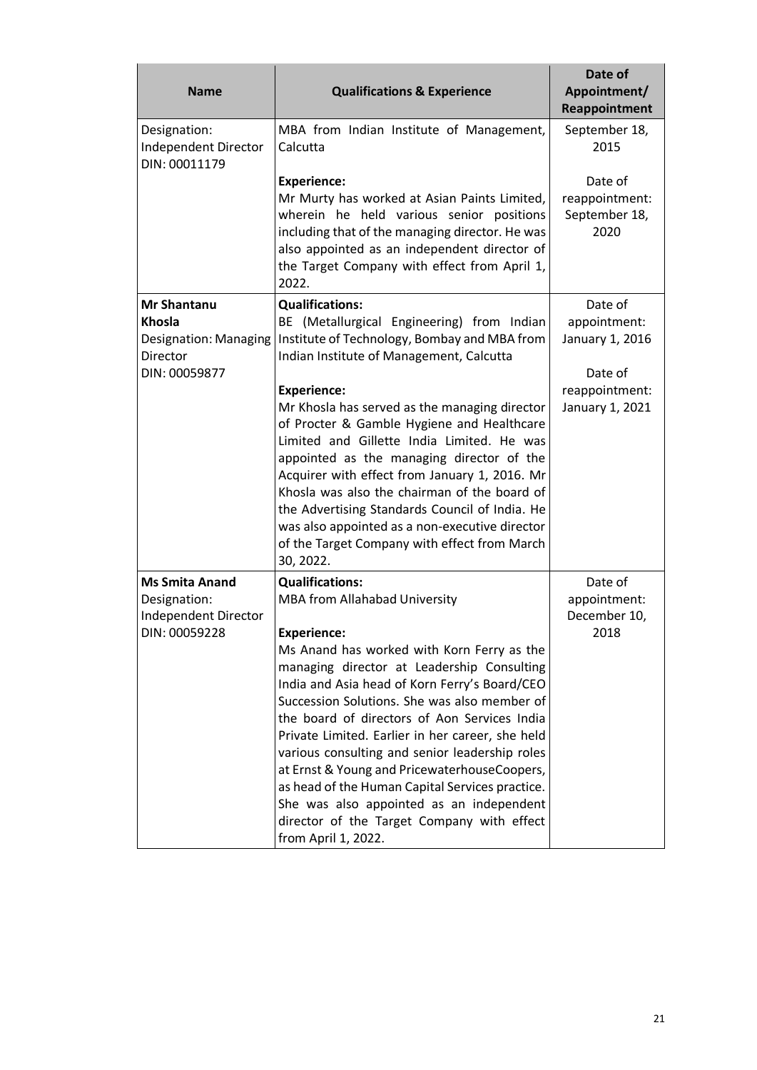| Name | Qualifications & Experience | Date of Appointment/ Reappointment |
|---|---|---|
| Designation: Independent Director<br>DIN: 00011179 | MBA from Indian Institute of Management, Calcutta<br><br>**Experience:**<br>Mr Murty has worked at Asian Paints Limited, wherein he held various senior positions including that of the managing director. He was also appointed as an independent director of the Target Company with effect from April 1, 2022. | September 18, 2015<br><br>Date of reappointment: September 18, 2020 |
| **Mr Shantanu Khosla**<br>Designation: Managing Director<br>DIN: 00059877 | **Qualifications:**<br>BE (Metallurgical Engineering) from Indian Institute of Technology, Bombay and MBA from Indian Institute of Management, Calcutta<br><br>**Experience:**<br>Mr Khosla has served as the managing director of Procter & Gamble Hygiene and Healthcare Limited and Gillette India Limited. He was appointed as the managing director of the Acquirer with effect from January 1, 2016. Mr Khosla was also the chairman of the board of the Advertising Standards Council of India. He was also appointed as a non-executive director of the Target Company with effect from March 30, 2022. | Date of appointment: January 1, 2016<br><br>Date of reappointment: January 1, 2021 |
| **Ms Smita Anand**<br>Designation: Independent Director<br>DIN: 00059228 | **Qualifications:**<br>MBA from Allahabad University<br><br>**Experience:**<br>Ms Anand has worked with Korn Ferry as the managing director at Leadership Consulting India and Asia head of Korn Ferry's Board/CEO Succession Solutions. She was also member of the board of directors of Aon Services India Private Limited. Earlier in her career, she held various consulting and senior leadership roles at Ernst & Young and PricewaterhouseCoopers, as head of the Human Capital Services practice. She was also appointed as an independent director of the Target Company with effect from April 1, 2022. | Date of appointment: December 10, 2018 |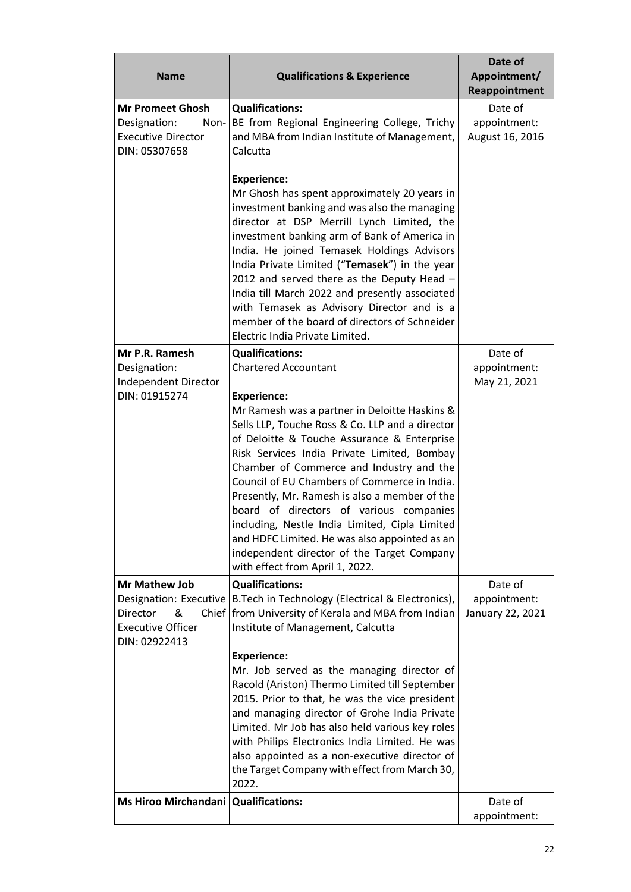| Name | Qualifications & Experience | Date of Appointment/ Reappointment |
|---|---|---|
| **Mr Promeet Ghosh**<br>Designation: Non-Executive Director<br>DIN: 05307658 | **Qualifications:**<br>BE from Regional Engineering College, Trichy and MBA from Indian Institute of Management, Calcutta<br><br>**Experience:**<br>Mr Ghosh has spent approximately 20 years in investment banking and was also the managing director at DSP Merrill Lynch Limited, the investment banking arm of Bank of America in India. He joined Temasek Holdings Advisors India Private Limited ("**Temasek**") in the year 2012 and served there as the Deputy Head – India till March 2022 and presently associated with Temasek as Advisory Director and is a member of the board of directors of Schneider Electric India Private Limited. | Date of appointment: August 16, 2016 |
| **Mr P.R. Ramesh**<br>Designation: Independent Director<br>DIN: 01915274 | **Qualifications:**<br>Chartered Accountant<br><br>**Experience:**<br>Mr Ramesh was a partner in Deloitte Haskins & Sells LLP, Touche Ross & Co. LLP and a director of Deloitte & Touche Assurance & Enterprise Risk Services India Private Limited, Bombay Chamber of Commerce and Industry and the Council of EU Chambers of Commerce in India. Presently, Mr. Ramesh is also a member of the board of directors of various companies including, Nestle India Limited, Cipla Limited and HDFC Limited. He was also appointed as an independent director of the Target Company with effect from April 1, 2022. | Date of appointment: May 21, 2021 |
| **Mr Mathew Job**<br>Designation: Executive Director & Chief Executive Officer<br>DIN: 02922413 | **Qualifications:**<br>B.Tech in Technology (Electrical & Electronics), from University of Kerala and MBA from Indian Institute of Management, Calcutta<br><br>**Experience:**<br>Mr. Job served as the managing director of Racold (Ariston) Thermo Limited till September 2015. Prior to that, he was the vice president and managing director of Grohe India Private Limited. Mr Job has also held various key roles with Philips Electronics India Limited. He was also appointed as a non-executive director of the Target Company with effect from March 30, 2022. | Date of appointment: January 22, 2021 |
| **Ms Hiroo Mirchandani** | **Qualifications:** | Date of appointment: |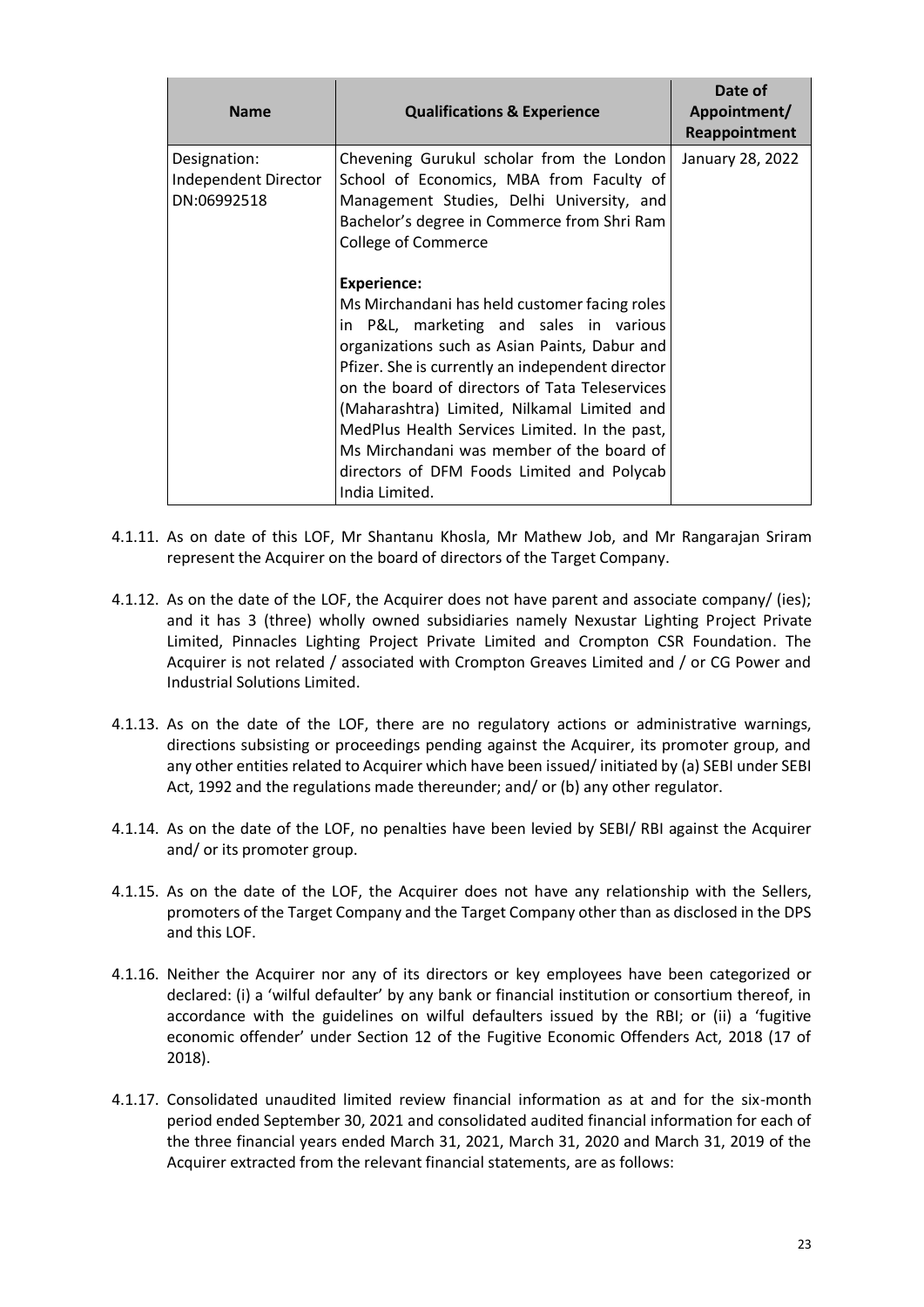| Name | Qualifications & Experience | Date of Appointment/ Reappointment |
|---|---|---|
| Designation: Independent Director DN:06992518 | Chevening Gurukul scholar from the London School of Economics, MBA from Faculty of Management Studies, Delhi University, and Bachelor's degree in Commerce from Shri Ram College of Commerce<br><br>**Experience:**<br>Ms Mirchandani has held customer facing roles in P&L, marketing and sales in various organizations such as Asian Paints, Dabur and Pfizer. She is currently an independent director on the board of directors of Tata Teleservices (Maharashtra) Limited, Nilkamal Limited and MedPlus Health Services Limited. In the past, Ms Mirchandani was member of the board of directors of DFM Foods Limited and Polycab India Limited. | January 28, 2022 |

4.1.11. As on date of this LOF, Mr Shantanu Khosla, Mr Mathew Job, and Mr Rangarajan Sriram represent the Acquirer on the board of directors of the Target Company.

4.1.12. As on the date of the LOF, the Acquirer does not have parent and associate company/ (ies); and it has 3 (three) wholly owned subsidiaries namely Nexustar Lighting Project Private Limited, Pinnacles Lighting Project Private Limited and Crompton CSR Foundation. The Acquirer is not related / associated with Crompton Greaves Limited and / or CG Power and Industrial Solutions Limited.

4.1.13. As on the date of the LOF, there are no regulatory actions or administrative warnings, directions subsisting or proceedings pending against the Acquirer, its promoter group, and any other entities related to Acquirer which have been issued/ initiated by (a) SEBI under SEBI Act, 1992 and the regulations made thereunder; and/ or (b) any other regulator.

4.1.14. As on the date of the LOF, no penalties have been levied by SEBI/ RBI against the Acquirer and/ or its promoter group.

4.1.15. As on the date of the LOF, the Acquirer does not have any relationship with the Sellers, promoters of the Target Company and the Target Company other than as disclosed in the DPS and this LOF.

4.1.16. Neither the Acquirer nor any of its directors or key employees have been categorized or declared: (i) a 'wilful defaulter' by any bank or financial institution or consortium thereof, in accordance with the guidelines on wilful defaulters issued by the RBI; or (ii) a 'fugitive economic offender' under Section 12 of the Fugitive Economic Offenders Act, 2018 (17 of 2018).

4.1.17. Consolidated unaudited limited review financial information as at and for the six-month period ended September 30, 2021 and consolidated audited financial information for each of the three financial years ended March 31, 2021, March 31, 2020 and March 31, 2019 of the Acquirer extracted from the relevant financial statements, are as follows: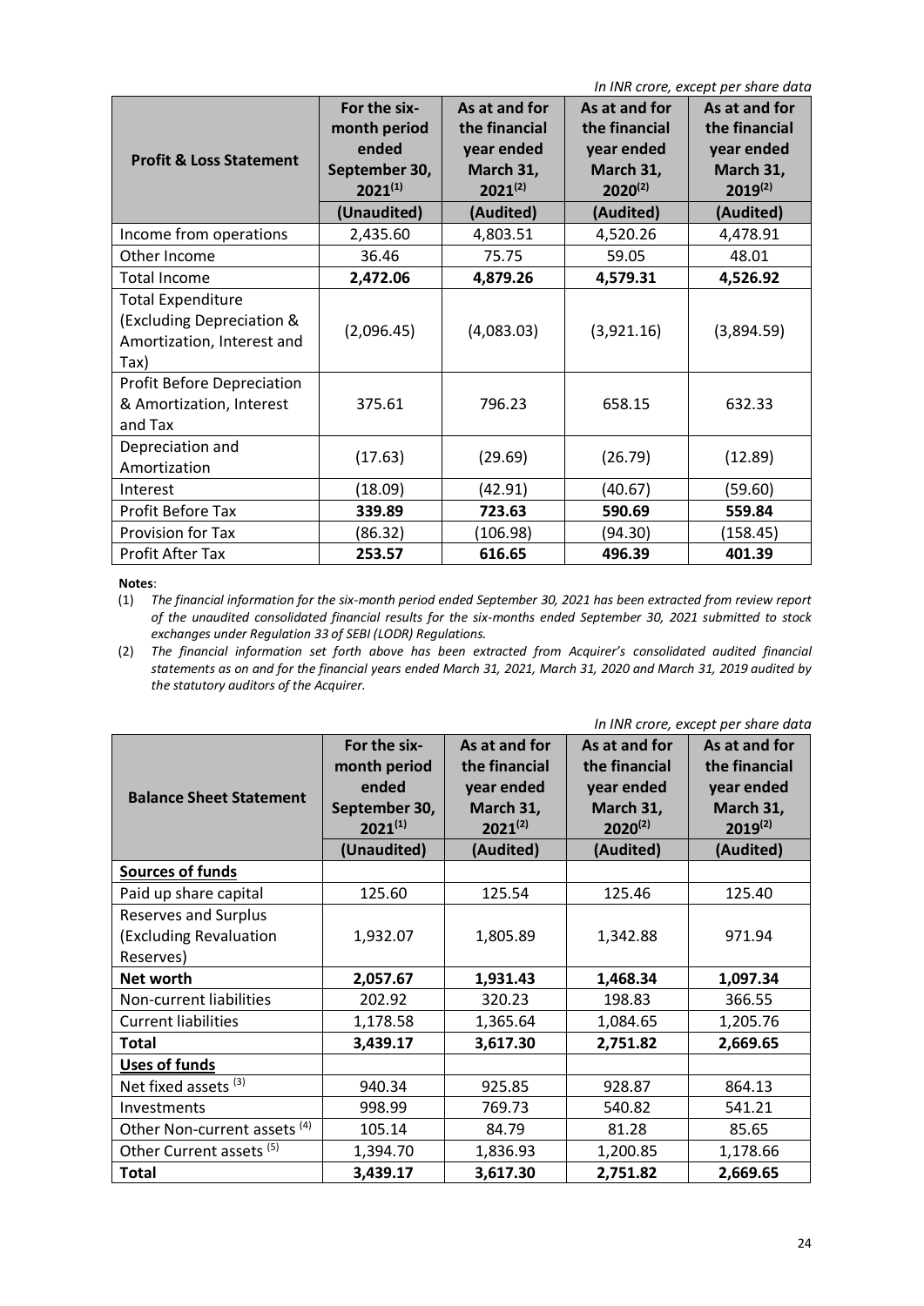*In INR crore, except per share data*

| Profit & Loss Statement | For the six-month period ended September 30, 2021[(1)] | As at and for the financial year ended March 31, 2021[(2)] | As at and for the financial year ended March 31, 2020[(2)] | As at and for the financial year ended March 31, 2019[(2)] |
|---|---|---|---|---|
| | **(Unaudited)** | **(Audited)** | **(Audited)** | **(Audited)** |
| Income from operations | 2,435.60 | 4,803.51 | 4,520.26 | 4,478.91 |
| Other Income | 36.46 | 75.75 | 59.05 | 48.01 |
| Total Income | **2,472.06** | **4,879.26** | **4,579.31** | **4,526.92** |
| Total Expenditure (Excluding Depreciation & Amortization, Interest and Tax) | (2,096.45) | (4,083.03) | (3,921.16) | (3,894.59) |
| Profit Before Depreciation & Amortization, Interest and Tax | 375.61 | 796.23 | 658.15 | 632.33 |
| Depreciation and Amortization | (17.63) | (29.69) | (26.79) | (12.89) |
| Interest | (18.09) | (42.91) | (40.67) | (59.60) |
| Profit Before Tax | **339.89** | **723.63** | **590.69** | **559.84** |
| Provision for Tax | (86.32) | (106.98) | (94.30) | (158.45) |
| Profit After Tax | **253.57** | **616.65** | **496.39** | **401.39** |

**Notes**:

(1) *The financial information for the six-month period ended September 30, 2021 has been extracted from review report of the unaudited consolidated financial results for the six-months ended September 30, 2021 submitted to stock exchanges under Regulation 33 of SEBI (LODR) Regulations.*

(2) *The financial information set forth above has been extracted from Acquirer's consolidated audited financial statements as on and for the financial years ended March 31, 2021, March 31, 2020 and March 31, 2019 audited by the statutory auditors of the Acquirer.*

*In INR crore, except per share data*

| Balance Sheet Statement | For the six-month period ended September 30, 2021[(1)] | As at and for the financial year ended March 31, 2021[(2)] | As at and for the financial year ended March 31, 2020[(2)] | As at and for the financial year ended March 31, 2019[(2)] |
|---|---|---|---|---|
| | **(Unaudited)** | **(Audited)** | **(Audited)** | **(Audited)** |
| **Sources of funds** | | | | |
| Paid up share capital | 125.60 | 125.54 | 125.46 | 125.40 |
| Reserves and Surplus (Excluding Revaluation Reserves) | 1,932.07 | 1,805.89 | 1,342.88 | 971.94 |
| **Net worth** | **2,057.67** | **1,931.43** | **1,468.34** | **1,097.34** |
| Non-current liabilities | 202.92 | 320.23 | 198.83 | 366.55 |
| Current liabilities | 1,178.58 | 1,365.64 | 1,084.65 | 1,205.76 |
| **Total** | **3,439.17** | **3,617.30** | **2,751.82** | **2,669.65** |
| **Uses of funds** | | | | |
| Net fixed assets [(3)] | 940.34 | 925.85 | 928.87 | 864.13 |
| Investments | 998.99 | 769.73 | 540.82 | 541.21 |
| Other Non-current assets [(4)] | 105.14 | 84.79 | 81.28 | 85.65 |
| Other Current assets [(5)] | 1,394.70 | 1,836.93 | 1,200.85 | 1,178.66 |
| **Total** | **3,439.17** | **3,617.30** | **2,751.82** | **2,669.65** |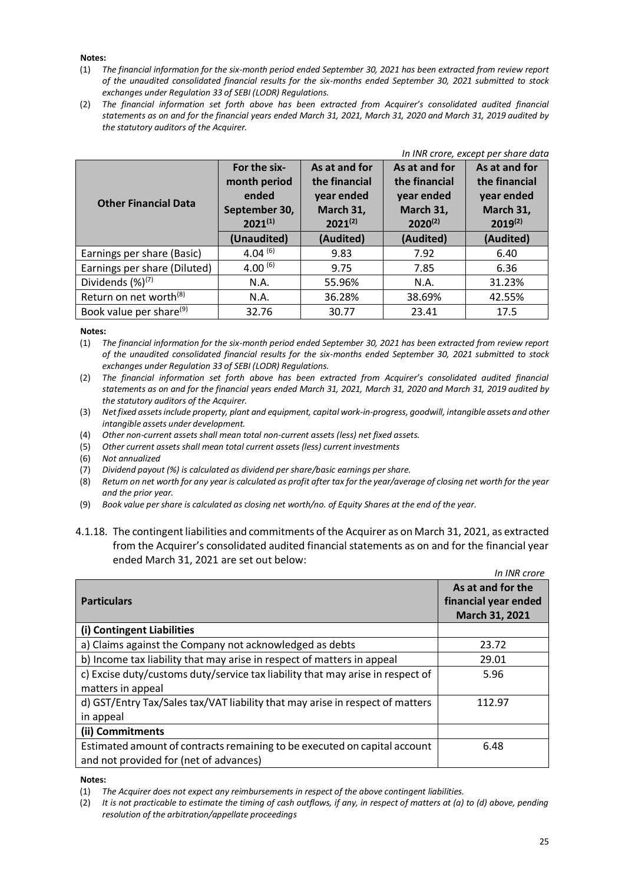**Notes:**

(1) *The financial information for the six-month period ended September 30, 2021 has been extracted from review report of the unaudited consolidated financial results for the six-months ended September 30, 2021 submitted to stock exchanges under Regulation 33 of SEBI (LODR) Regulations.*

(2) *The financial information set forth above has been extracted from Acquirer's consolidated audited financial statements as on and for the financial years ended March 31, 2021, March 31, 2020 and March 31, 2019 audited by the statutory auditors of the Acquirer.*

*In INR crore, except per share data*

| Other Financial Data | For the six-month period ended September 30, 2021[(1)] | As at and for the financial year ended March 31, 2021[(2)] | As at and for the financial year ended March 31, 2020[(2)] | As at and for the financial year ended March 31, 2019[(2)] |
|---|---|---|---|---|
| | (Unaudited) | (Audited) | (Audited) | (Audited) |
| Earnings per share (Basic) | 4.04 [(6)] | 9.83 | 7.92 | 6.40 |
| Earnings per share (Diluted) | 4.00 [(6)] | 9.75 | 7.85 | 6.36 |
| Dividends (%)[(7)] | N.A. | 55.96% | N.A. | 31.23% |
| Return on net worth[(8)] | N.A. | 36.28% | 38.69% | 42.55% |
| Book value per share[(9)] | 32.76 | 30.77 | 23.41 | 17.5 |

**Notes:**

(1) *The financial information for the six-month period ended September 30, 2021 has been extracted from review report of the unaudited consolidated financial results for the six-months ended September 30, 2021 submitted to stock exchanges under Regulation 33 of SEBI (LODR) Regulations.*

(2) *The financial information set forth above has been extracted from Acquirer's consolidated audited financial statements as on and for the financial years ended March 31, 2021, March 31, 2020 and March 31, 2019 audited by the statutory auditors of the Acquirer.*

(3) *Net fixed assets include property, plant and equipment, capital work-in-progress, goodwill, intangible assets and other intangible assets under development.*

(4) *Other non-current assets shall mean total non-current assets (less) net fixed assets.*

(5) *Other current assets shall mean total current assets (less) current investments*

(6) *Not annualized*

(7) *Dividend payout (%) is calculated as dividend per share/basic earnings per share.*

(8) *Return on net worth for any year is calculated as profit after tax for the year/average of closing net worth for the year and the prior year.*

(9) *Book value per share is calculated as closing net worth/no. of Equity Shares at the end of the year.*

4.1.18. The contingent liabilities and commitments of the Acquirer as on March 31, 2021, as extracted from the Acquirer's consolidated audited financial statements as on and for the financial year ended March 31, 2021 are set out below:

*In INR crore*

| Particulars | As at and for the financial year ended March 31, 2021 |
|---|---|
| **(i) Contingent Liabilities** | |
| a) Claims against the Company not acknowledged as debts | 23.72 |
| b) Income tax liability that may arise in respect of matters in appeal | 29.01 |
| c) Excise duty/customs duty/service tax liability that may arise in respect of matters in appeal | 5.96 |
| d) GST/Entry Tax/Sales tax/VAT liability that may arise in respect of matters in appeal | 112.97 |
| **(ii) Commitments** | |
| Estimated amount of contracts remaining to be executed on capital account and not provided for (net of advances) | 6.48 |

**Notes:**

(1) *The Acquirer does not expect any reimbursements in respect of the above contingent liabilities.*

(2) *It is not practicable to estimate the timing of cash outflows, if any, in respect of matters at (a) to (d) above, pending resolution of the arbitration/appellate proceedings*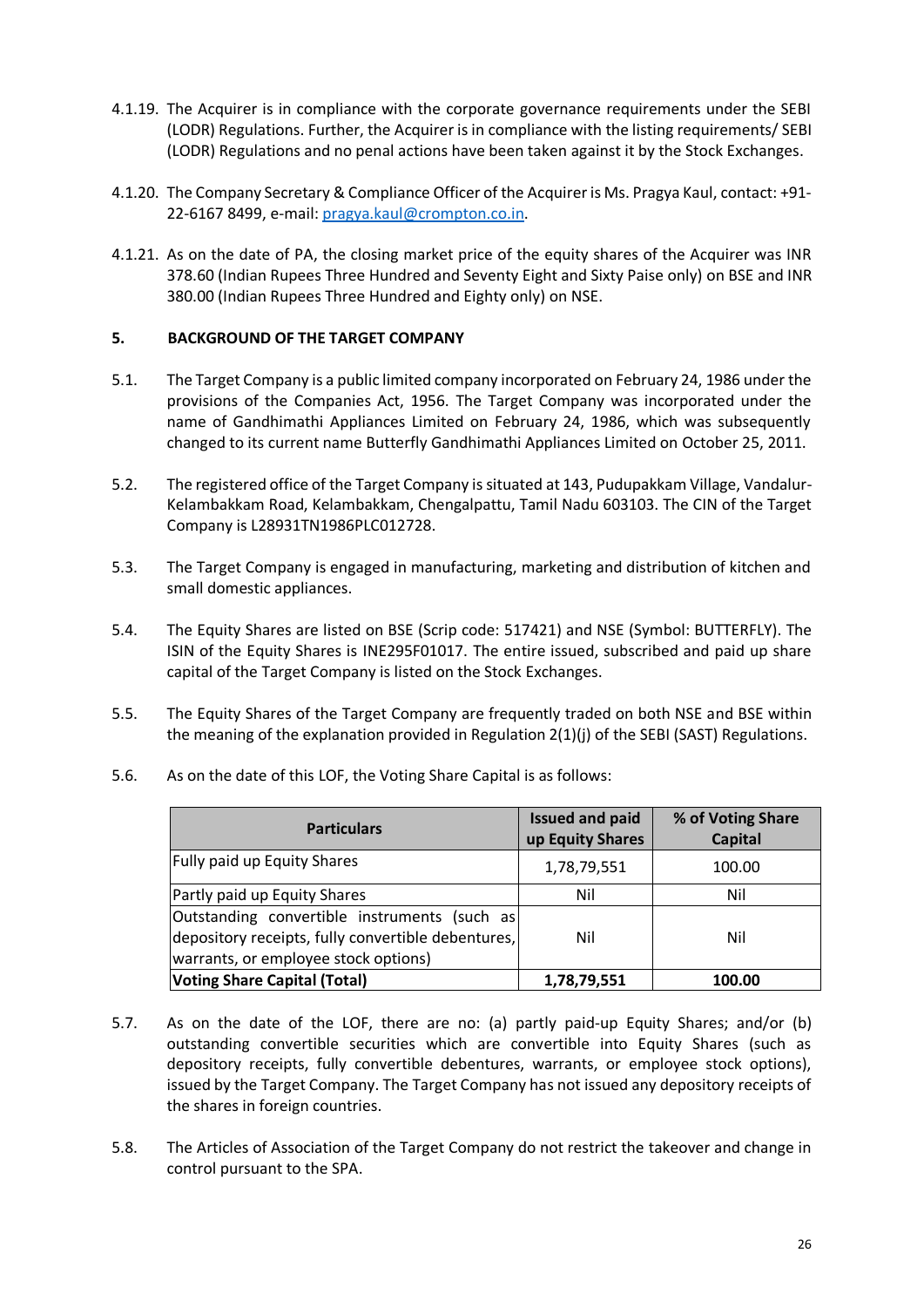4.1.19. The Acquirer is in compliance with the corporate governance requirements under the SEBI (LODR) Regulations. Further, the Acquirer is in compliance with the listing requirements/ SEBI (LODR) Regulations and no penal actions have been taken against it by the Stock Exchanges.

4.1.20. The Company Secretary & Compliance Officer of the Acquirer is Ms. Pragya Kaul, contact: +91-22-6167 8499, e-mail: pragya.kaul@crompton.co.in.

4.1.21. As on the date of PA, the closing market price of the equity shares of the Acquirer was INR 378.60 (Indian Rupees Three Hundred and Seventy Eight and Sixty Paise only) on BSE and INR 380.00 (Indian Rupees Three Hundred and Eighty only) on NSE.

## 5. BACKGROUND OF THE TARGET COMPANY

5.1. The Target Company is a public limited company incorporated on February 24, 1986 under the provisions of the Companies Act, 1956. The Target Company was incorporated under the name of Gandhimathi Appliances Limited on February 24, 1986, which was subsequently changed to its current name Butterfly Gandhimathi Appliances Limited on October 25, 2011.

5.2. The registered office of the Target Company is situated at 143, Pudupakkam Village, Vandalur-Kelambakkam Road, Kelambakkam, Chengalpattu, Tamil Nadu 603103. The CIN of the Target Company is L28931TN1986PLC012728.

5.3. The Target Company is engaged in manufacturing, marketing and distribution of kitchen and small domestic appliances.

5.4. The Equity Shares are listed on BSE (Scrip code: 517421) and NSE (Symbol: BUTTERFLY). The ISIN of the Equity Shares is INE295F01017. The entire issued, subscribed and paid up share capital of the Target Company is listed on the Stock Exchanges.

5.5. The Equity Shares of the Target Company are frequently traded on both NSE and BSE within the meaning of the explanation provided in Regulation 2(1)(j) of the SEBI (SAST) Regulations.

5.6. As on the date of this LOF, the Voting Share Capital is as follows:

| Particulars | Issued and paid up Equity Shares | % of Voting Share Capital |
|---|---|---|
| Fully paid up Equity Shares | 1,78,79,551 | 100.00 |
| Partly paid up Equity Shares | Nil | Nil |
| Outstanding convertible instruments (such as depository receipts, fully convertible debentures, warrants, or employee stock options) | Nil | Nil |
| **Voting Share Capital (Total)** | **1,78,79,551** | **100.00** |

5.7. As on the date of the LOF, there are no: (a) partly paid-up Equity Shares; and/or (b) outstanding convertible securities which are convertible into Equity Shares (such as depository receipts, fully convertible debentures, warrants, or employee stock options), issued by the Target Company. The Target Company has not issued any depository receipts of the shares in foreign countries.

5.8. The Articles of Association of the Target Company do not restrict the takeover and change in control pursuant to the SPA.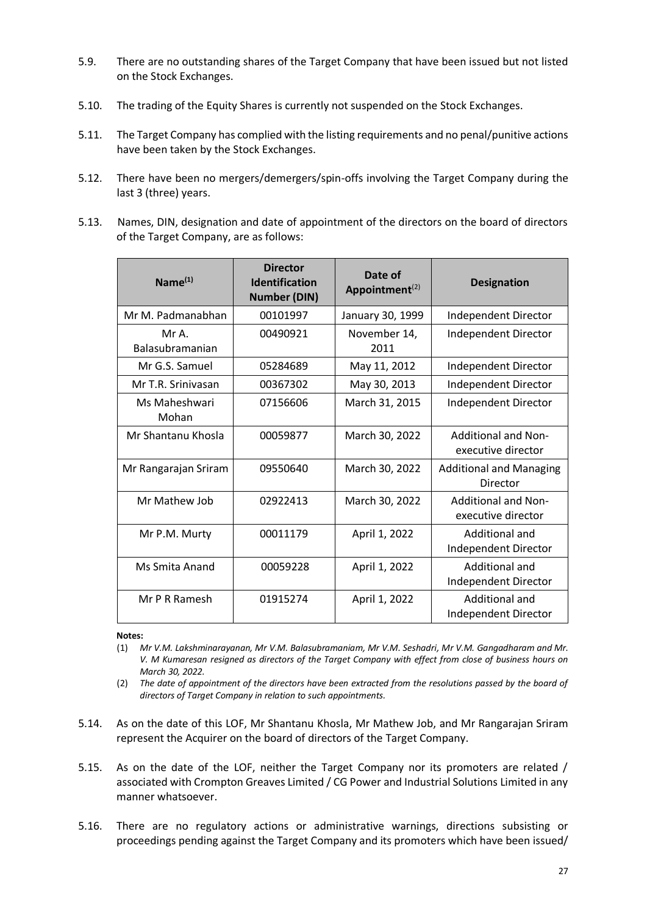5.9. There are no outstanding shares of the Target Company that have been issued but not listed on the Stock Exchanges.

5.10. The trading of the Equity Shares is currently not suspended on the Stock Exchanges.

5.11. The Target Company has complied with the listing requirements and no penal/punitive actions have been taken by the Stock Exchanges.

5.12. There have been no mergers/demergers/spin-offs involving the Target Company during the last 3 (three) years.

5.13. Names, DIN, designation and date of appointment of the directors on the board of directors of the Target Company, are as follows:

| Name[(1)] | Director Identification Number (DIN) | Date of Appointment[(2)] | Designation |
|---|---|---|---|
| Mr M. Padmanabhan | 00101997 | January 30, 1999 | Independent Director |
| Mr A. Balasubramanian | 00490921 | November 14, 2011 | Independent Director |
| Mr G.S. Samuel | 05284689 | May 11, 2012 | Independent Director |
| Mr T.R. Srinivasan | 00367302 | May 30, 2013 | Independent Director |
| Ms Maheshwari Mohan | 07156606 | March 31, 2015 | Independent Director |
| Mr Shantanu Khosla | 00059877 | March 30, 2022 | Additional and Non-executive director |
| Mr Rangarajan Sriram | 09550640 | March 30, 2022 | Additional and Managing Director |
| Mr Mathew Job | 02922413 | March 30, 2022 | Additional and Non-executive director |
| Mr P.M. Murty | 00011179 | April 1, 2022 | Additional and Independent Director |
| Ms Smita Anand | 00059228 | April 1, 2022 | Additional and Independent Director |
| Mr P R Ramesh | 01915274 | April 1, 2022 | Additional and Independent Director |

**Notes:**

(1) *Mr V.M. Lakshminarayanan, Mr V.M. Balasubramaniam, Mr V.M. Seshadri, Mr V.M. Gangadharam and Mr. V. M Kumaresan resigned as directors of the Target Company with effect from close of business hours on March 30, 2022.*

(2) *The date of appointment of the directors have been extracted from the resolutions passed by the board of directors of Target Company in relation to such appointments.*

5.14. As on the date of this LOF, Mr Shantanu Khosla, Mr Mathew Job, and Mr Rangarajan Sriram represent the Acquirer on the board of directors of the Target Company.

5.15. As on the date of the LOF, neither the Target Company nor its promoters are related / associated with Crompton Greaves Limited / CG Power and Industrial Solutions Limited in any manner whatsoever.

5.16. There are no regulatory actions or administrative warnings, directions subsisting or proceedings pending against the Target Company and its promoters which have been issued/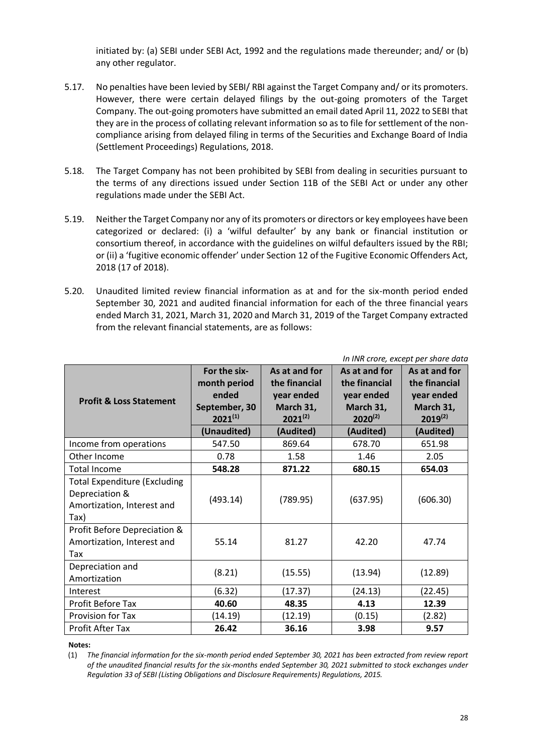initiated by: (a) SEBI under SEBI Act, 1992 and the regulations made thereunder; and/ or (b) any other regulator.

5.17. No penalties have been levied by SEBI/ RBI against the Target Company and/ or its promoters. However, there were certain delayed filings by the out-going promoters of the Target Company. The out-going promoters have submitted an email dated April 11, 2022 to SEBI that they are in the process of collating relevant information so as to file for settlement of the non-compliance arising from delayed filing in terms of the Securities and Exchange Board of India (Settlement Proceedings) Regulations, 2018.

5.18. The Target Company has not been prohibited by SEBI from dealing in securities pursuant to the terms of any directions issued under Section 11B of the SEBI Act or under any other regulations made under the SEBI Act.

5.19. Neither the Target Company nor any of its promoters or directors or key employees have been categorized or declared: (i) a 'wilful defaulter' by any bank or financial institution or consortium thereof, in accordance with the guidelines on wilful defaulters issued by the RBI; or (ii) a 'fugitive economic offender' under Section 12 of the Fugitive Economic Offenders Act, 2018 (17 of 2018).

5.20. Unaudited limited review financial information as at and for the six-month period ended September 30, 2021 and audited financial information for each of the three financial years ended March 31, 2021, March 31, 2020 and March 31, 2019 of the Target Company extracted from the relevant financial statements, are as follows:

*In INR crore, except per share data*

| Profit & Loss Statement | For the six-month period ended September, 30 2021[1] | As at and for the financial year ended March 31, 2021[2] | As at and for the financial year ended March 31, 2020[2] | As at and for the financial year ended March 31, 2019[2] |
|---|---|---|---|---|
| | **(Unaudited)** | **(Audited)** | **(Audited)** | **(Audited)** |
| Income from operations | 547.50 | 869.64 | 678.70 | 651.98 |
| Other Income | 0.78 | 1.58 | 1.46 | 2.05 |
| Total Income | **548.28** | **871.22** | **680.15** | **654.03** |
| Total Expenditure (Excluding Depreciation & Amortization, Interest and Tax) | (493.14) | (789.95) | (637.95) | (606.30) |
| Profit Before Depreciation & Amortization, Interest and Tax | 55.14 | 81.27 | 42.20 | 47.74 |
| Depreciation and Amortization | (8.21) | (15.55) | (13.94) | (12.89) |
| Interest | (6.32) | (17.37) | (24.13) | (22.45) |
| Profit Before Tax | **40.60** | **48.35** | **4.13** | **12.39** |
| Provision for Tax | (14.19) | (12.19) | (0.15) | (2.82) |
| Profit After Tax | **26.42** | **36.16** | **3.98** | **9.57** |

**Notes:**

(1) *The financial information for the six-month period ended September 30, 2021 has been extracted from review report of the unaudited financial results for the six-months ended September 30, 2021 submitted to stock exchanges under Regulation 33 of SEBI (Listing Obligations and Disclosure Requirements) Regulations, 2015.*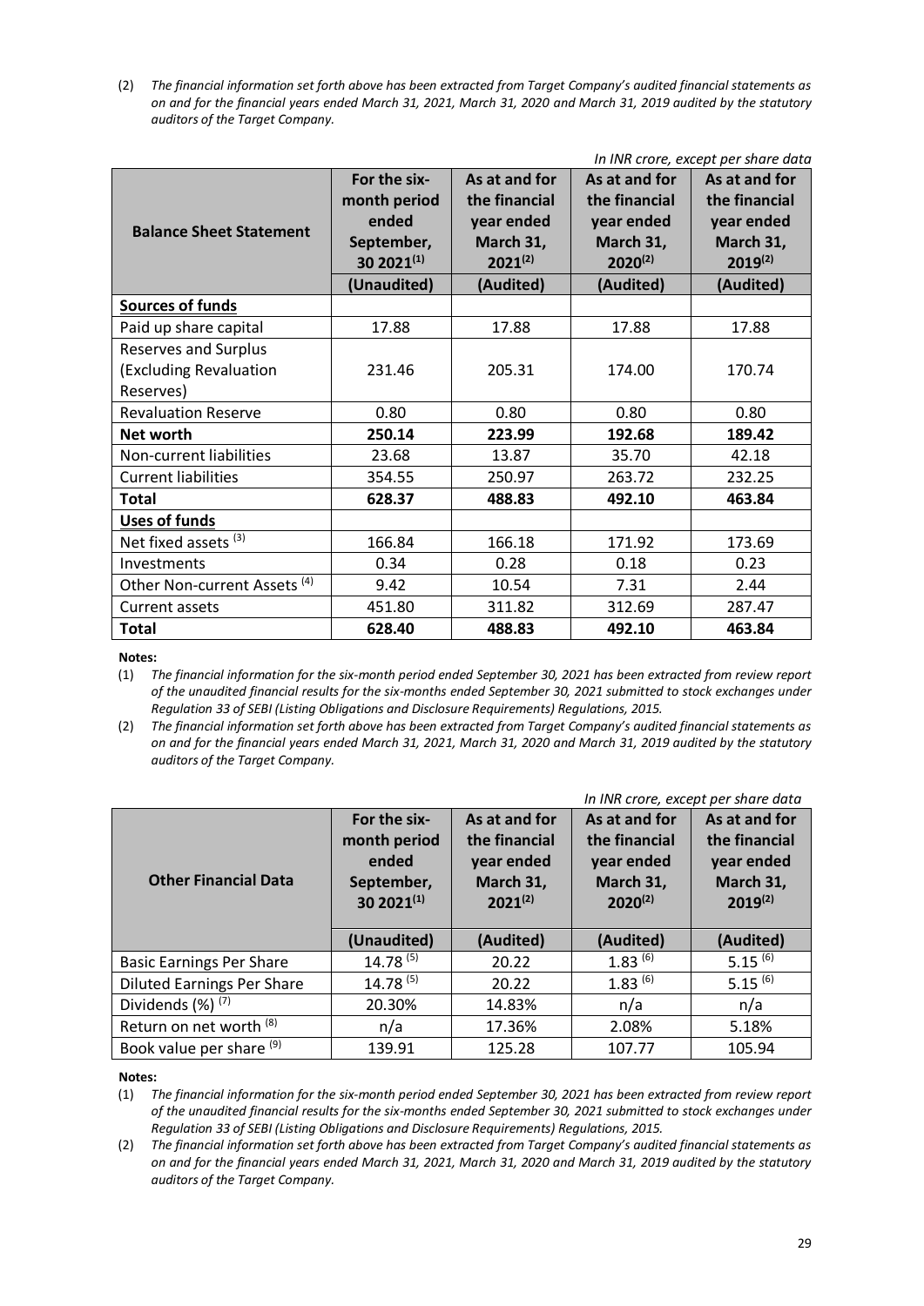(2) *The financial information set forth above has been extracted from Target Company's audited financial statements as on and for the financial years ended March 31, 2021, March 31, 2020 and March 31, 2019 audited by the statutory auditors of the Target Company.*

*In INR crore, except per share data*

| Balance Sheet Statement | For the six-month period ended September, 30 2021[(1)] | As at and for the financial year ended March 31, 2021[(2)] | As at and for the financial year ended March 31, 2020[(2)] | As at and for the financial year ended March 31, 2019[(2)] |
|---|---|---|---|---|
| | (Unaudited) | (Audited) | (Audited) | (Audited) |
| **Sources of funds** | | | | |
| Paid up share capital | 17.88 | 17.88 | 17.88 | 17.88 |
| Reserves and Surplus (Excluding Revaluation Reserves) | 231.46 | 205.31 | 174.00 | 170.74 |
| Revaluation Reserve | 0.80 | 0.80 | 0.80 | 0.80 |
| **Net worth** | **250.14** | **223.99** | **192.68** | **189.42** |
| Non-current liabilities | 23.68 | 13.87 | 35.70 | 42.18 |
| Current liabilities | 354.55 | 250.97 | 263.72 | 232.25 |
| **Total** | **628.37** | **488.83** | **492.10** | **463.84** |
| **Uses of funds** | | | | |
| Net fixed assets [(3)] | 166.84 | 166.18 | 171.92 | 173.69 |
| Investments | 0.34 | 0.28 | 0.18 | 0.23 |
| Other Non-current Assets [(4)] | 9.42 | 10.54 | 7.31 | 2.44 |
| Current assets | 451.80 | 311.82 | 312.69 | 287.47 |
| **Total** | **628.40** | **488.83** | **492.10** | **463.84** |

**Notes:**

(1) *The financial information for the six-month period ended September 30, 2021 has been extracted from review report of the unaudited financial results for the six-months ended September 30, 2021 submitted to stock exchanges under Regulation 33 of SEBI (Listing Obligations and Disclosure Requirements) Regulations, 2015.*

(2) *The financial information set forth above has been extracted from Target Company's audited financial statements as on and for the financial years ended March 31, 2021, March 31, 2020 and March 31, 2019 audited by the statutory auditors of the Target Company.*

*In INR crore, except per share data*

| Other Financial Data | For the six-month period ended September, 30 2021[(1)] | As at and for the financial year ended March 31, 2021[(2)] | As at and for the financial year ended March 31, 2020[(2)] | As at and for the financial year ended March 31, 2019[(2)] |
|---|---|---|---|---|
| | (Unaudited) | (Audited) | (Audited) | (Audited) |
| Basic Earnings Per Share | 14.78 [(5)] | 20.22 | 1.83 [(6)] | 5.15 [(6)] |
| Diluted Earnings Per Share | 14.78 [(5)] | 20.22 | 1.83 [(6)] | 5.15 [(6)] |
| Dividends (%) [(7)] | 20.30% | 14.83% | n/a | n/a |
| Return on net worth [(8)] | n/a | 17.36% | 2.08% | 5.18% |
| Book value per share [(9)] | 139.91 | 125.28 | 107.77 | 105.94 |

**Notes:**

(1) *The financial information for the six-month period ended September 30, 2021 has been extracted from review report of the unaudited financial results for the six-months ended September 30, 2021 submitted to stock exchanges under Regulation 33 of SEBI (Listing Obligations and Disclosure Requirements) Regulations, 2015.*

(2) *The financial information set forth above has been extracted from Target Company's audited financial statements as on and for the financial years ended March 31, 2021, March 31, 2020 and March 31, 2019 audited by the statutory auditors of the Target Company.*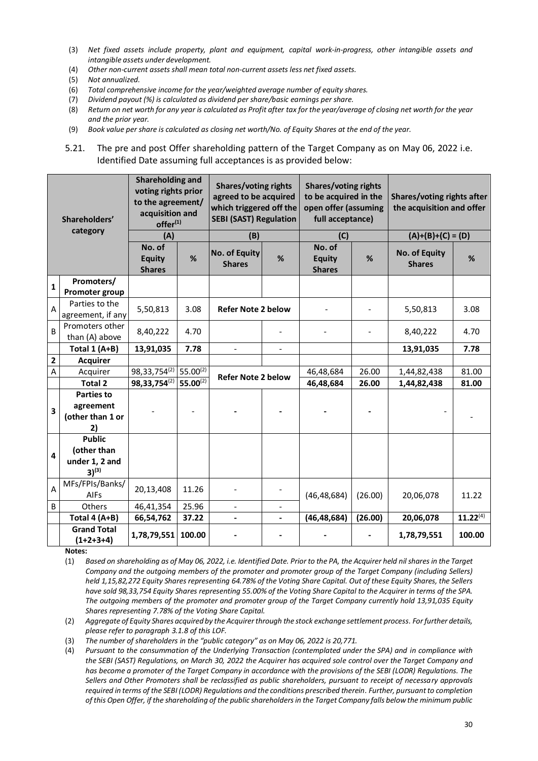(3) *Net fixed assets include property, plant and equipment, capital work-in-progress, other intangible assets and intangible assets under development.*

(4) *Other non-current assets shall mean total non-current assets less net fixed assets.*

(5) *Not annualized.*

(6) *Total comprehensive income for the year/weighted average number of equity shares.*

(7) *Dividend payout (%) is calculated as dividend per share/basic earnings per share.*

(8) *Return on net worth for any year is calculated as Profit after tax for the year/average of closing net worth for the year and the prior year.*

(9) *Book value per share is calculated as closing net worth/No. of Equity Shares at the end of the year.*

5.21. The pre and post Offer shareholding pattern of the Target Company as on May 06, 2022 i.e. Identified Date assuming full acceptances is as provided below:

| | Shareholders' category | Shareholding and voting rights prior to the agreement/ acquisition and offer[1] (A) | | Shares/voting rights agreed to be acquired which triggered off the SEBI (SAST) Regulation (B) | | Shares/voting rights to be acquired in the open offer (assuming full acceptance) (C) | | Shares/voting rights after the acquisition and offer (A)+(B)+(C) = (D) | |
|---|---|---|---|---|---|---|---|---|---|
| | | No. of Equity Shares | % | No. of Equity Shares | % | No. of Equity Shares | % | No. of Equity Shares | % |
| **1** | **Promoters/ Promoter group** | | | | | | | | |
| A | Parties to the agreement, if any | 5,50,813 | 3.08 | **Refer Note 2 below** | | - | - | 5,50,813 | 3.08 |
| B | Promoters other than (A) above | 8,40,222 | 4.70 | | - | - | - | 8,40,222 | 4.70 |
| | **Total 1 (A+B)** | **13,91,035** | **7.78** | - | - | | | **13,91,035** | **7.78** |
| **2** | **Acquirer** | | | | | | | | |
| A | Acquirer | 98,33,754[2] | 55.00[2] | **Refer Note 2 below** | | 46,48,684 | 26.00 | 1,44,82,438 | 81.00 |
| | **Total 2** | **98,33,754[2]** | **55.00[2]** | | | **46,48,684** | **26.00** | **1,44,82,438** | **81.00** |
| **3** | **Parties to agreement (other than 1 or 2)** | - | - | **-** | **-** | **-** | **-** | - | - |
| **4** | **Public (other than under 1, 2 and 3)[3]** | | | | | | | | |
| A | MFs/FPIs/Banks/ AIFs | 20,13,408 | 11.26 | - | - | (46,48,684) | (26.00) | 20,06,078 | 11.22 |
| B | Others | 46,41,354 | 25.96 | - | - | | | | |
| | **Total 4 (A+B)** | **66,54,762** | **37.22** | **-** | **-** | **(46,48,684)** | **(26.00)** | **20,06,078** | **11.22[4]** |
| | **Grand Total (1+2+3+4)** | **1,78,79,551** | **100.00** | **-** | **-** | **-** | **-** | **1,78,79,551** | **100.00** |

**Notes:**

(1) *Based on shareholding as of May 06, 2022, i.e. Identified Date. Prior to the PA, the Acquirer held nil shares in the Target Company and the outgoing members of the promoter and promoter group of the Target Company (including Sellers) held 1,15,82,272 Equity Shares representing 64.78% of the Voting Share Capital. Out of these Equity Shares, the Sellers have sold 98,33,754 Equity Shares representing 55.00% of the Voting Share Capital to the Acquirer in terms of the SPA. The outgoing members of the promoter and promoter group of the Target Company currently hold 13,91,035 Equity Shares representing 7.78% of the Voting Share Capital.*

(2) *Aggregate of Equity Shares acquired by the Acquirer through the stock exchange settlement process. For further details, please refer to paragraph 3.1.8 of this LOF.*

(3) *The number of shareholders in the "public category" as on May 06, 2022 is 20,771.*

(4) *Pursuant to the consummation of the Underlying Transaction (contemplated under the SPA) and in compliance with the SEBI (SAST) Regulations, on March 30, 2022 the Acquirer has acquired sole control over the Target Company and has become a promoter of the Target Company in accordance with the provisions of the SEBI (LODR) Regulations. The Sellers and Other Promoters shall be reclassified as public shareholders, pursuant to receipt of necessary approvals required in terms of the SEBI (LODR) Regulations and the conditions prescribed therein. Further, pursuant to completion of this Open Offer, if the shareholding of the public shareholders in the Target Company falls below the minimum public*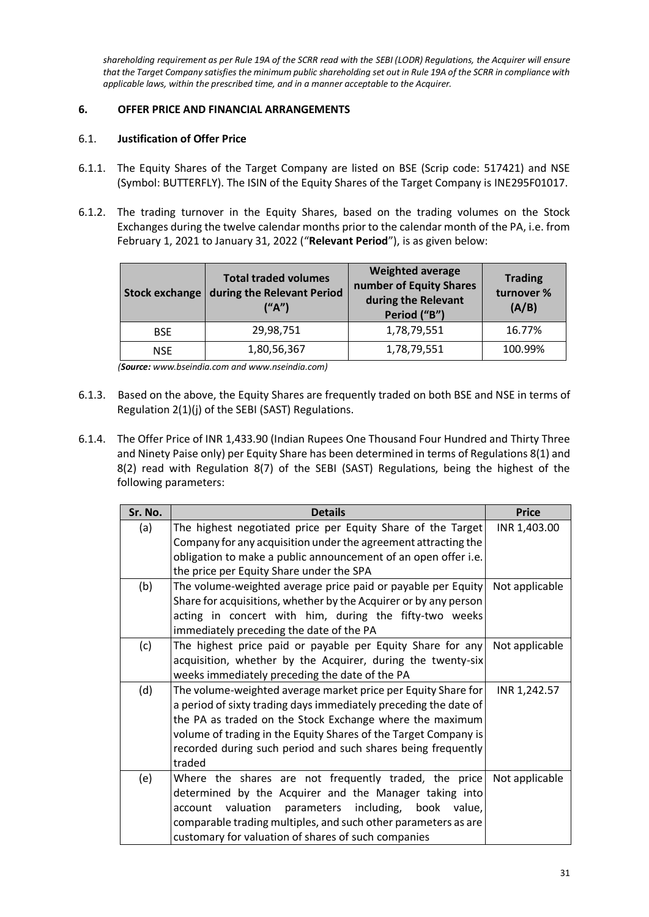*shareholding requirement as per Rule 19A of the SCRR read with the SEBI (LODR) Regulations, the Acquirer will ensure that the Target Company satisfies the minimum public shareholding set out in Rule 19A of the SCRR in compliance with applicable laws, within the prescribed time, and in a manner acceptable to the Acquirer.*

## 6. OFFER PRICE AND FINANCIAL ARRANGEMENTS

### 6.1. Justification of Offer Price

6.1.1. The Equity Shares of the Target Company are listed on BSE (Scrip code: 517421) and NSE (Symbol: BUTTERFLY). The ISIN of the Equity Shares of the Target Company is INE295F01017.

6.1.2. The trading turnover in the Equity Shares, based on the trading volumes on the Stock Exchanges during the twelve calendar months prior to the calendar month of the PA, i.e. from February 1, 2021 to January 31, 2022 ("**Relevant Period**"), is as given below:

| Stock exchange | Total traded volumes during the Relevant Period ("A") | Weighted average number of Equity Shares during the Relevant Period ("B") | Trading turnover % (A/B) |
|---|---|---|---|
| BSE | 29,98,751 | 1,78,79,551 | 16.77% |
| NSE | 1,80,56,367 | 1,78,79,551 | 100.99% |

*(**Source:** www.bseindia.com and www.nseindia.com)*

6.1.3. Based on the above, the Equity Shares are frequently traded on both BSE and NSE in terms of Regulation 2(1)(j) of the SEBI (SAST) Regulations.

6.1.4. The Offer Price of INR 1,433.90 (Indian Rupees One Thousand Four Hundred and Thirty Three and Ninety Paise only) per Equity Share has been determined in terms of Regulations 8(1) and 8(2) read with Regulation 8(7) of the SEBI (SAST) Regulations, being the highest of the following parameters:

| Sr. No. | Details | Price |
|---|---|---|
| (a) | The highest negotiated price per Equity Share of the Target Company for any acquisition under the agreement attracting the obligation to make a public announcement of an open offer i.e. the price per Equity Share under the SPA | INR 1,403.00 |
| (b) | The volume-weighted average price paid or payable per Equity Share for acquisitions, whether by the Acquirer or by any person acting in concert with him, during the fifty-two weeks immediately preceding the date of the PA | Not applicable |
| (c) | The highest price paid or payable per Equity Share for any acquisition, whether by the Acquirer, during the twenty-six weeks immediately preceding the date of the PA | Not applicable |
| (d) | The volume-weighted average market price per Equity Share for a period of sixty trading days immediately preceding the date of the PA as traded on the Stock Exchange where the maximum volume of trading in the Equity Shares of the Target Company is recorded during such period and such shares being frequently traded | INR 1,242.57 |
| (e) | Where the shares are not frequently traded, the price determined by the Acquirer and the Manager taking into account valuation parameters including, book value, comparable trading multiples, and such other parameters as are customary for valuation of shares of such companies | Not applicable |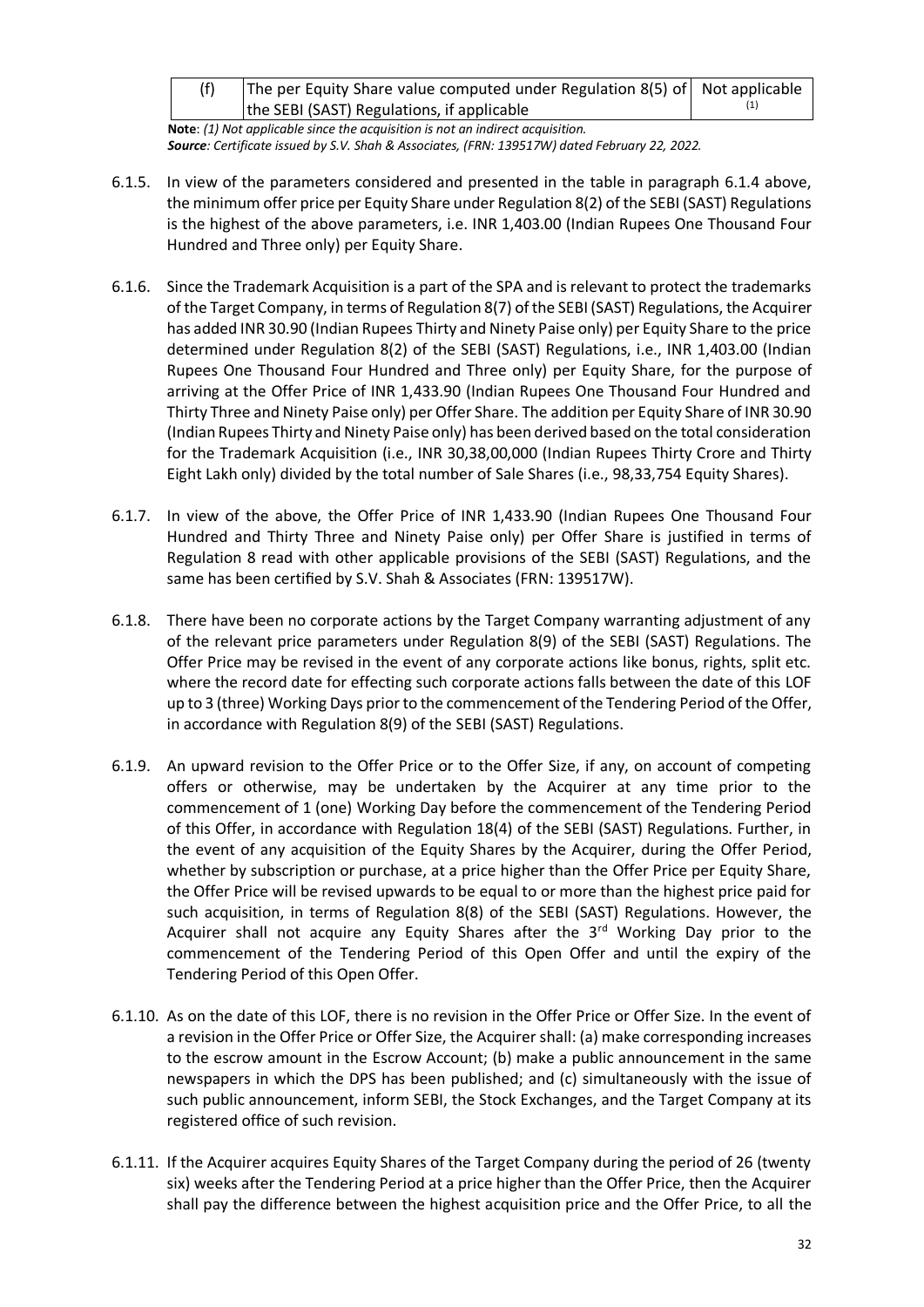| (f) | The per Equity Share value computed under Regulation 8(5) of the SEBI (SAST) Regulations, if applicable | Not applicable [(1)] |
|---|---|---|

**Note**: *(1) Not applicable since the acquisition is not an indirect acquisition.*
***Source**: Certificate issued by S.V. Shah & Associates, (FRN: 139517W) dated February 22, 2022.*

6.1.5. In view of the parameters considered and presented in the table in paragraph 6.1.4 above, the minimum offer price per Equity Share under Regulation 8(2) of the SEBI (SAST) Regulations is the highest of the above parameters, i.e. INR 1,403.00 (Indian Rupees One Thousand Four Hundred and Three only) per Equity Share.

6.1.6. Since the Trademark Acquisition is a part of the SPA and is relevant to protect the trademarks of the Target Company, in terms of Regulation 8(7) of the SEBI (SAST) Regulations, the Acquirer has added INR 30.90 (Indian Rupees Thirty and Ninety Paise only) per Equity Share to the price determined under Regulation 8(2) of the SEBI (SAST) Regulations, i.e., INR 1,403.00 (Indian Rupees One Thousand Four Hundred and Three only) per Equity Share, for the purpose of arriving at the Offer Price of INR 1,433.90 (Indian Rupees One Thousand Four Hundred and Thirty Three and Ninety Paise only) per Offer Share. The addition per Equity Share of INR 30.90 (Indian Rupees Thirty and Ninety Paise only) has been derived based on the total consideration for the Trademark Acquisition (i.e., INR 30,38,00,000 (Indian Rupees Thirty Crore and Thirty Eight Lakh only) divided by the total number of Sale Shares (i.e., 98,33,754 Equity Shares).

6.1.7. In view of the above, the Offer Price of INR 1,433.90 (Indian Rupees One Thousand Four Hundred and Thirty Three and Ninety Paise only) per Offer Share is justified in terms of Regulation 8 read with other applicable provisions of the SEBI (SAST) Regulations, and the same has been certified by S.V. Shah & Associates (FRN: 139517W).

6.1.8. There have been no corporate actions by the Target Company warranting adjustment of any of the relevant price parameters under Regulation 8(9) of the SEBI (SAST) Regulations. The Offer Price may be revised in the event of any corporate actions like bonus, rights, split etc. where the record date for effecting such corporate actions falls between the date of this LOF up to 3 (three) Working Days prior to the commencement of the Tendering Period of the Offer, in accordance with Regulation 8(9) of the SEBI (SAST) Regulations.

6.1.9. An upward revision to the Offer Price or to the Offer Size, if any, on account of competing offers or otherwise, may be undertaken by the Acquirer at any time prior to the commencement of 1 (one) Working Day before the commencement of the Tendering Period of this Offer, in accordance with Regulation 18(4) of the SEBI (SAST) Regulations. Further, in the event of any acquisition of the Equity Shares by the Acquirer, during the Offer Period, whether by subscription or purchase, at a price higher than the Offer Price per Equity Share, the Offer Price will be revised upwards to be equal to or more than the highest price paid for such acquisition, in terms of Regulation 8(8) of the SEBI (SAST) Regulations. However, the Acquirer shall not acquire any Equity Shares after the 3rd Working Day prior to the commencement of the Tendering Period of this Open Offer and until the expiry of the Tendering Period of this Open Offer.

6.1.10. As on the date of this LOF, there is no revision in the Offer Price or Offer Size. In the event of a revision in the Offer Price or Offer Size, the Acquirer shall: (a) make corresponding increases to the escrow amount in the Escrow Account; (b) make a public announcement in the same newspapers in which the DPS has been published; and (c) simultaneously with the issue of such public announcement, inform SEBI, the Stock Exchanges, and the Target Company at its registered office of such revision.

6.1.11. If the Acquirer acquires Equity Shares of the Target Company during the period of 26 (twenty six) weeks after the Tendering Period at a price higher than the Offer Price, then the Acquirer shall pay the difference between the highest acquisition price and the Offer Price, to all the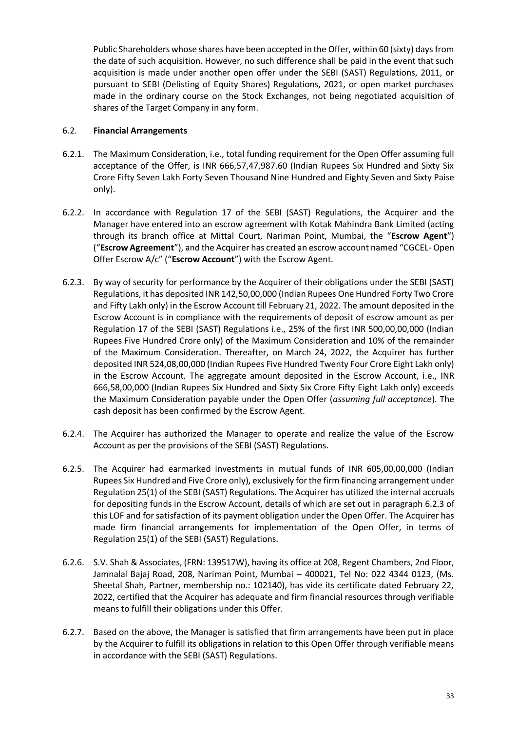Public Shareholders whose shares have been accepted in the Offer, within 60 (sixty) days from the date of such acquisition. However, no such difference shall be paid in the event that such acquisition is made under another open offer under the SEBI (SAST) Regulations, 2011, or pursuant to SEBI (Delisting of Equity Shares) Regulations, 2021, or open market purchases made in the ordinary course on the Stock Exchanges, not being negotiated acquisition of shares of the Target Company in any form.

### 6.2. Financial Arrangements

6.2.1. The Maximum Consideration, i.e., total funding requirement for the Open Offer assuming full acceptance of the Offer, is INR 666,57,47,987.60 (Indian Rupees Six Hundred and Sixty Six Crore Fifty Seven Lakh Forty Seven Thousand Nine Hundred and Eighty Seven and Sixty Paise only).

6.2.2. In accordance with Regulation 17 of the SEBI (SAST) Regulations, the Acquirer and the Manager have entered into an escrow agreement with Kotak Mahindra Bank Limited (acting through its branch office at Mittal Court, Nariman Point, Mumbai, the "**Escrow Agent**") ("**Escrow Agreement**"), and the Acquirer has created an escrow account named "CGCEL- Open Offer Escrow A/c" ("**Escrow Account**") with the Escrow Agent.

6.2.3. By way of security for performance by the Acquirer of their obligations under the SEBI (SAST) Regulations, it has deposited INR 142,50,00,000 (Indian Rupees One Hundred Forty Two Crore and Fifty Lakh only) in the Escrow Account till February 21, 2022. The amount deposited in the Escrow Account is in compliance with the requirements of deposit of escrow amount as per Regulation 17 of the SEBI (SAST) Regulations i.e., 25% of the first INR 500,00,00,000 (Indian Rupees Five Hundred Crore only) of the Maximum Consideration and 10% of the remainder of the Maximum Consideration. Thereafter, on March 24, 2022, the Acquirer has further deposited INR 524,08,00,000 (Indian Rupees Five Hundred Twenty Four Crore Eight Lakh only) in the Escrow Account. The aggregate amount deposited in the Escrow Account, i.e., INR 666,58,00,000 (Indian Rupees Six Hundred and Sixty Six Crore Fifty Eight Lakh only) exceeds the Maximum Consideration payable under the Open Offer (*assuming full acceptance*). The cash deposit has been confirmed by the Escrow Agent.

6.2.4. The Acquirer has authorized the Manager to operate and realize the value of the Escrow Account as per the provisions of the SEBI (SAST) Regulations.

6.2.5. The Acquirer had earmarked investments in mutual funds of INR 605,00,00,000 (Indian Rupees Six Hundred and Five Crore only), exclusively for the firm financing arrangement under Regulation 25(1) of the SEBI (SAST) Regulations. The Acquirer has utilized the internal accruals for depositing funds in the Escrow Account, details of which are set out in paragraph 6.2.3 of this LOF and for satisfaction of its payment obligation under the Open Offer. The Acquirer has made firm financial arrangements for implementation of the Open Offer, in terms of Regulation 25(1) of the SEBI (SAST) Regulations.

6.2.6. S.V. Shah & Associates, (FRN: 139517W), having its office at 208, Regent Chambers, 2nd Floor, Jamnalal Bajaj Road, 208, Nariman Point, Mumbai – 400021, Tel No: 022 4344 0123, (Ms. Sheetal Shah, Partner, membership no.: 102140), has vide its certificate dated February 22, 2022, certified that the Acquirer has adequate and firm financial resources through verifiable means to fulfill their obligations under this Offer.

6.2.7. Based on the above, the Manager is satisfied that firm arrangements have been put in place by the Acquirer to fulfill its obligations in relation to this Open Offer through verifiable means in accordance with the SEBI (SAST) Regulations.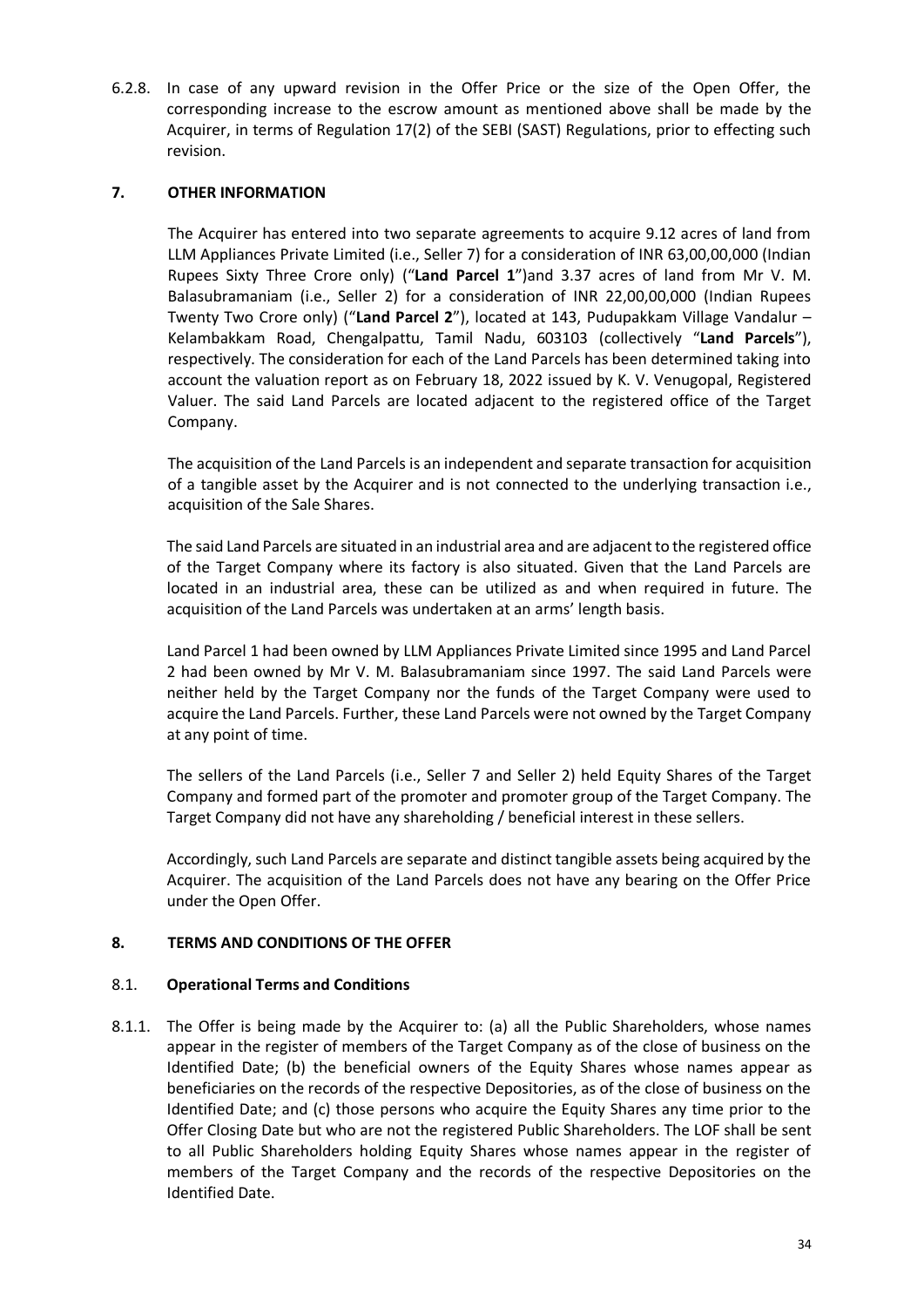6.2.8. In case of any upward revision in the Offer Price or the size of the Open Offer, the corresponding increase to the escrow amount as mentioned above shall be made by the Acquirer, in terms of Regulation 17(2) of the SEBI (SAST) Regulations, prior to effecting such revision.

## 7. OTHER INFORMATION

The Acquirer has entered into two separate agreements to acquire 9.12 acres of land from LLM Appliances Private Limited (i.e., Seller 7) for a consideration of INR 63,00,00,000 (Indian Rupees Sixty Three Crore only) ("**Land Parcel 1**")and 3.37 acres of land from Mr V. M. Balasubramaniam (i.e., Seller 2) for a consideration of INR 22,00,00,000 (Indian Rupees Twenty Two Crore only) ("**Land Parcel 2**"), located at 143, Pudupakkam Village Vandalur – Kelambakkam Road, Chengalpattu, Tamil Nadu, 603103 (collectively "**Land Parcels**"), respectively. The consideration for each of the Land Parcels has been determined taking into account the valuation report as on February 18, 2022 issued by K. V. Venugopal, Registered Valuer. The said Land Parcels are located adjacent to the registered office of the Target Company.

The acquisition of the Land Parcels is an independent and separate transaction for acquisition of a tangible asset by the Acquirer and is not connected to the underlying transaction i.e., acquisition of the Sale Shares.

The said Land Parcels are situated in an industrial area and are adjacent to the registered office of the Target Company where its factory is also situated. Given that the Land Parcels are located in an industrial area, these can be utilized as and when required in future. The acquisition of the Land Parcels was undertaken at an arms' length basis.

Land Parcel 1 had been owned by LLM Appliances Private Limited since 1995 and Land Parcel 2 had been owned by Mr V. M. Balasubramaniam since 1997. The said Land Parcels were neither held by the Target Company nor the funds of the Target Company were used to acquire the Land Parcels. Further, these Land Parcels were not owned by the Target Company at any point of time.

The sellers of the Land Parcels (i.e., Seller 7 and Seller 2) held Equity Shares of the Target Company and formed part of the promoter and promoter group of the Target Company. The Target Company did not have any shareholding / beneficial interest in these sellers.

Accordingly, such Land Parcels are separate and distinct tangible assets being acquired by the Acquirer. The acquisition of the Land Parcels does not have any bearing on the Offer Price under the Open Offer.

## 8. TERMS AND CONDITIONS OF THE OFFER

### 8.1. Operational Terms and Conditions

8.1.1. The Offer is being made by the Acquirer to: (a) all the Public Shareholders, whose names appear in the register of members of the Target Company as of the close of business on the Identified Date; (b) the beneficial owners of the Equity Shares whose names appear as beneficiaries on the records of the respective Depositories, as of the close of business on the Identified Date; and (c) those persons who acquire the Equity Shares any time prior to the Offer Closing Date but who are not the registered Public Shareholders. The LOF shall be sent to all Public Shareholders holding Equity Shares whose names appear in the register of members of the Target Company and the records of the respective Depositories on the Identified Date.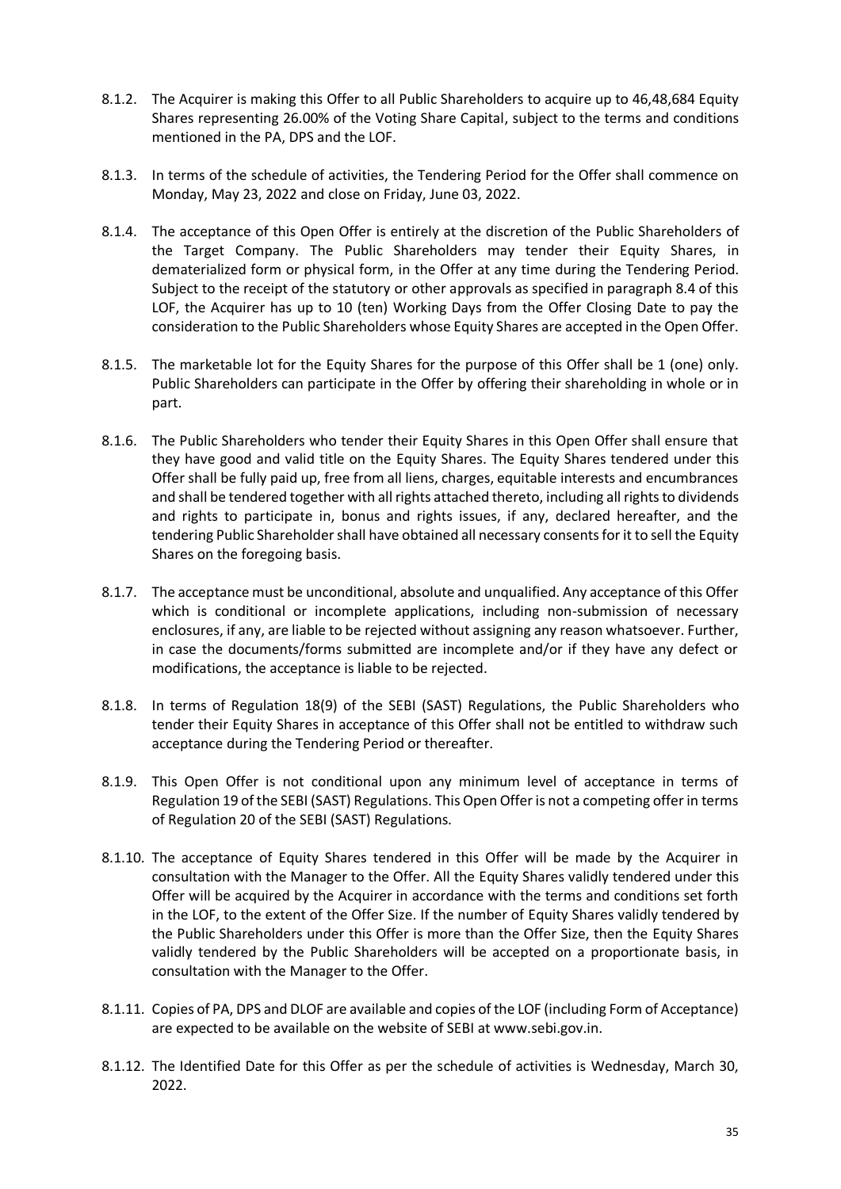8.1.2. The Acquirer is making this Offer to all Public Shareholders to acquire up to 46,48,684 Equity Shares representing 26.00% of the Voting Share Capital, subject to the terms and conditions mentioned in the PA, DPS and the LOF.

8.1.3. In terms of the schedule of activities, the Tendering Period for the Offer shall commence on Monday, May 23, 2022 and close on Friday, June 03, 2022.

8.1.4. The acceptance of this Open Offer is entirely at the discretion of the Public Shareholders of the Target Company. The Public Shareholders may tender their Equity Shares, in dematerialized form or physical form, in the Offer at any time during the Tendering Period. Subject to the receipt of the statutory or other approvals as specified in paragraph 8.4 of this LOF, the Acquirer has up to 10 (ten) Working Days from the Offer Closing Date to pay the consideration to the Public Shareholders whose Equity Shares are accepted in the Open Offer.

8.1.5. The marketable lot for the Equity Shares for the purpose of this Offer shall be 1 (one) only. Public Shareholders can participate in the Offer by offering their shareholding in whole or in part.

8.1.6. The Public Shareholders who tender their Equity Shares in this Open Offer shall ensure that they have good and valid title on the Equity Shares. The Equity Shares tendered under this Offer shall be fully paid up, free from all liens, charges, equitable interests and encumbrances and shall be tendered together with all rights attached thereto, including all rights to dividends and rights to participate in, bonus and rights issues, if any, declared hereafter, and the tendering Public Shareholder shall have obtained all necessary consents for it to sell the Equity Shares on the foregoing basis.

8.1.7. The acceptance must be unconditional, absolute and unqualified. Any acceptance of this Offer which is conditional or incomplete applications, including non-submission of necessary enclosures, if any, are liable to be rejected without assigning any reason whatsoever. Further, in case the documents/forms submitted are incomplete and/or if they have any defect or modifications, the acceptance is liable to be rejected.

8.1.8. In terms of Regulation 18(9) of the SEBI (SAST) Regulations, the Public Shareholders who tender their Equity Shares in acceptance of this Offer shall not be entitled to withdraw such acceptance during the Tendering Period or thereafter.

8.1.9. This Open Offer is not conditional upon any minimum level of acceptance in terms of Regulation 19 of the SEBI (SAST) Regulations. This Open Offer is not a competing offer in terms of Regulation 20 of the SEBI (SAST) Regulations.

8.1.10. The acceptance of Equity Shares tendered in this Offer will be made by the Acquirer in consultation with the Manager to the Offer. All the Equity Shares validly tendered under this Offer will be acquired by the Acquirer in accordance with the terms and conditions set forth in the LOF, to the extent of the Offer Size. If the number of Equity Shares validly tendered by the Public Shareholders under this Offer is more than the Offer Size, then the Equity Shares validly tendered by the Public Shareholders will be accepted on a proportionate basis, in consultation with the Manager to the Offer.

8.1.11. Copies of PA, DPS and DLOF are available and copies of the LOF (including Form of Acceptance) are expected to be available on the website of SEBI at www.sebi.gov.in.

8.1.12. The Identified Date for this Offer as per the schedule of activities is Wednesday, March 30, 2022.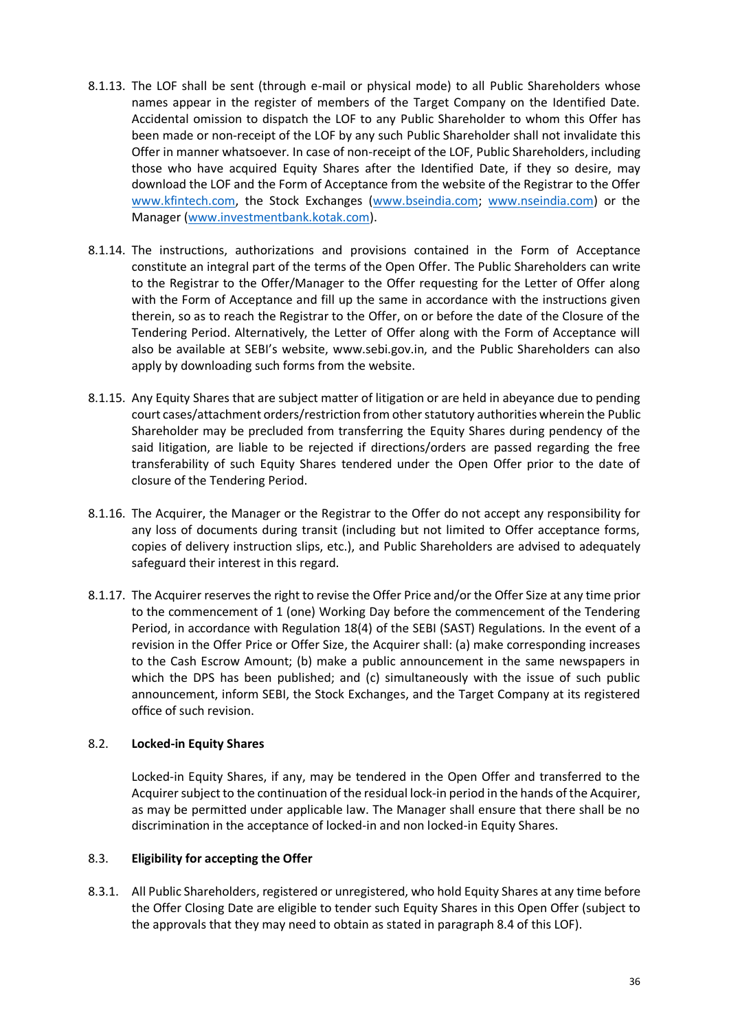8.1.13. The LOF shall be sent (through e-mail or physical mode) to all Public Shareholders whose names appear in the register of members of the Target Company on the Identified Date. Accidental omission to dispatch the LOF to any Public Shareholder to whom this Offer has been made or non-receipt of the LOF by any such Public Shareholder shall not invalidate this Offer in manner whatsoever. In case of non-receipt of the LOF, Public Shareholders, including those who have acquired Equity Shares after the Identified Date, if they so desire, may download the LOF and the Form of Acceptance from the website of the Registrar to the Offer www.kfintech.com, the Stock Exchanges (www.bseindia.com; www.nseindia.com) or the Manager (www.investmentbank.kotak.com).

8.1.14. The instructions, authorizations and provisions contained in the Form of Acceptance constitute an integral part of the terms of the Open Offer. The Public Shareholders can write to the Registrar to the Offer/Manager to the Offer requesting for the Letter of Offer along with the Form of Acceptance and fill up the same in accordance with the instructions given therein, so as to reach the Registrar to the Offer, on or before the date of the Closure of the Tendering Period. Alternatively, the Letter of Offer along with the Form of Acceptance will also be available at SEBI's website, www.sebi.gov.in, and the Public Shareholders can also apply by downloading such forms from the website.

8.1.15. Any Equity Shares that are subject matter of litigation or are held in abeyance due to pending court cases/attachment orders/restriction from other statutory authorities wherein the Public Shareholder may be precluded from transferring the Equity Shares during pendency of the said litigation, are liable to be rejected if directions/orders are passed regarding the free transferability of such Equity Shares tendered under the Open Offer prior to the date of closure of the Tendering Period.

8.1.16. The Acquirer, the Manager or the Registrar to the Offer do not accept any responsibility for any loss of documents during transit (including but not limited to Offer acceptance forms, copies of delivery instruction slips, etc.), and Public Shareholders are advised to adequately safeguard their interest in this regard.

8.1.17. The Acquirer reserves the right to revise the Offer Price and/or the Offer Size at any time prior to the commencement of 1 (one) Working Day before the commencement of the Tendering Period, in accordance with Regulation 18(4) of the SEBI (SAST) Regulations. In the event of a revision in the Offer Price or Offer Size, the Acquirer shall: (a) make corresponding increases to the Cash Escrow Amount; (b) make a public announcement in the same newspapers in which the DPS has been published; and (c) simultaneously with the issue of such public announcement, inform SEBI, the Stock Exchanges, and the Target Company at its registered office of such revision.

## 8.2. Locked-in Equity Shares

Locked-in Equity Shares, if any, may be tendered in the Open Offer and transferred to the Acquirer subject to the continuation of the residual lock-in period in the hands of the Acquirer, as may be permitted under applicable law. The Manager shall ensure that there shall be no discrimination in the acceptance of locked-in and non locked-in Equity Shares.

## 8.3. Eligibility for accepting the Offer

8.3.1. All Public Shareholders, registered or unregistered, who hold Equity Shares at any time before the Offer Closing Date are eligible to tender such Equity Shares in this Open Offer (subject to the approvals that they may need to obtain as stated in paragraph 8.4 of this LOF).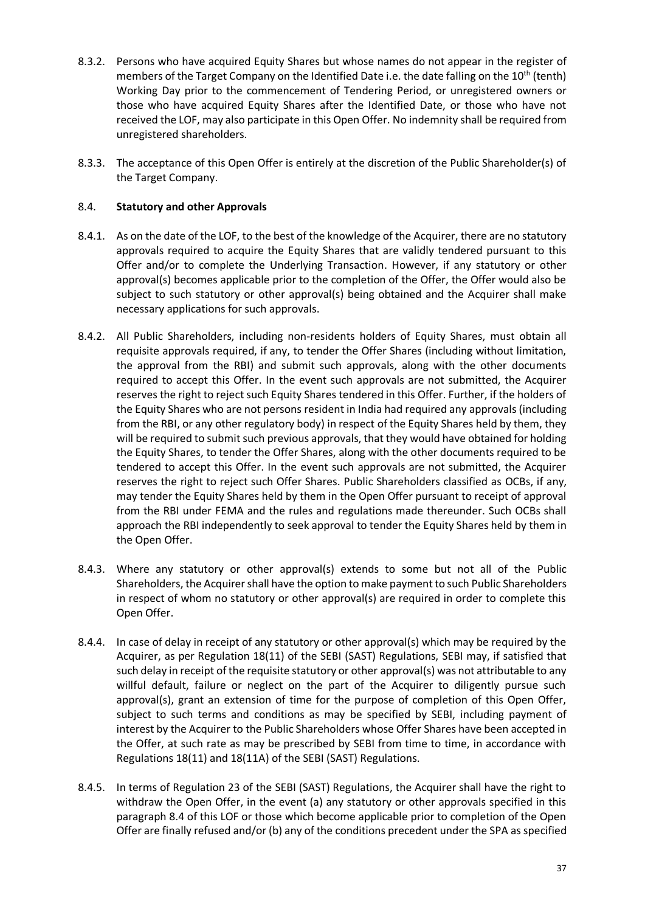8.3.2. Persons who have acquired Equity Shares but whose names do not appear in the register of members of the Target Company on the Identified Date i.e. the date falling on the 10th (tenth) Working Day prior to the commencement of Tendering Period, or unregistered owners or those who have acquired Equity Shares after the Identified Date, or those who have not received the LOF, may also participate in this Open Offer. No indemnity shall be required from unregistered shareholders.

8.3.3. The acceptance of this Open Offer is entirely at the discretion of the Public Shareholder(s) of the Target Company.

8.4. **Statutory and other Approvals**

8.4.1. As on the date of the LOF, to the best of the knowledge of the Acquirer, there are no statutory approvals required to acquire the Equity Shares that are validly tendered pursuant to this Offer and/or to complete the Underlying Transaction. However, if any statutory or other approval(s) becomes applicable prior to the completion of the Offer, the Offer would also be subject to such statutory or other approval(s) being obtained and the Acquirer shall make necessary applications for such approvals.

8.4.2. All Public Shareholders, including non-residents holders of Equity Shares, must obtain all requisite approvals required, if any, to tender the Offer Shares (including without limitation, the approval from the RBI) and submit such approvals, along with the other documents required to accept this Offer. In the event such approvals are not submitted, the Acquirer reserves the right to reject such Equity Shares tendered in this Offer. Further, if the holders of the Equity Shares who are not persons resident in India had required any approvals (including from the RBI, or any other regulatory body) in respect of the Equity Shares held by them, they will be required to submit such previous approvals, that they would have obtained for holding the Equity Shares, to tender the Offer Shares, along with the other documents required to be tendered to accept this Offer. In the event such approvals are not submitted, the Acquirer reserves the right to reject such Offer Shares. Public Shareholders classified as OCBs, if any, may tender the Equity Shares held by them in the Open Offer pursuant to receipt of approval from the RBI under FEMA and the rules and regulations made thereunder. Such OCBs shall approach the RBI independently to seek approval to tender the Equity Shares held by them in the Open Offer.

8.4.3. Where any statutory or other approval(s) extends to some but not all of the Public Shareholders, the Acquirer shall have the option to make payment to such Public Shareholders in respect of whom no statutory or other approval(s) are required in order to complete this Open Offer.

8.4.4. In case of delay in receipt of any statutory or other approval(s) which may be required by the Acquirer, as per Regulation 18(11) of the SEBI (SAST) Regulations, SEBI may, if satisfied that such delay in receipt of the requisite statutory or other approval(s) was not attributable to any willful default, failure or neglect on the part of the Acquirer to diligently pursue such approval(s), grant an extension of time for the purpose of completion of this Open Offer, subject to such terms and conditions as may be specified by SEBI, including payment of interest by the Acquirer to the Public Shareholders whose Offer Shares have been accepted in the Offer, at such rate as may be prescribed by SEBI from time to time, in accordance with Regulations 18(11) and 18(11A) of the SEBI (SAST) Regulations.

8.4.5. In terms of Regulation 23 of the SEBI (SAST) Regulations, the Acquirer shall have the right to withdraw the Open Offer, in the event (a) any statutory or other approvals specified in this paragraph 8.4 of this LOF or those which become applicable prior to completion of the Open Offer are finally refused and/or (b) any of the conditions precedent under the SPA as specified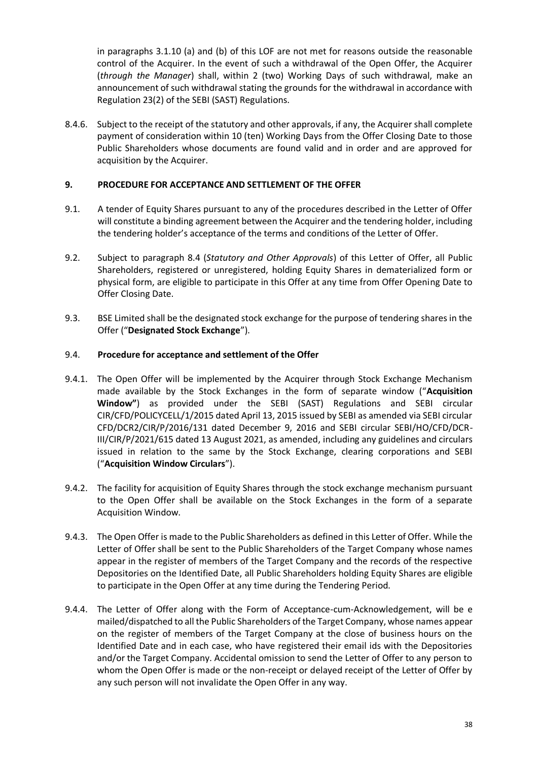in paragraphs 3.1.10 (a) and (b) of this LOF are not met for reasons outside the reasonable control of the Acquirer. In the event of such a withdrawal of the Open Offer, the Acquirer (*through the Manager*) shall, within 2 (two) Working Days of such withdrawal, make an announcement of such withdrawal stating the grounds for the withdrawal in accordance with Regulation 23(2) of the SEBI (SAST) Regulations.

8.4.6. Subject to the receipt of the statutory and other approvals, if any, the Acquirer shall complete payment of consideration within 10 (ten) Working Days from the Offer Closing Date to those Public Shareholders whose documents are found valid and in order and are approved for acquisition by the Acquirer.

## 9. PROCEDURE FOR ACCEPTANCE AND SETTLEMENT OF THE OFFER

9.1. A tender of Equity Shares pursuant to any of the procedures described in the Letter of Offer will constitute a binding agreement between the Acquirer and the tendering holder, including the tendering holder's acceptance of the terms and conditions of the Letter of Offer.

9.2. Subject to paragraph 8.4 (*Statutory and Other Approvals*) of this Letter of Offer, all Public Shareholders, registered or unregistered, holding Equity Shares in dematerialized form or physical form, are eligible to participate in this Offer at any time from Offer Opening Date to Offer Closing Date.

9.3. BSE Limited shall be the designated stock exchange for the purpose of tendering shares in the Offer ("**Designated Stock Exchange**").

### 9.4. Procedure for acceptance and settlement of the Offer

9.4.1. The Open Offer will be implemented by the Acquirer through Stock Exchange Mechanism made available by the Stock Exchanges in the form of separate window ("**Acquisition Window"**) as provided under the SEBI (SAST) Regulations and SEBI circular CIR/CFD/POLICYCELL/1/2015 dated April 13, 2015 issued by SEBI as amended via SEBI circular CFD/DCR2/CIR/P/2016/131 dated December 9, 2016 and SEBI circular SEBI/HO/CFD/DCR-III/CIR/P/2021/615 dated 13 August 2021, as amended, including any guidelines and circulars issued in relation to the same by the Stock Exchange, clearing corporations and SEBI ("**Acquisition Window Circulars**").

9.4.2. The facility for acquisition of Equity Shares through the stock exchange mechanism pursuant to the Open Offer shall be available on the Stock Exchanges in the form of a separate Acquisition Window.

9.4.3. The Open Offer is made to the Public Shareholders as defined in this Letter of Offer. While the Letter of Offer shall be sent to the Public Shareholders of the Target Company whose names appear in the register of members of the Target Company and the records of the respective Depositories on the Identified Date, all Public Shareholders holding Equity Shares are eligible to participate in the Open Offer at any time during the Tendering Period.

9.4.4. The Letter of Offer along with the Form of Acceptance-cum-Acknowledgement, will be e mailed/dispatched to all the Public Shareholders of the Target Company, whose names appear on the register of members of the Target Company at the close of business hours on the Identified Date and in each case, who have registered their email ids with the Depositories and/or the Target Company. Accidental omission to send the Letter of Offer to any person to whom the Open Offer is made or the non-receipt or delayed receipt of the Letter of Offer by any such person will not invalidate the Open Offer in any way.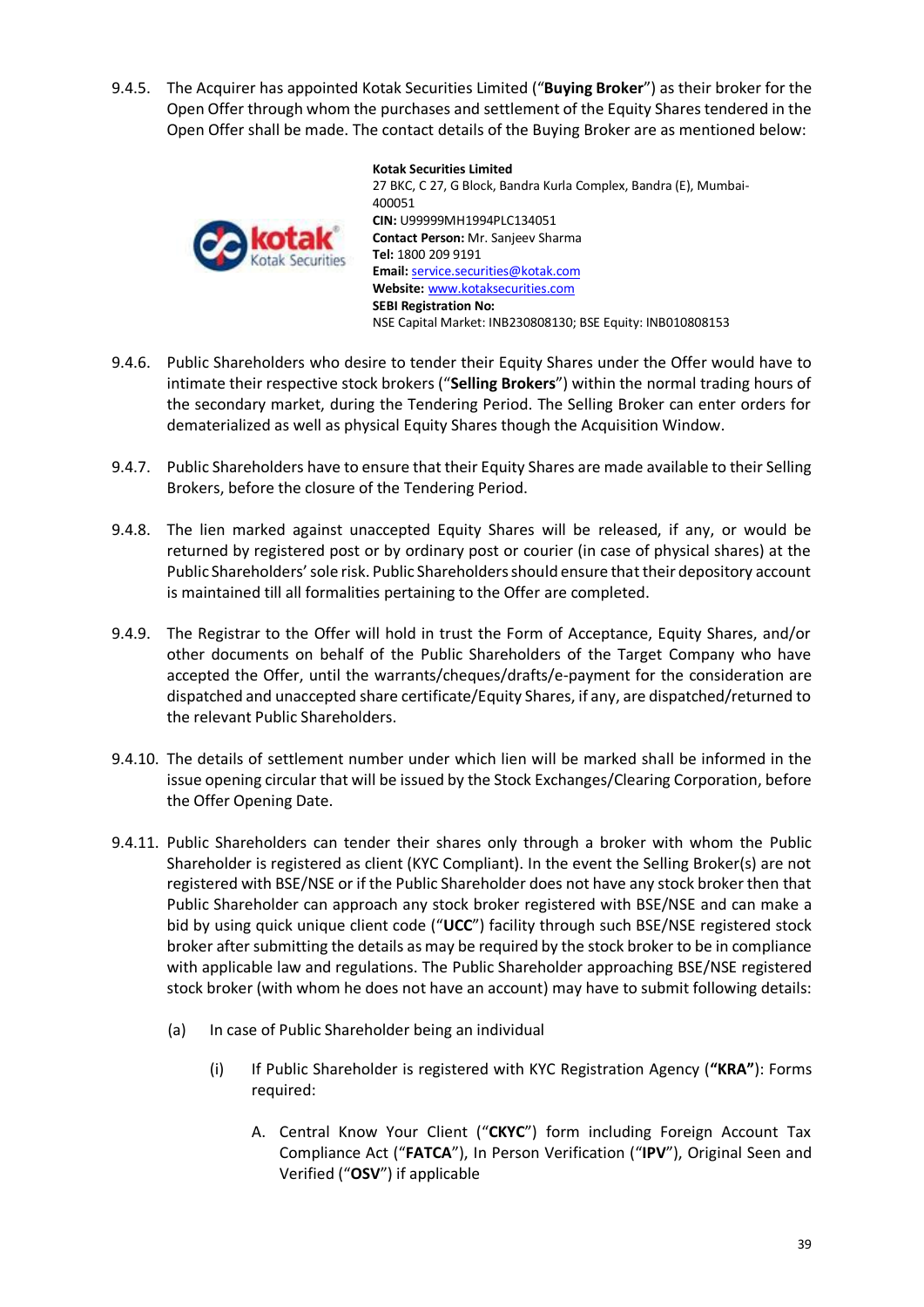9.4.5. The Acquirer has appointed Kotak Securities Limited ("**Buying Broker**") as their broker for the Open Offer through whom the purchases and settlement of the Equity Shares tendered in the Open Offer shall be made. The contact details of the Buying Broker are as mentioned below:

**Kotak Securities Limited**
27 BKC, C 27, G Block, Bandra Kurla Complex, Bandra (E), Mumbai-400051
**CIN:** U99999MH1994PLC134051
**Contact Person:** Mr. Sanjeev Sharma
**Tel:** 1800 209 9191
**Email:** service.securities@kotak.com
**Website:** www.kotaksecurities.com
**SEBI Registration No:**
NSE Capital Market: INB230808130; BSE Equity: INB010808153

9.4.6. Public Shareholders who desire to tender their Equity Shares under the Offer would have to intimate their respective stock brokers ("**Selling Brokers**") within the normal trading hours of the secondary market, during the Tendering Period. The Selling Broker can enter orders for dematerialized as well as physical Equity Shares though the Acquisition Window.

9.4.7. Public Shareholders have to ensure that their Equity Shares are made available to their Selling Brokers, before the closure of the Tendering Period.

9.4.8. The lien marked against unaccepted Equity Shares will be released, if any, or would be returned by registered post or by ordinary post or courier (in case of physical shares) at the Public Shareholders' sole risk. Public Shareholders should ensure that their depository account is maintained till all formalities pertaining to the Offer are completed.

9.4.9. The Registrar to the Offer will hold in trust the Form of Acceptance, Equity Shares, and/or other documents on behalf of the Public Shareholders of the Target Company who have accepted the Offer, until the warrants/cheques/drafts/e-payment for the consideration are dispatched and unaccepted share certificate/Equity Shares, if any, are dispatched/returned to the relevant Public Shareholders.

9.4.10. The details of settlement number under which lien will be marked shall be informed in the issue opening circular that will be issued by the Stock Exchanges/Clearing Corporation, before the Offer Opening Date.

9.4.11. Public Shareholders can tender their shares only through a broker with whom the Public Shareholder is registered as client (KYC Compliant). In the event the Selling Broker(s) are not registered with BSE/NSE or if the Public Shareholder does not have any stock broker then that Public Shareholder can approach any stock broker registered with BSE/NSE and can make a bid by using quick unique client code ("**UCC**") facility through such BSE/NSE registered stock broker after submitting the details as may be required by the stock broker to be in compliance with applicable law and regulations. The Public Shareholder approaching BSE/NSE registered stock broker (with whom he does not have an account) may have to submit following details:

(a) In case of Public Shareholder being an individual

(i) If Public Shareholder is registered with KYC Registration Agency (**"KRA"**): Forms required:

A. Central Know Your Client ("**CKYC**") form including Foreign Account Tax Compliance Act ("**FATCA**"), In Person Verification ("**IPV**"), Original Seen and Verified ("**OSV**") if applicable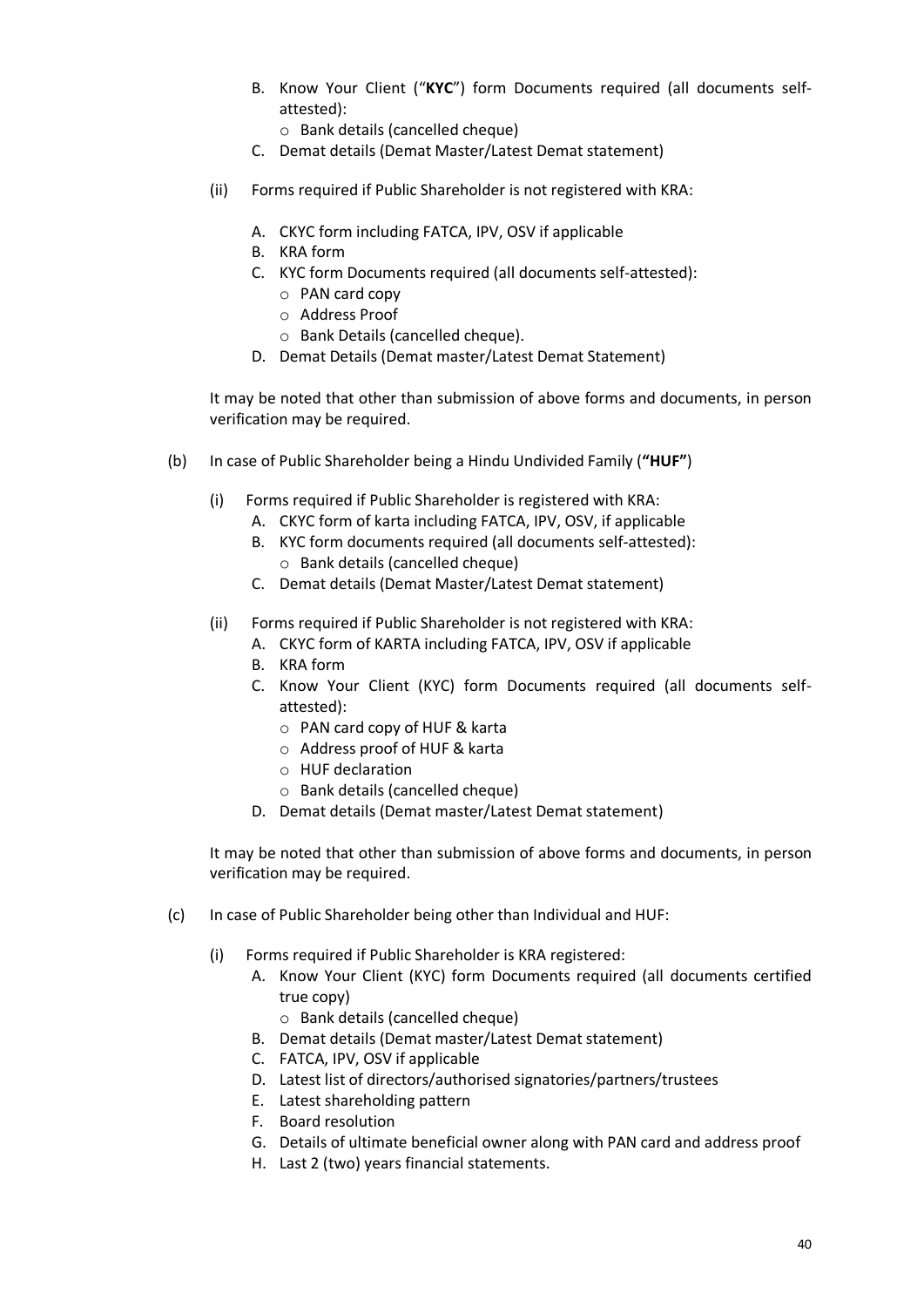B. Know Your Client ("**KYC**") form Documents required (all documents self-attested):
   - Bank details (cancelled cheque)

C. Demat details (Demat Master/Latest Demat statement)

(ii) Forms required if Public Shareholder is not registered with KRA:

A. CKYC form including FATCA, IPV, OSV if applicable

B. KRA form

C. KYC form Documents required (all documents self-attested):
   - PAN card copy
   - Address Proof
   - Bank Details (cancelled cheque).

D. Demat Details (Demat master/Latest Demat Statement)

It may be noted that other than submission of above forms and documents, in person verification may be required.

(b) In case of Public Shareholder being a Hindu Undivided Family (**"HUF"**)

(i) Forms required if Public Shareholder is registered with KRA:

A. CKYC form of karta including FATCA, IPV, OSV, if applicable

B. KYC form documents required (all documents self-attested):
   - Bank details (cancelled cheque)

C. Demat details (Demat Master/Latest Demat statement)

(ii) Forms required if Public Shareholder is not registered with KRA:

A. CKYC form of KARTA including FATCA, IPV, OSV if applicable

B. KRA form

C. Know Your Client (KYC) form Documents required (all documents self-attested):
   - PAN card copy of HUF & karta
   - Address proof of HUF & karta
   - HUF declaration
   - Bank details (cancelled cheque)

D. Demat details (Demat master/Latest Demat statement)

It may be noted that other than submission of above forms and documents, in person verification may be required.

(c) In case of Public Shareholder being other than Individual and HUF:

(i) Forms required if Public Shareholder is KRA registered:

A. Know Your Client (KYC) form Documents required (all documents certified true copy)
   - Bank details (cancelled cheque)

B. Demat details (Demat master/Latest Demat statement)

C. FATCA, IPV, OSV if applicable

D. Latest list of directors/authorised signatories/partners/trustees

E. Latest shareholding pattern

F. Board resolution

G. Details of ultimate beneficial owner along with PAN card and address proof

H. Last 2 (two) years financial statements.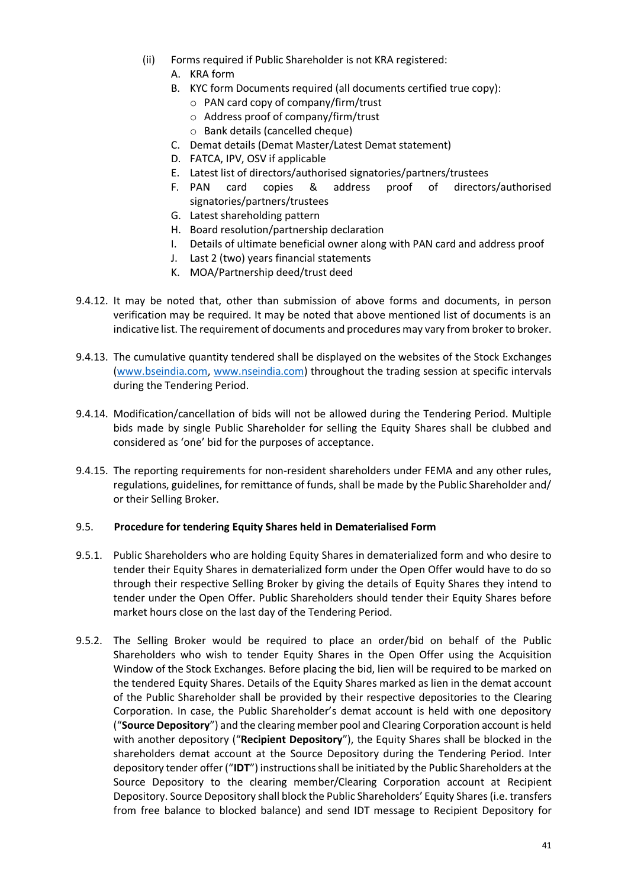(ii) Forms required if Public Shareholder is not KRA registered:

A. KRA form

B. KYC form Documents required (all documents certified true copy):
   - PAN card copy of company/firm/trust
   - Address proof of company/firm/trust
   - Bank details (cancelled cheque)

C. Demat details (Demat Master/Latest Demat statement)

D. FATCA, IPV, OSV if applicable

E. Latest list of directors/authorised signatories/partners/trustees

F. PAN card copies & address proof of directors/authorised signatories/partners/trustees

G. Latest shareholding pattern

H. Board resolution/partnership declaration

I. Details of ultimate beneficial owner along with PAN card and address proof

J. Last 2 (two) years financial statements

K. MOA/Partnership deed/trust deed

9.4.12. It may be noted that, other than submission of above forms and documents, in person verification may be required. It may be noted that above mentioned list of documents is an indicative list. The requirement of documents and procedures may vary from broker to broker.

9.4.13. The cumulative quantity tendered shall be displayed on the websites of the Stock Exchanges (www.bseindia.com, www.nseindia.com) throughout the trading session at specific intervals during the Tendering Period.

9.4.14. Modification/cancellation of bids will not be allowed during the Tendering Period. Multiple bids made by single Public Shareholder for selling the Equity Shares shall be clubbed and considered as 'one' bid for the purposes of acceptance.

9.4.15. The reporting requirements for non-resident shareholders under FEMA and any other rules, regulations, guidelines, for remittance of funds, shall be made by the Public Shareholder and/ or their Selling Broker.

### 9.5. Procedure for tendering Equity Shares held in Dematerialised Form

9.5.1. Public Shareholders who are holding Equity Shares in dematerialized form and who desire to tender their Equity Shares in dematerialized form under the Open Offer would have to do so through their respective Selling Broker by giving the details of Equity Shares they intend to tender under the Open Offer. Public Shareholders should tender their Equity Shares before market hours close on the last day of the Tendering Period.

9.5.2. The Selling Broker would be required to place an order/bid on behalf of the Public Shareholders who wish to tender Equity Shares in the Open Offer using the Acquisition Window of the Stock Exchanges. Before placing the bid, lien will be required to be marked on the tendered Equity Shares. Details of the Equity Shares marked as lien in the demat account of the Public Shareholder shall be provided by their respective depositories to the Clearing Corporation. In case, the Public Shareholder's demat account is held with one depository ("**Source Depository**") and the clearing member pool and Clearing Corporation account is held with another depository ("**Recipient Depository**"), the Equity Shares shall be blocked in the shareholders demat account at the Source Depository during the Tendering Period. Inter depository tender offer ("**IDT**") instructions shall be initiated by the Public Shareholders at the Source Depository to the clearing member/Clearing Corporation account at Recipient Depository. Source Depository shall block the Public Shareholders' Equity Shares (i.e. transfers from free balance to blocked balance) and send IDT message to Recipient Depository for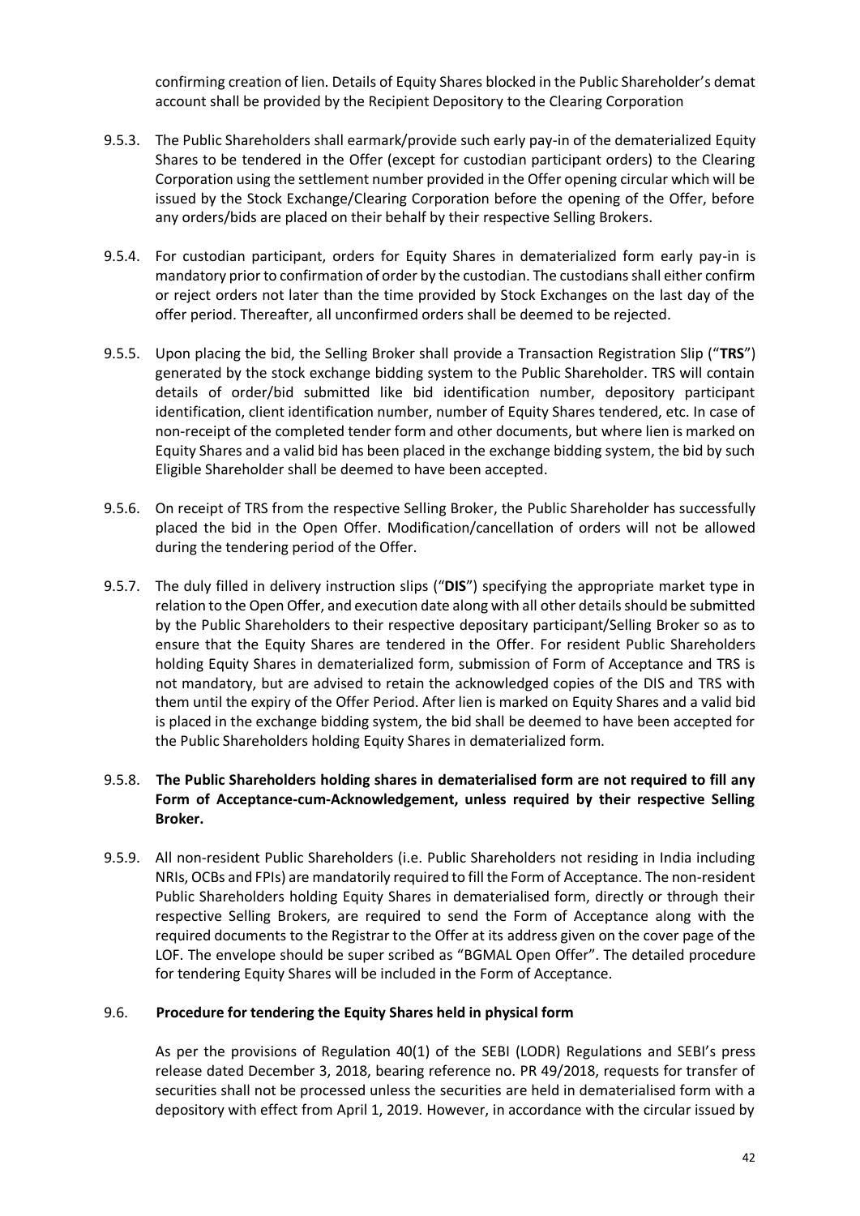confirming creation of lien. Details of Equity Shares blocked in the Public Shareholder's demat account shall be provided by the Recipient Depository to the Clearing Corporation

9.5.3. The Public Shareholders shall earmark/provide such early pay-in of the dematerialized Equity Shares to be tendered in the Offer (except for custodian participant orders) to the Clearing Corporation using the settlement number provided in the Offer opening circular which will be issued by the Stock Exchange/Clearing Corporation before the opening of the Offer, before any orders/bids are placed on their behalf by their respective Selling Brokers.

9.5.4. For custodian participant, orders for Equity Shares in dematerialized form early pay-in is mandatory prior to confirmation of order by the custodian. The custodians shall either confirm or reject orders not later than the time provided by Stock Exchanges on the last day of the offer period. Thereafter, all unconfirmed orders shall be deemed to be rejected.

9.5.5. Upon placing the bid, the Selling Broker shall provide a Transaction Registration Slip ("**TRS**") generated by the stock exchange bidding system to the Public Shareholder. TRS will contain details of order/bid submitted like bid identification number, depository participant identification, client identification number, number of Equity Shares tendered, etc. In case of non-receipt of the completed tender form and other documents, but where lien is marked on Equity Shares and a valid bid has been placed in the exchange bidding system, the bid by such Eligible Shareholder shall be deemed to have been accepted.

9.5.6. On receipt of TRS from the respective Selling Broker, the Public Shareholder has successfully placed the bid in the Open Offer. Modification/cancellation of orders will not be allowed during the tendering period of the Offer.

9.5.7. The duly filled in delivery instruction slips ("**DIS**") specifying the appropriate market type in relation to the Open Offer, and execution date along with all other details should be submitted by the Public Shareholders to their respective depositary participant/Selling Broker so as to ensure that the Equity Shares are tendered in the Offer. For resident Public Shareholders holding Equity Shares in dematerialized form, submission of Form of Acceptance and TRS is not mandatory, but are advised to retain the acknowledged copies of the DIS and TRS with them until the expiry of the Offer Period. After lien is marked on Equity Shares and a valid bid is placed in the exchange bidding system, the bid shall be deemed to have been accepted for the Public Shareholders holding Equity Shares in dematerialized form.

9.5.8. **The Public Shareholders holding shares in dematerialised form are not required to fill any Form of Acceptance-cum-Acknowledgement, unless required by their respective Selling Broker.**

9.5.9. All non-resident Public Shareholders (i.e. Public Shareholders not residing in India including NRIs, OCBs and FPIs) are mandatorily required to fill the Form of Acceptance. The non-resident Public Shareholders holding Equity Shares in dematerialised form, directly or through their respective Selling Brokers, are required to send the Form of Acceptance along with the required documents to the Registrar to the Offer at its address given on the cover page of the LOF. The envelope should be super scribed as "BGMAL Open Offer". The detailed procedure for tendering Equity Shares will be included in the Form of Acceptance.

### 9.6. Procedure for tendering the Equity Shares held in physical form

As per the provisions of Regulation 40(1) of the SEBI (LODR) Regulations and SEBI's press release dated December 3, 2018, bearing reference no. PR 49/2018, requests for transfer of securities shall not be processed unless the securities are held in dematerialised form with a depository with effect from April 1, 2019. However, in accordance with the circular issued by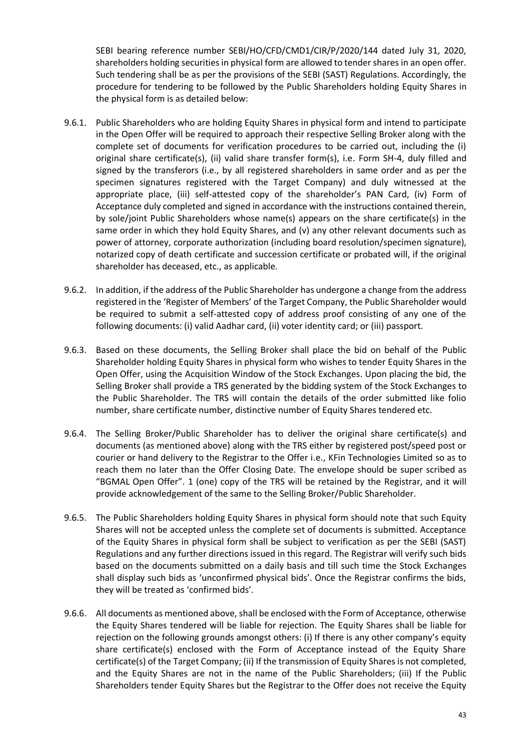SEBI bearing reference number SEBI/HO/CFD/CMD1/CIR/P/2020/144 dated July 31, 2020, shareholders holding securities in physical form are allowed to tender shares in an open offer. Such tendering shall be as per the provisions of the SEBI (SAST) Regulations. Accordingly, the procedure for tendering to be followed by the Public Shareholders holding Equity Shares in the physical form is as detailed below:

9.6.1. Public Shareholders who are holding Equity Shares in physical form and intend to participate in the Open Offer will be required to approach their respective Selling Broker along with the complete set of documents for verification procedures to be carried out, including the (i) original share certificate(s), (ii) valid share transfer form(s), i.e. Form SH-4, duly filled and signed by the transferors (i.e., by all registered shareholders in same order and as per the specimen signatures registered with the Target Company) and duly witnessed at the appropriate place, (iii) self-attested copy of the shareholder's PAN Card, (iv) Form of Acceptance duly completed and signed in accordance with the instructions contained therein, by sole/joint Public Shareholders whose name(s) appears on the share certificate(s) in the same order in which they hold Equity Shares, and (v) any other relevant documents such as power of attorney, corporate authorization (including board resolution/specimen signature), notarized copy of death certificate and succession certificate or probated will, if the original shareholder has deceased, etc., as applicable.

9.6.2. In addition, if the address of the Public Shareholder has undergone a change from the address registered in the 'Register of Members' of the Target Company, the Public Shareholder would be required to submit a self-attested copy of address proof consisting of any one of the following documents: (i) valid Aadhar card, (ii) voter identity card; or (iii) passport.

9.6.3. Based on these documents, the Selling Broker shall place the bid on behalf of the Public Shareholder holding Equity Shares in physical form who wishes to tender Equity Shares in the Open Offer, using the Acquisition Window of the Stock Exchanges. Upon placing the bid, the Selling Broker shall provide a TRS generated by the bidding system of the Stock Exchanges to the Public Shareholder. The TRS will contain the details of the order submitted like folio number, share certificate number, distinctive number of Equity Shares tendered etc.

9.6.4. The Selling Broker/Public Shareholder has to deliver the original share certificate(s) and documents (as mentioned above) along with the TRS either by registered post/speed post or courier or hand delivery to the Registrar to the Offer i.e., KFin Technologies Limited so as to reach them no later than the Offer Closing Date. The envelope should be super scribed as "BGMAL Open Offer". 1 (one) copy of the TRS will be retained by the Registrar, and it will provide acknowledgement of the same to the Selling Broker/Public Shareholder.

9.6.5. The Public Shareholders holding Equity Shares in physical form should note that such Equity Shares will not be accepted unless the complete set of documents is submitted. Acceptance of the Equity Shares in physical form shall be subject to verification as per the SEBI (SAST) Regulations and any further directions issued in this regard. The Registrar will verify such bids based on the documents submitted on a daily basis and till such time the Stock Exchanges shall display such bids as 'unconfirmed physical bids'. Once the Registrar confirms the bids, they will be treated as 'confirmed bids'.

9.6.6. All documents as mentioned above, shall be enclosed with the Form of Acceptance, otherwise the Equity Shares tendered will be liable for rejection. The Equity Shares shall be liable for rejection on the following grounds amongst others: (i) If there is any other company's equity share certificate(s) enclosed with the Form of Acceptance instead of the Equity Share certificate(s) of the Target Company; (ii) If the transmission of Equity Shares is not completed, and the Equity Shares are not in the name of the Public Shareholders; (iii) If the Public Shareholders tender Equity Shares but the Registrar to the Offer does not receive the Equity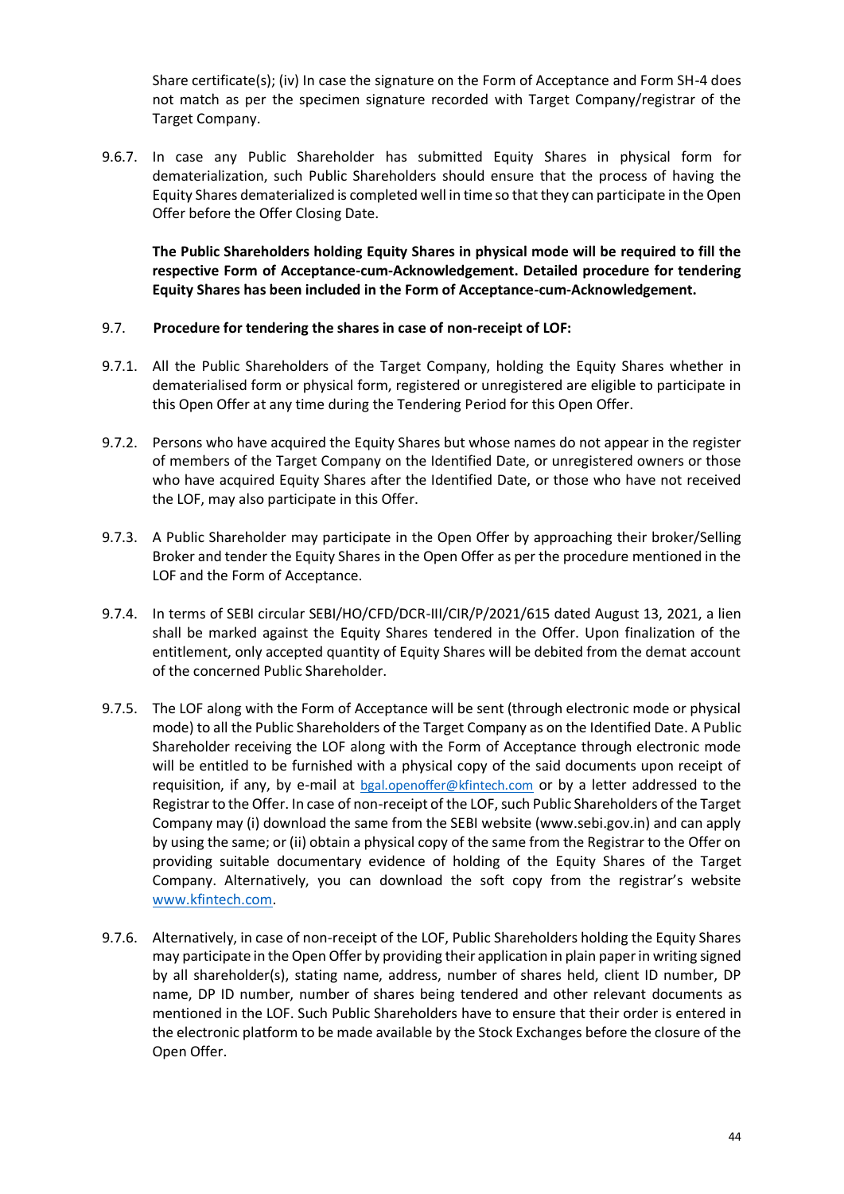Share certificate(s); (iv) In case the signature on the Form of Acceptance and Form SH-4 does not match as per the specimen signature recorded with Target Company/registrar of the Target Company.

9.6.7. In case any Public Shareholder has submitted Equity Shares in physical form for dematerialization, such Public Shareholders should ensure that the process of having the Equity Shares dematerialized is completed well in time so that they can participate in the Open Offer before the Offer Closing Date.

**The Public Shareholders holding Equity Shares in physical mode will be required to fill the respective Form of Acceptance-cum-Acknowledgement. Detailed procedure for tendering Equity Shares has been included in the Form of Acceptance-cum-Acknowledgement.**

9.7. **Procedure for tendering the shares in case of non-receipt of LOF:**

9.7.1. All the Public Shareholders of the Target Company, holding the Equity Shares whether in dematerialised form or physical form, registered or unregistered are eligible to participate in this Open Offer at any time during the Tendering Period for this Open Offer.

9.7.2. Persons who have acquired the Equity Shares but whose names do not appear in the register of members of the Target Company on the Identified Date, or unregistered owners or those who have acquired Equity Shares after the Identified Date, or those who have not received the LOF, may also participate in this Offer.

9.7.3. A Public Shareholder may participate in the Open Offer by approaching their broker/Selling Broker and tender the Equity Shares in the Open Offer as per the procedure mentioned in the LOF and the Form of Acceptance.

9.7.4. In terms of SEBI circular SEBI/HO/CFD/DCR-III/CIR/P/2021/615 dated August 13, 2021, a lien shall be marked against the Equity Shares tendered in the Offer. Upon finalization of the entitlement, only accepted quantity of Equity Shares will be debited from the demat account of the concerned Public Shareholder.

9.7.5. The LOF along with the Form of Acceptance will be sent (through electronic mode or physical mode) to all the Public Shareholders of the Target Company as on the Identified Date. A Public Shareholder receiving the LOF along with the Form of Acceptance through electronic mode will be entitled to be furnished with a physical copy of the said documents upon receipt of requisition, if any, by e-mail at bgal.openoffer@kfintech.com or by a letter addressed to the Registrar to the Offer. In case of non-receipt of the LOF, such Public Shareholders of the Target Company may (i) download the same from the SEBI website (www.sebi.gov.in) and can apply by using the same; or (ii) obtain a physical copy of the same from the Registrar to the Offer on providing suitable documentary evidence of holding of the Equity Shares of the Target Company. Alternatively, you can download the soft copy from the registrar's website www.kfintech.com.

9.7.6. Alternatively, in case of non-receipt of the LOF, Public Shareholders holding the Equity Shares may participate in the Open Offer by providing their application in plain paper in writing signed by all shareholder(s), stating name, address, number of shares held, client ID number, DP name, DP ID number, number of shares being tendered and other relevant documents as mentioned in the LOF. Such Public Shareholders have to ensure that their order is entered in the electronic platform to be made available by the Stock Exchanges before the closure of the Open Offer.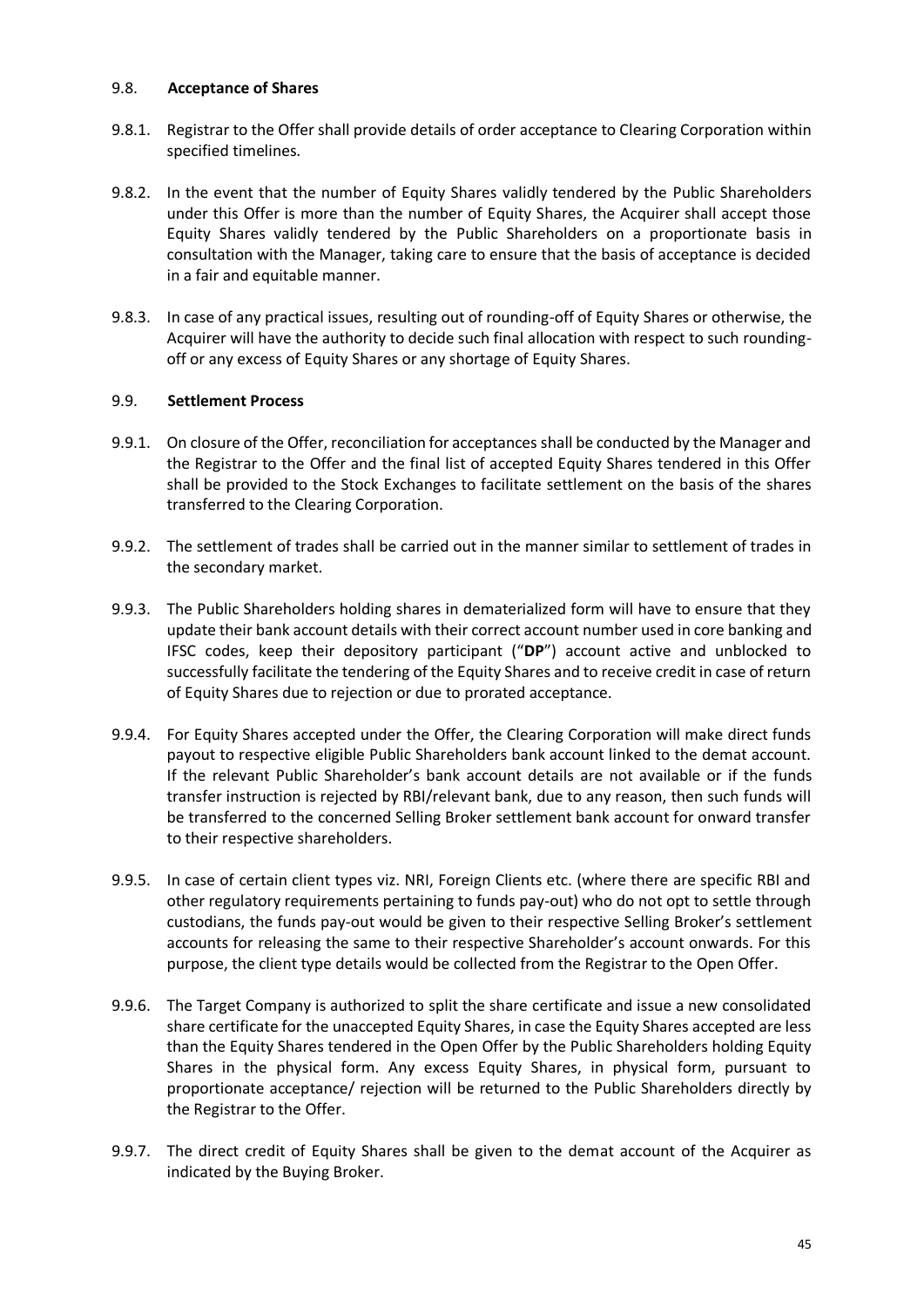### 9.8. **Acceptance of Shares**

9.8.1. Registrar to the Offer shall provide details of order acceptance to Clearing Corporation within specified timelines.

9.8.2. In the event that the number of Equity Shares validly tendered by the Public Shareholders under this Offer is more than the number of Equity Shares, the Acquirer shall accept those Equity Shares validly tendered by the Public Shareholders on a proportionate basis in consultation with the Manager, taking care to ensure that the basis of acceptance is decided in a fair and equitable manner.

9.8.3. In case of any practical issues, resulting out of rounding-off of Equity Shares or otherwise, the Acquirer will have the authority to decide such final allocation with respect to such rounding-off or any excess of Equity Shares or any shortage of Equity Shares.

### 9.9. **Settlement Process**

9.9.1. On closure of the Offer, reconciliation for acceptances shall be conducted by the Manager and the Registrar to the Offer and the final list of accepted Equity Shares tendered in this Offer shall be provided to the Stock Exchanges to facilitate settlement on the basis of the shares transferred to the Clearing Corporation.

9.9.2. The settlement of trades shall be carried out in the manner similar to settlement of trades in the secondary market.

9.9.3. The Public Shareholders holding shares in dematerialized form will have to ensure that they update their bank account details with their correct account number used in core banking and IFSC codes, keep their depository participant ("**DP**") account active and unblocked to successfully facilitate the tendering of the Equity Shares and to receive credit in case of return of Equity Shares due to rejection or due to prorated acceptance.

9.9.4. For Equity Shares accepted under the Offer, the Clearing Corporation will make direct funds payout to respective eligible Public Shareholders bank account linked to the demat account. If the relevant Public Shareholder's bank account details are not available or if the funds transfer instruction is rejected by RBI/relevant bank, due to any reason, then such funds will be transferred to the concerned Selling Broker settlement bank account for onward transfer to their respective shareholders.

9.9.5. In case of certain client types viz. NRI, Foreign Clients etc. (where there are specific RBI and other regulatory requirements pertaining to funds pay-out) who do not opt to settle through custodians, the funds pay-out would be given to their respective Selling Broker's settlement accounts for releasing the same to their respective Shareholder's account onwards. For this purpose, the client type details would be collected from the Registrar to the Open Offer.

9.9.6. The Target Company is authorized to split the share certificate and issue a new consolidated share certificate for the unaccepted Equity Shares, in case the Equity Shares accepted are less than the Equity Shares tendered in the Open Offer by the Public Shareholders holding Equity Shares in the physical form. Any excess Equity Shares, in physical form, pursuant to proportionate acceptance/ rejection will be returned to the Public Shareholders directly by the Registrar to the Offer.

9.9.7. The direct credit of Equity Shares shall be given to the demat account of the Acquirer as indicated by the Buying Broker.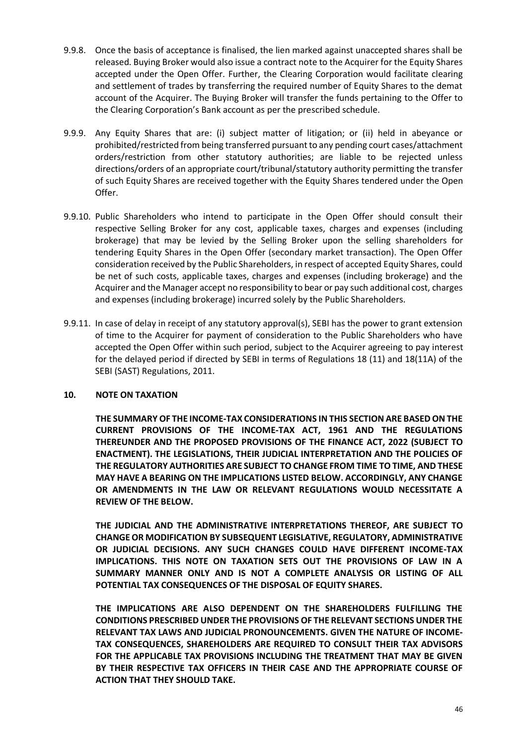9.9.8. Once the basis of acceptance is finalised, the lien marked against unaccepted shares shall be released. Buying Broker would also issue a contract note to the Acquirer for the Equity Shares accepted under the Open Offer. Further, the Clearing Corporation would facilitate clearing and settlement of trades by transferring the required number of Equity Shares to the demat account of the Acquirer. The Buying Broker will transfer the funds pertaining to the Offer to the Clearing Corporation's Bank account as per the prescribed schedule.

9.9.9. Any Equity Shares that are: (i) subject matter of litigation; or (ii) held in abeyance or prohibited/restricted from being transferred pursuant to any pending court cases/attachment orders/restriction from other statutory authorities; are liable to be rejected unless directions/orders of an appropriate court/tribunal/statutory authority permitting the transfer of such Equity Shares are received together with the Equity Shares tendered under the Open Offer.

9.9.10. Public Shareholders who intend to participate in the Open Offer should consult their respective Selling Broker for any cost, applicable taxes, charges and expenses (including brokerage) that may be levied by the Selling Broker upon the selling shareholders for tendering Equity Shares in the Open Offer (secondary market transaction). The Open Offer consideration received by the Public Shareholders, in respect of accepted Equity Shares, could be net of such costs, applicable taxes, charges and expenses (including brokerage) and the Acquirer and the Manager accept no responsibility to bear or pay such additional cost, charges and expenses (including brokerage) incurred solely by the Public Shareholders.

9.9.11. In case of delay in receipt of any statutory approval(s), SEBI has the power to grant extension of time to the Acquirer for payment of consideration to the Public Shareholders who have accepted the Open Offer within such period, subject to the Acquirer agreeing to pay interest for the delayed period if directed by SEBI in terms of Regulations 18 (11) and 18(11A) of the SEBI (SAST) Regulations, 2011.

## 10. NOTE ON TAXATION

**THE SUMMARY OF THE INCOME-TAX CONSIDERATIONS IN THIS SECTION ARE BASED ON THE CURRENT PROVISIONS OF THE INCOME-TAX ACT, 1961 AND THE REGULATIONS THEREUNDER AND THE PROPOSED PROVISIONS OF THE FINANCE ACT, 2022 (SUBJECT TO ENACTMENT). THE LEGISLATIONS, THEIR JUDICIAL INTERPRETATION AND THE POLICIES OF THE REGULATORY AUTHORITIES ARE SUBJECT TO CHANGE FROM TIME TO TIME, AND THESE MAY HAVE A BEARING ON THE IMPLICATIONS LISTED BELOW. ACCORDINGLY, ANY CHANGE OR AMENDMENTS IN THE LAW OR RELEVANT REGULATIONS WOULD NECESSITATE A REVIEW OF THE BELOW.**

**THE JUDICIAL AND THE ADMINISTRATIVE INTERPRETATIONS THEREOF, ARE SUBJECT TO CHANGE OR MODIFICATION BY SUBSEQUENT LEGISLATIVE, REGULATORY, ADMINISTRATIVE OR JUDICIAL DECISIONS. ANY SUCH CHANGES COULD HAVE DIFFERENT INCOME-TAX IMPLICATIONS. THIS NOTE ON TAXATION SETS OUT THE PROVISIONS OF LAW IN A SUMMARY MANNER ONLY AND IS NOT A COMPLETE ANALYSIS OR LISTING OF ALL POTENTIAL TAX CONSEQUENCES OF THE DISPOSAL OF EQUITY SHARES.**

**THE IMPLICATIONS ARE ALSO DEPENDENT ON THE SHAREHOLDERS FULFILLING THE CONDITIONS PRESCRIBED UNDER THE PROVISIONS OF THE RELEVANT SECTIONS UNDER THE RELEVANT TAX LAWS AND JUDICIAL PRONOUNCEMENTS. GIVEN THE NATURE OF INCOME-TAX CONSEQUENCES, SHAREHOLDERS ARE REQUIRED TO CONSULT THEIR TAX ADVISORS FOR THE APPLICABLE TAX PROVISIONS INCLUDING THE TREATMENT THAT MAY BE GIVEN BY THEIR RESPECTIVE TAX OFFICERS IN THEIR CASE AND THE APPROPRIATE COURSE OF ACTION THAT THEY SHOULD TAKE.**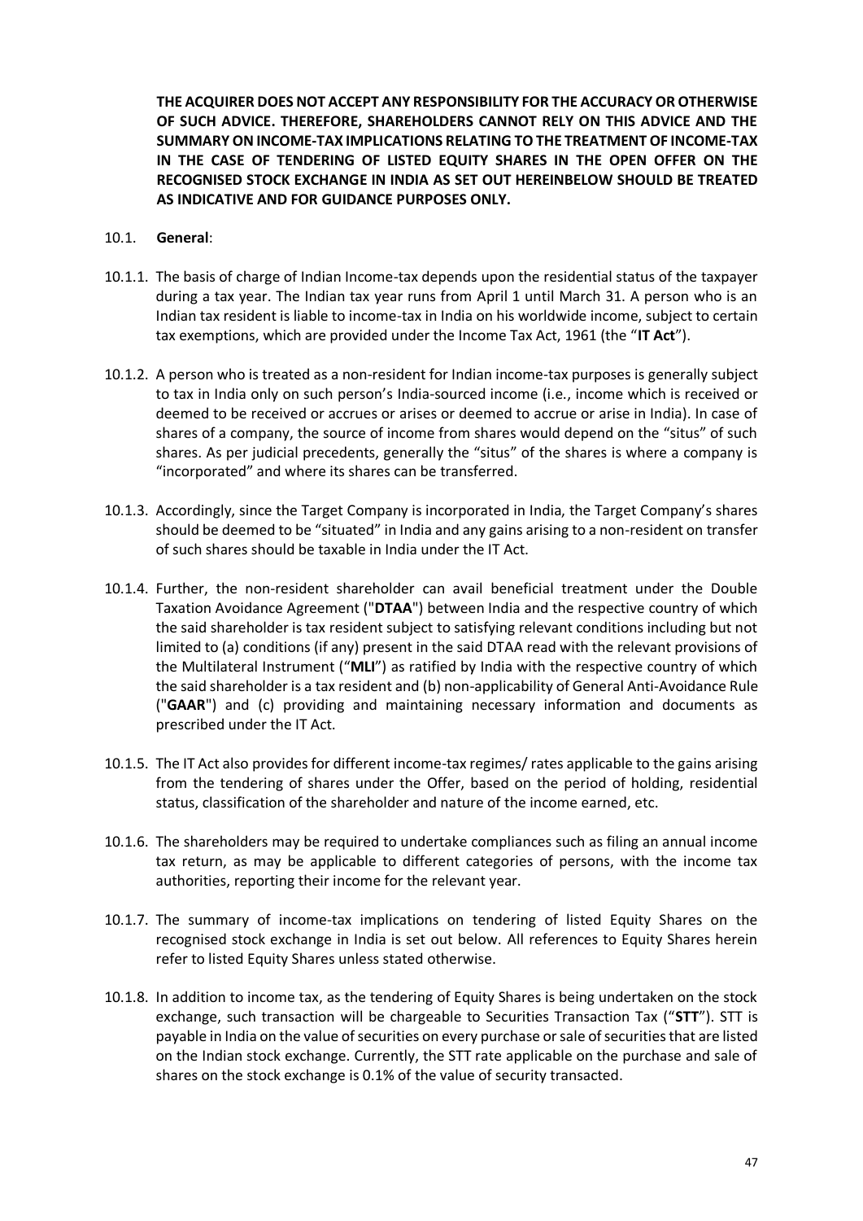**THE ACQUIRER DOES NOT ACCEPT ANY RESPONSIBILITY FOR THE ACCURACY OR OTHERWISE OF SUCH ADVICE. THEREFORE, SHAREHOLDERS CANNOT RELY ON THIS ADVICE AND THE SUMMARY ON INCOME-TAX IMPLICATIONS RELATING TO THE TREATMENT OF INCOME-TAX IN THE CASE OF TENDERING OF LISTED EQUITY SHARES IN THE OPEN OFFER ON THE RECOGNISED STOCK EXCHANGE IN INDIA AS SET OUT HEREINBELOW SHOULD BE TREATED AS INDICATIVE AND FOR GUIDANCE PURPOSES ONLY.**

10.1. **General**:

10.1.1. The basis of charge of Indian Income-tax depends upon the residential status of the taxpayer during a tax year. The Indian tax year runs from April 1 until March 31. A person who is an Indian tax resident is liable to income-tax in India on his worldwide income, subject to certain tax exemptions, which are provided under the Income Tax Act, 1961 (the "**IT Act**").

10.1.2. A person who is treated as a non-resident for Indian income-tax purposes is generally subject to tax in India only on such person's India-sourced income (i.e., income which is received or deemed to be received or accrues or arises or deemed to accrue or arise in India). In case of shares of a company, the source of income from shares would depend on the "situs" of such shares. As per judicial precedents, generally the "situs" of the shares is where a company is "incorporated" and where its shares can be transferred.

10.1.3. Accordingly, since the Target Company is incorporated in India, the Target Company's shares should be deemed to be "situated" in India and any gains arising to a non-resident on transfer of such shares should be taxable in India under the IT Act.

10.1.4. Further, the non-resident shareholder can avail beneficial treatment under the Double Taxation Avoidance Agreement ("**DTAA**") between India and the respective country of which the said shareholder is tax resident subject to satisfying relevant conditions including but not limited to (a) conditions (if any) present in the said DTAA read with the relevant provisions of the Multilateral Instrument ("**MLI**") as ratified by India with the respective country of which the said shareholder is a tax resident and (b) non-applicability of General Anti-Avoidance Rule ("**GAAR**") and (c) providing and maintaining necessary information and documents as prescribed under the IT Act.

10.1.5. The IT Act also provides for different income-tax regimes/ rates applicable to the gains arising from the tendering of shares under the Offer, based on the period of holding, residential status, classification of the shareholder and nature of the income earned, etc.

10.1.6. The shareholders may be required to undertake compliances such as filing an annual income tax return, as may be applicable to different categories of persons, with the income tax authorities, reporting their income for the relevant year.

10.1.7. The summary of income-tax implications on tendering of listed Equity Shares on the recognised stock exchange in India is set out below. All references to Equity Shares herein refer to listed Equity Shares unless stated otherwise.

10.1.8. In addition to income tax, as the tendering of Equity Shares is being undertaken on the stock exchange, such transaction will be chargeable to Securities Transaction Tax ("**STT**"). STT is payable in India on the value of securities on every purchase or sale of securities that are listed on the Indian stock exchange. Currently, the STT rate applicable on the purchase and sale of shares on the stock exchange is 0.1% of the value of security transacted.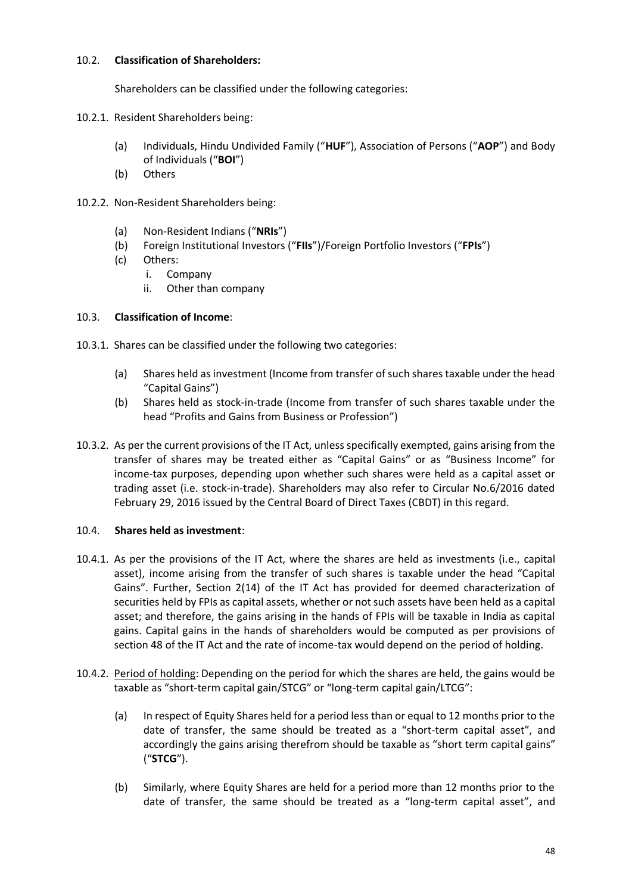### 10.2. **Classification of Shareholders:**

Shareholders can be classified under the following categories:

10.2.1. Resident Shareholders being:

- (a) Individuals, Hindu Undivided Family ("**HUF**"), Association of Persons ("**AOP**") and Body of Individuals ("**BOI**")
- (b) Others

10.2.2. Non-Resident Shareholders being:

- (a) Non-Resident Indians ("**NRIs**")
- (b) Foreign Institutional Investors ("**FIIs**")/Foreign Portfolio Investors ("**FPIs**")
- (c) Others:
  - i. Company
  - ii. Other than company

### 10.3. **Classification of Income**:

10.3.1. Shares can be classified under the following two categories:

- (a) Shares held as investment (Income from transfer of such shares taxable under the head "Capital Gains")
- (b) Shares held as stock-in-trade (Income from transfer of such shares taxable under the head "Profits and Gains from Business or Profession")

10.3.2. As per the current provisions of the IT Act, unless specifically exempted, gains arising from the transfer of shares may be treated either as "Capital Gains" or as "Business Income" for income-tax purposes, depending upon whether such shares were held as a capital asset or trading asset (i.e. stock-in-trade). Shareholders may also refer to Circular No.6/2016 dated February 29, 2016 issued by the Central Board of Direct Taxes (CBDT) in this regard.

### 10.4. **Shares held as investment**:

10.4.1. As per the provisions of the IT Act, where the shares are held as investments (i.e., capital asset), income arising from the transfer of such shares is taxable under the head "Capital Gains". Further, Section 2(14) of the IT Act has provided for deemed characterization of securities held by FPIs as capital assets, whether or not such assets have been held as a capital asset; and therefore, the gains arising in the hands of FPIs will be taxable in India as capital gains. Capital gains in the hands of shareholders would be computed as per provisions of section 48 of the IT Act and the rate of income-tax would depend on the period of holding.

10.4.2. Period of holding: Depending on the period for which the shares are held, the gains would be taxable as "short-term capital gain/STCG" or "long-term capital gain/LTCG":

- (a) In respect of Equity Shares held for a period less than or equal to 12 months prior to the date of transfer, the same should be treated as a "short-term capital asset", and accordingly the gains arising therefrom should be taxable as "short term capital gains" ("**STCG**").
- (b) Similarly, where Equity Shares are held for a period more than 12 months prior to the date of transfer, the same should be treated as a "long-term capital asset", and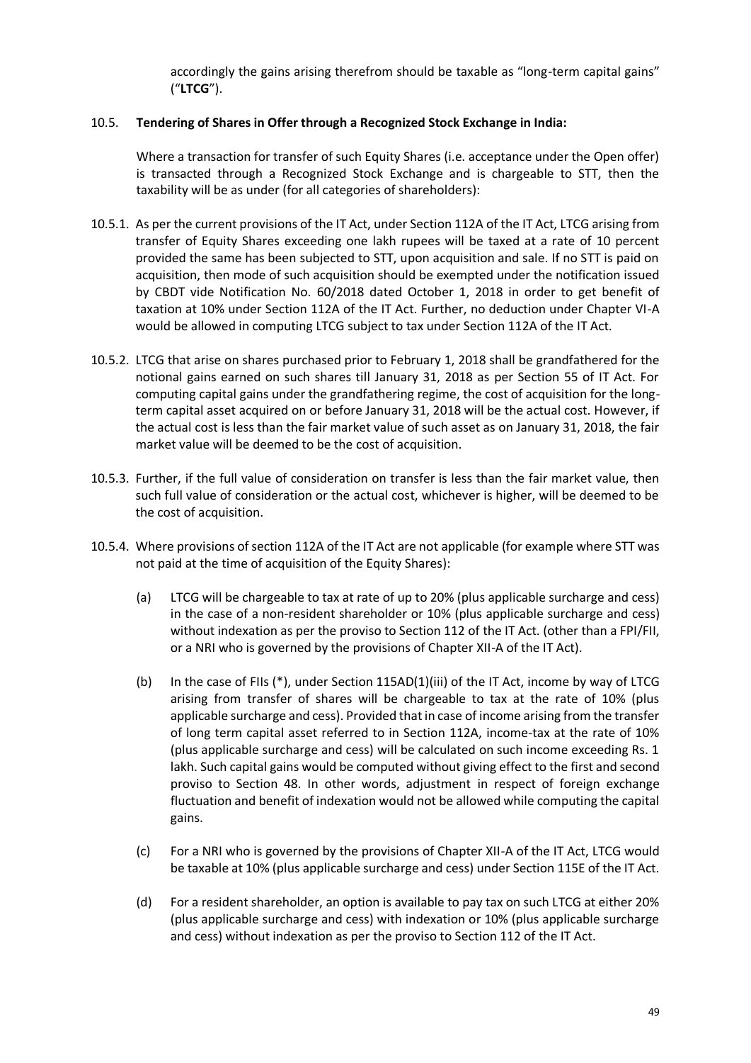accordingly the gains arising therefrom should be taxable as "long-term capital gains" ("**LTCG**").

10.5. **Tendering of Shares in Offer through a Recognized Stock Exchange in India:**

Where a transaction for transfer of such Equity Shares (i.e. acceptance under the Open offer) is transacted through a Recognized Stock Exchange and is chargeable to STT, then the taxability will be as under (for all categories of shareholders):

10.5.1. As per the current provisions of the IT Act, under Section 112A of the IT Act, LTCG arising from transfer of Equity Shares exceeding one lakh rupees will be taxed at a rate of 10 percent provided the same has been subjected to STT, upon acquisition and sale. If no STT is paid on acquisition, then mode of such acquisition should be exempted under the notification issued by CBDT vide Notification No. 60/2018 dated October 1, 2018 in order to get benefit of taxation at 10% under Section 112A of the IT Act. Further, no deduction under Chapter VI-A would be allowed in computing LTCG subject to tax under Section 112A of the IT Act.

10.5.2. LTCG that arise on shares purchased prior to February 1, 2018 shall be grandfathered for the notional gains earned on such shares till January 31, 2018 as per Section 55 of IT Act. For computing capital gains under the grandfathering regime, the cost of acquisition for the long-term capital asset acquired on or before January 31, 2018 will be the actual cost. However, if the actual cost is less than the fair market value of such asset as on January 31, 2018, the fair market value will be deemed to be the cost of acquisition.

10.5.3. Further, if the full value of consideration on transfer is less than the fair market value, then such full value of consideration or the actual cost, whichever is higher, will be deemed to be the cost of acquisition.

10.5.4. Where provisions of section 112A of the IT Act are not applicable (for example where STT was not paid at the time of acquisition of the Equity Shares):

(a) LTCG will be chargeable to tax at rate of up to 20% (plus applicable surcharge and cess) in the case of a non-resident shareholder or 10% (plus applicable surcharge and cess) without indexation as per the proviso to Section 112 of the IT Act. (other than a FPI/FII, or a NRI who is governed by the provisions of Chapter XII-A of the IT Act).

(b) In the case of FIIs (*), under Section 115AD(1)(iii) of the IT Act, income by way of LTCG arising from transfer of shares will be chargeable to tax at the rate of 10% (plus applicable surcharge and cess). Provided that in case of income arising from the transfer of long term capital asset referred to in Section 112A, income-tax at the rate of 10% (plus applicable surcharge and cess) will be calculated on such income exceeding Rs. 1 lakh. Such capital gains would be computed without giving effect to the first and second proviso to Section 48. In other words, adjustment in respect of foreign exchange fluctuation and benefit of indexation would not be allowed while computing the capital gains.

(c) For a NRI who is governed by the provisions of Chapter XII-A of the IT Act, LTCG would be taxable at 10% (plus applicable surcharge and cess) under Section 115E of the IT Act.

(d) For a resident shareholder, an option is available to pay tax on such LTCG at either 20% (plus applicable surcharge and cess) with indexation or 10% (plus applicable surcharge and cess) without indexation as per the proviso to Section 112 of the IT Act.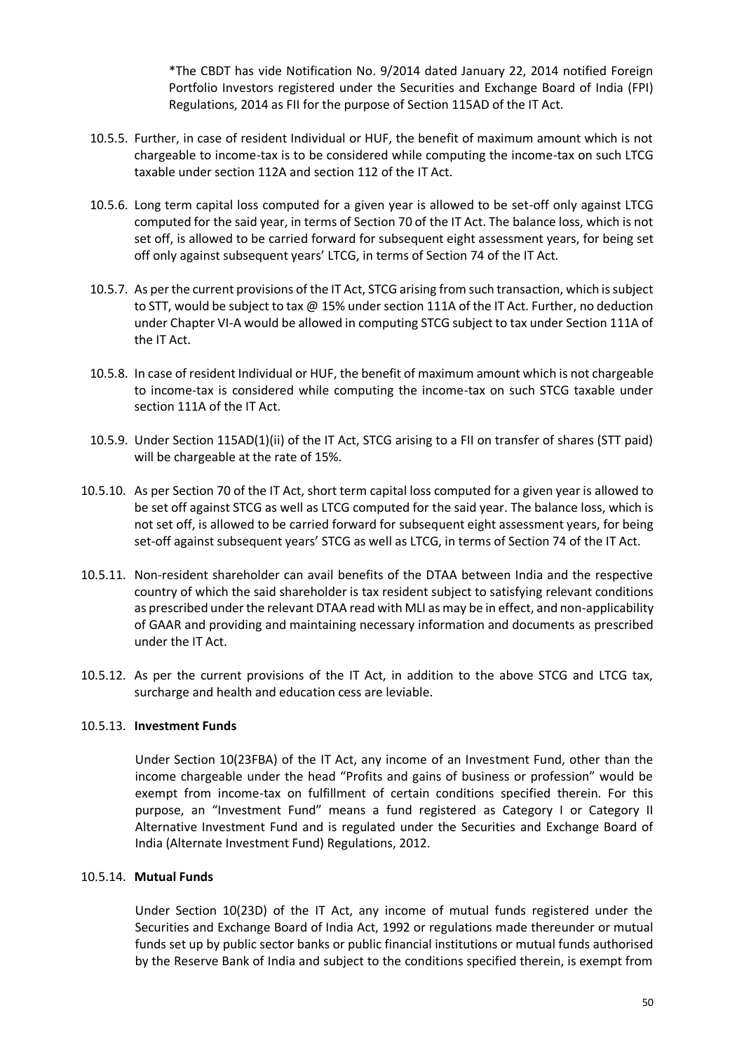*The CBDT has vide Notification No. 9/2014 dated January 22, 2014 notified Foreign Portfolio Investors registered under the Securities and Exchange Board of India (FPI) Regulations, 2014 as FII for the purpose of Section 115AD of the IT Act.

10.5.5. Further, in case of resident Individual or HUF, the benefit of maximum amount which is not chargeable to income-tax is to be considered while computing the income-tax on such LTCG taxable under section 112A and section 112 of the IT Act.

10.5.6. Long term capital loss computed for a given year is allowed to be set-off only against LTCG computed for the said year, in terms of Section 70 of the IT Act. The balance loss, which is not set off, is allowed to be carried forward for subsequent eight assessment years, for being set off only against subsequent years' LTCG, in terms of Section 74 of the IT Act.

10.5.7. As per the current provisions of the IT Act, STCG arising from such transaction, which is subject to STT, would be subject to tax @ 15% under section 111A of the IT Act. Further, no deduction under Chapter VI-A would be allowed in computing STCG subject to tax under Section 111A of the IT Act.

10.5.8. In case of resident Individual or HUF, the benefit of maximum amount which is not chargeable to income-tax is considered while computing the income-tax on such STCG taxable under section 111A of the IT Act.

10.5.9. Under Section 115AD(1)(ii) of the IT Act, STCG arising to a FII on transfer of shares (STT paid) will be chargeable at the rate of 15%.

10.5.10. As per Section 70 of the IT Act, short term capital loss computed for a given year is allowed to be set off against STCG as well as LTCG computed for the said year. The balance loss, which is not set off, is allowed to be carried forward for subsequent eight assessment years, for being set-off against subsequent years' STCG as well as LTCG, in terms of Section 74 of the IT Act.

10.5.11. Non-resident shareholder can avail benefits of the DTAA between India and the respective country of which the said shareholder is tax resident subject to satisfying relevant conditions as prescribed under the relevant DTAA read with MLI as may be in effect, and non-applicability of GAAR and providing and maintaining necessary information and documents as prescribed under the IT Act.

10.5.12. As per the current provisions of the IT Act, in addition to the above STCG and LTCG tax, surcharge and health and education cess are leviable.

10.5.13. **Investment Funds**

Under Section 10(23FBA) of the IT Act, any income of an Investment Fund, other than the income chargeable under the head "Profits and gains of business or profession" would be exempt from income-tax on fulfillment of certain conditions specified therein. For this purpose, an "Investment Fund" means a fund registered as Category I or Category II Alternative Investment Fund and is regulated under the Securities and Exchange Board of India (Alternate Investment Fund) Regulations, 2012.

10.5.14. **Mutual Funds**

Under Section 10(23D) of the IT Act, any income of mutual funds registered under the Securities and Exchange Board of India Act, 1992 or regulations made thereunder or mutual funds set up by public sector banks or public financial institutions or mutual funds authorised by the Reserve Bank of India and subject to the conditions specified therein, is exempt from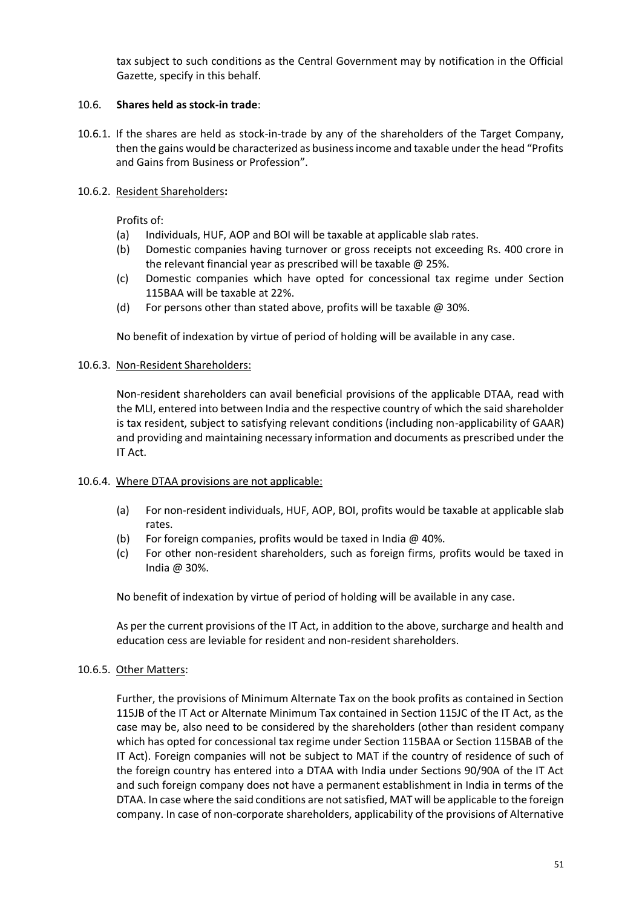tax subject to such conditions as the Central Government may by notification in the Official Gazette, specify in this behalf.

10.6. **Shares held as stock-in trade**:

10.6.1. If the shares are held as stock-in-trade by any of the shareholders of the Target Company, then the gains would be characterized as business income and taxable under the head "Profits and Gains from Business or Profession".

10.6.2. Resident Shareholders**:**

Profits of:

(a) Individuals, HUF, AOP and BOI will be taxable at applicable slab rates.

(b) Domestic companies having turnover or gross receipts not exceeding Rs. 400 crore in the relevant financial year as prescribed will be taxable @ 25%.

(c) Domestic companies which have opted for concessional tax regime under Section 115BAA will be taxable at 22%.

(d) For persons other than stated above, profits will be taxable @ 30%.

No benefit of indexation by virtue of period of holding will be available in any case.

10.6.3. Non-Resident Shareholders:

Non-resident shareholders can avail beneficial provisions of the applicable DTAA, read with the MLI, entered into between India and the respective country of which the said shareholder is tax resident, subject to satisfying relevant conditions (including non-applicability of GAAR) and providing and maintaining necessary information and documents as prescribed under the IT Act.

10.6.4. Where DTAA provisions are not applicable:

(a) For non-resident individuals, HUF, AOP, BOI, profits would be taxable at applicable slab rates.

(b) For foreign companies, profits would be taxed in India @ 40%.

(c) For other non-resident shareholders, such as foreign firms, profits would be taxed in India @ 30%.

No benefit of indexation by virtue of period of holding will be available in any case.

As per the current provisions of the IT Act, in addition to the above, surcharge and health and education cess are leviable for resident and non-resident shareholders.

10.6.5. Other Matters:

Further, the provisions of Minimum Alternate Tax on the book profits as contained in Section 115JB of the IT Act or Alternate Minimum Tax contained in Section 115JC of the IT Act, as the case may be, also need to be considered by the shareholders (other than resident company which has opted for concessional tax regime under Section 115BAA or Section 115BAB of the IT Act). Foreign companies will not be subject to MAT if the country of residence of such of the foreign country has entered into a DTAA with India under Sections 90/90A of the IT Act and such foreign company does not have a permanent establishment in India in terms of the DTAA. In case where the said conditions are not satisfied, MAT will be applicable to the foreign company. In case of non-corporate shareholders, applicability of the provisions of Alternative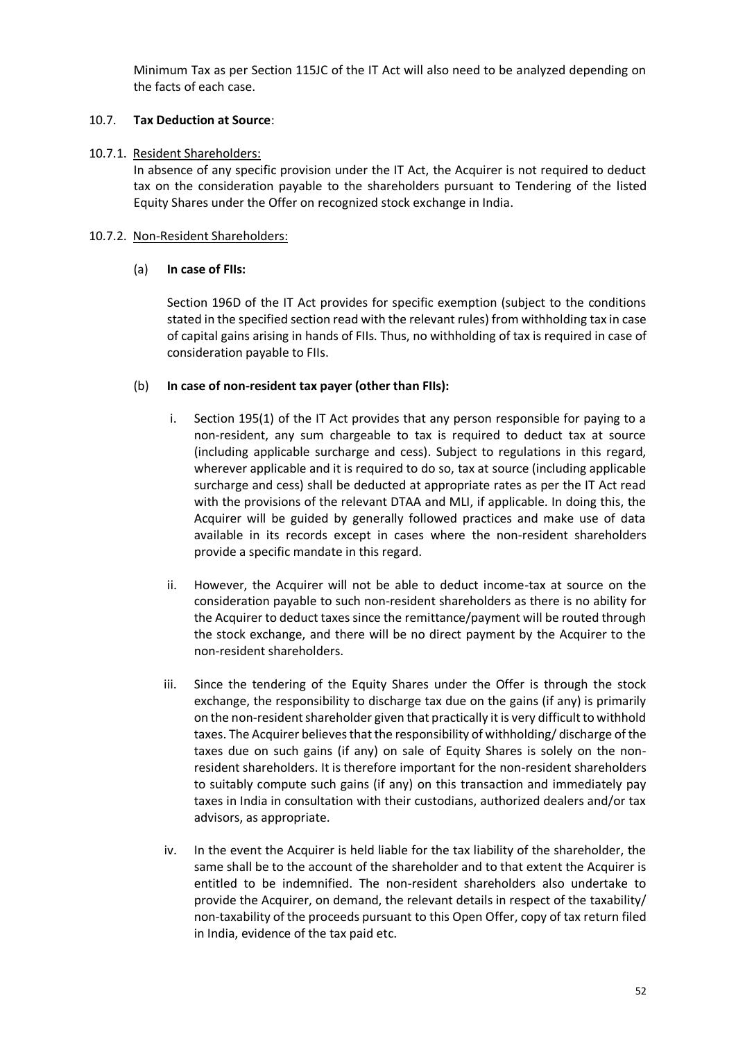Minimum Tax as per Section 115JC of the IT Act will also need to be analyzed depending on the facts of each case.

10.7. **Tax Deduction at Source**:

10.7.1. Resident Shareholders:

In absence of any specific provision under the IT Act, the Acquirer is not required to deduct tax on the consideration payable to the shareholders pursuant to Tendering of the listed Equity Shares under the Offer on recognized stock exchange in India.

10.7.2. Non-Resident Shareholders:

(a) **In case of FIIs:**

Section 196D of the IT Act provides for specific exemption (subject to the conditions stated in the specified section read with the relevant rules) from withholding tax in case of capital gains arising in hands of FIIs. Thus, no withholding of tax is required in case of consideration payable to FIIs.

(b) **In case of non-resident tax payer (other than FIIs):**

i. Section 195(1) of the IT Act provides that any person responsible for paying to a non-resident, any sum chargeable to tax is required to deduct tax at source (including applicable surcharge and cess). Subject to regulations in this regard, wherever applicable and it is required to do so, tax at source (including applicable surcharge and cess) shall be deducted at appropriate rates as per the IT Act read with the provisions of the relevant DTAA and MLI, if applicable. In doing this, the Acquirer will be guided by generally followed practices and make use of data available in its records except in cases where the non-resident shareholders provide a specific mandate in this regard.

ii. However, the Acquirer will not be able to deduct income-tax at source on the consideration payable to such non-resident shareholders as there is no ability for the Acquirer to deduct taxes since the remittance/payment will be routed through the stock exchange, and there will be no direct payment by the Acquirer to the non-resident shareholders.

iii. Since the tendering of the Equity Shares under the Offer is through the stock exchange, the responsibility to discharge tax due on the gains (if any) is primarily on the non-resident shareholder given that practically it is very difficult to withhold taxes. The Acquirer believes that the responsibility of withholding/ discharge of the taxes due on such gains (if any) on sale of Equity Shares is solely on the non-resident shareholders. It is therefore important for the non-resident shareholders to suitably compute such gains (if any) on this transaction and immediately pay taxes in India in consultation with their custodians, authorized dealers and/or tax advisors, as appropriate.

iv. In the event the Acquirer is held liable for the tax liability of the shareholder, the same shall be to the account of the shareholder and to that extent the Acquirer is entitled to be indemnified. The non-resident shareholders also undertake to provide the Acquirer, on demand, the relevant details in respect of the taxability/ non-taxability of the proceeds pursuant to this Open Offer, copy of tax return filed in India, evidence of the tax paid etc.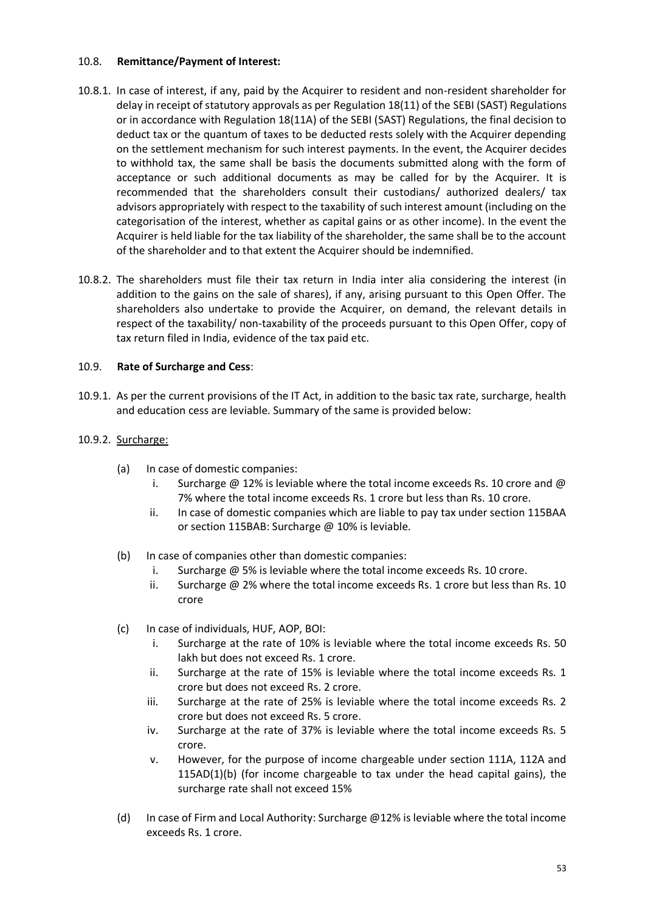### 10.8. Remittance/Payment of Interest:

10.8.1. In case of interest, if any, paid by the Acquirer to resident and non-resident shareholder for delay in receipt of statutory approvals as per Regulation 18(11) of the SEBI (SAST) Regulations or in accordance with Regulation 18(11A) of the SEBI (SAST) Regulations, the final decision to deduct tax or the quantum of taxes to be deducted rests solely with the Acquirer depending on the settlement mechanism for such interest payments. In the event, the Acquirer decides to withhold tax, the same shall be basis the documents submitted along with the form of acceptance or such additional documents as may be called for by the Acquirer. It is recommended that the shareholders consult their custodians/ authorized dealers/ tax advisors appropriately with respect to the taxability of such interest amount (including on the categorisation of the interest, whether as capital gains or as other income). In the event the Acquirer is held liable for the tax liability of the shareholder, the same shall be to the account of the shareholder and to that extent the Acquirer should be indemnified.

10.8.2. The shareholders must file their tax return in India inter alia considering the interest (in addition to the gains on the sale of shares), if any, arising pursuant to this Open Offer. The shareholders also undertake to provide the Acquirer, on demand, the relevant details in respect of the taxability/ non-taxability of the proceeds pursuant to this Open Offer, copy of tax return filed in India, evidence of the tax paid etc.

### 10.9. Rate of Surcharge and Cess:

10.9.1. As per the current provisions of the IT Act, in addition to the basic tax rate, surcharge, health and education cess are leviable. Summary of the same is provided below:

10.9.2. <u>Surcharge:</u>

(a) In case of domestic companies:
   i. Surcharge @ 12% is leviable where the total income exceeds Rs. 10 crore and @ 7% where the total income exceeds Rs. 1 crore but less than Rs. 10 crore.
   ii. In case of domestic companies which are liable to pay tax under section 115BAA or section 115BAB: Surcharge @ 10% is leviable.

(b) In case of companies other than domestic companies:
   i. Surcharge @ 5% is leviable where the total income exceeds Rs. 10 crore.
   ii. Surcharge @ 2% where the total income exceeds Rs. 1 crore but less than Rs. 10 crore

(c) In case of individuals, HUF, AOP, BOI:
   i. Surcharge at the rate of 10% is leviable where the total income exceeds Rs. 50 lakh but does not exceed Rs. 1 crore.
   ii. Surcharge at the rate of 15% is leviable where the total income exceeds Rs. 1 crore but does not exceed Rs. 2 crore.
   iii. Surcharge at the rate of 25% is leviable where the total income exceeds Rs. 2 crore but does not exceed Rs. 5 crore.
   iv. Surcharge at the rate of 37% is leviable where the total income exceeds Rs. 5 crore.
   v. However, for the purpose of income chargeable under section 111A, 112A and 115AD(1)(b) (for income chargeable to tax under the head capital gains), the surcharge rate shall not exceed 15%

(d) In case of Firm and Local Authority: Surcharge @12% is leviable where the total income exceeds Rs. 1 crore.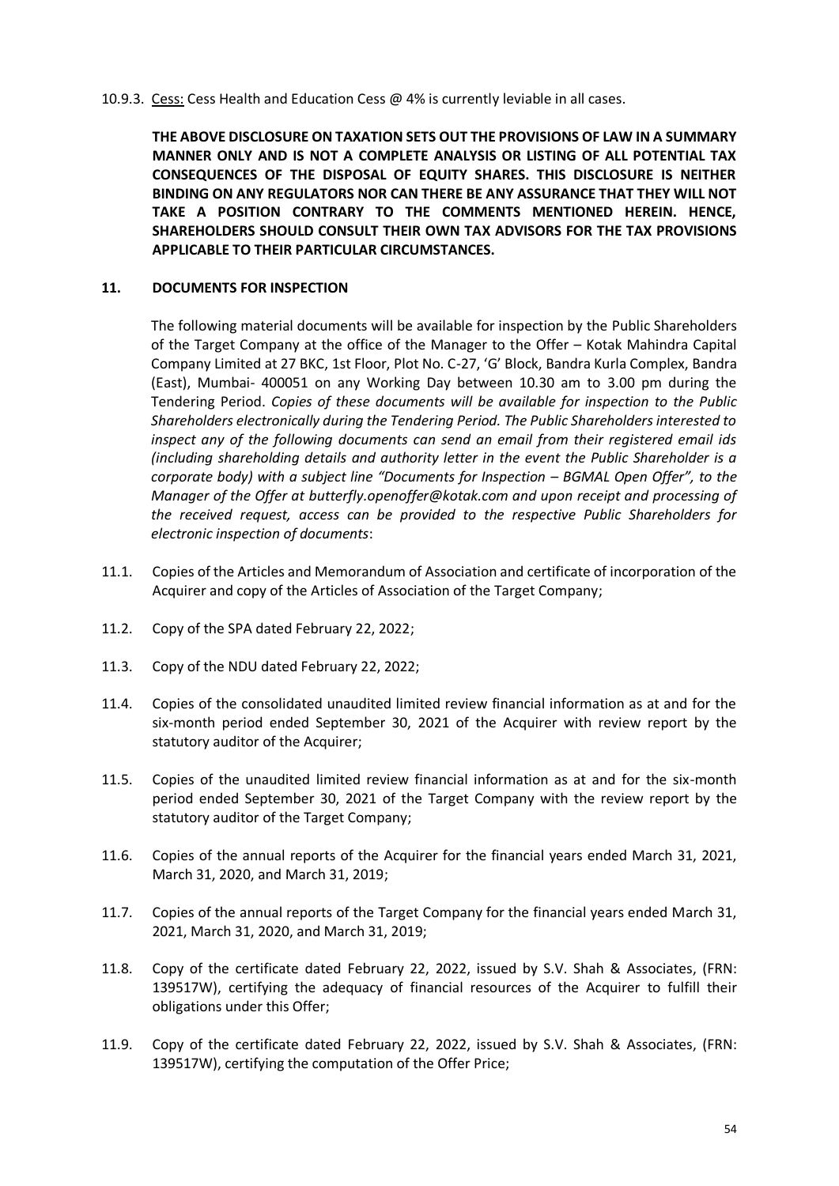10.9.3. Cess: Cess Health and Education Cess @ 4% is currently leviable in all cases.

**THE ABOVE DISCLOSURE ON TAXATION SETS OUT THE PROVISIONS OF LAW IN A SUMMARY MANNER ONLY AND IS NOT A COMPLETE ANALYSIS OR LISTING OF ALL POTENTIAL TAX CONSEQUENCES OF THE DISPOSAL OF EQUITY SHARES. THIS DISCLOSURE IS NEITHER BINDING ON ANY REGULATORS NOR CAN THERE BE ANY ASSURANCE THAT THEY WILL NOT TAKE A POSITION CONTRARY TO THE COMMENTS MENTIONED HEREIN. HENCE, SHAREHOLDERS SHOULD CONSULT THEIR OWN TAX ADVISORS FOR THE TAX PROVISIONS APPLICABLE TO THEIR PARTICULAR CIRCUMSTANCES.**

## 11. DOCUMENTS FOR INSPECTION

The following material documents will be available for inspection by the Public Shareholders of the Target Company at the office of the Manager to the Offer – Kotak Mahindra Capital Company Limited at 27 BKC, 1st Floor, Plot No. C-27, 'G' Block, Bandra Kurla Complex, Bandra (East), Mumbai- 400051 on any Working Day between 10.30 am to 3.00 pm during the Tendering Period. *Copies of these documents will be available for inspection to the Public Shareholders electronically during the Tendering Period. The Public Shareholders interested to inspect any of the following documents can send an email from their registered email ids (including shareholding details and authority letter in the event the Public Shareholder is a corporate body) with a subject line "Documents for Inspection – BGMAL Open Offer", to the Manager of the Offer at butterfly.openoffer@kotak.com and upon receipt and processing of the received request, access can be provided to the respective Public Shareholders for electronic inspection of documents*:

11.1. Copies of the Articles and Memorandum of Association and certificate of incorporation of the Acquirer and copy of the Articles of Association of the Target Company;

11.2. Copy of the SPA dated February 22, 2022;

11.3. Copy of the NDU dated February 22, 2022;

11.4. Copies of the consolidated unaudited limited review financial information as at and for the six-month period ended September 30, 2021 of the Acquirer with review report by the statutory auditor of the Acquirer;

11.5. Copies of the unaudited limited review financial information as at and for the six-month period ended September 30, 2021 of the Target Company with the review report by the statutory auditor of the Target Company;

11.6. Copies of the annual reports of the Acquirer for the financial years ended March 31, 2021, March 31, 2020, and March 31, 2019;

11.7. Copies of the annual reports of the Target Company for the financial years ended March 31, 2021, March 31, 2020, and March 31, 2019;

11.8. Copy of the certificate dated February 22, 2022, issued by S.V. Shah & Associates, (FRN: 139517W), certifying the adequacy of financial resources of the Acquirer to fulfill their obligations under this Offer;

11.9. Copy of the certificate dated February 22, 2022, issued by S.V. Shah & Associates, (FRN: 139517W), certifying the computation of the Offer Price;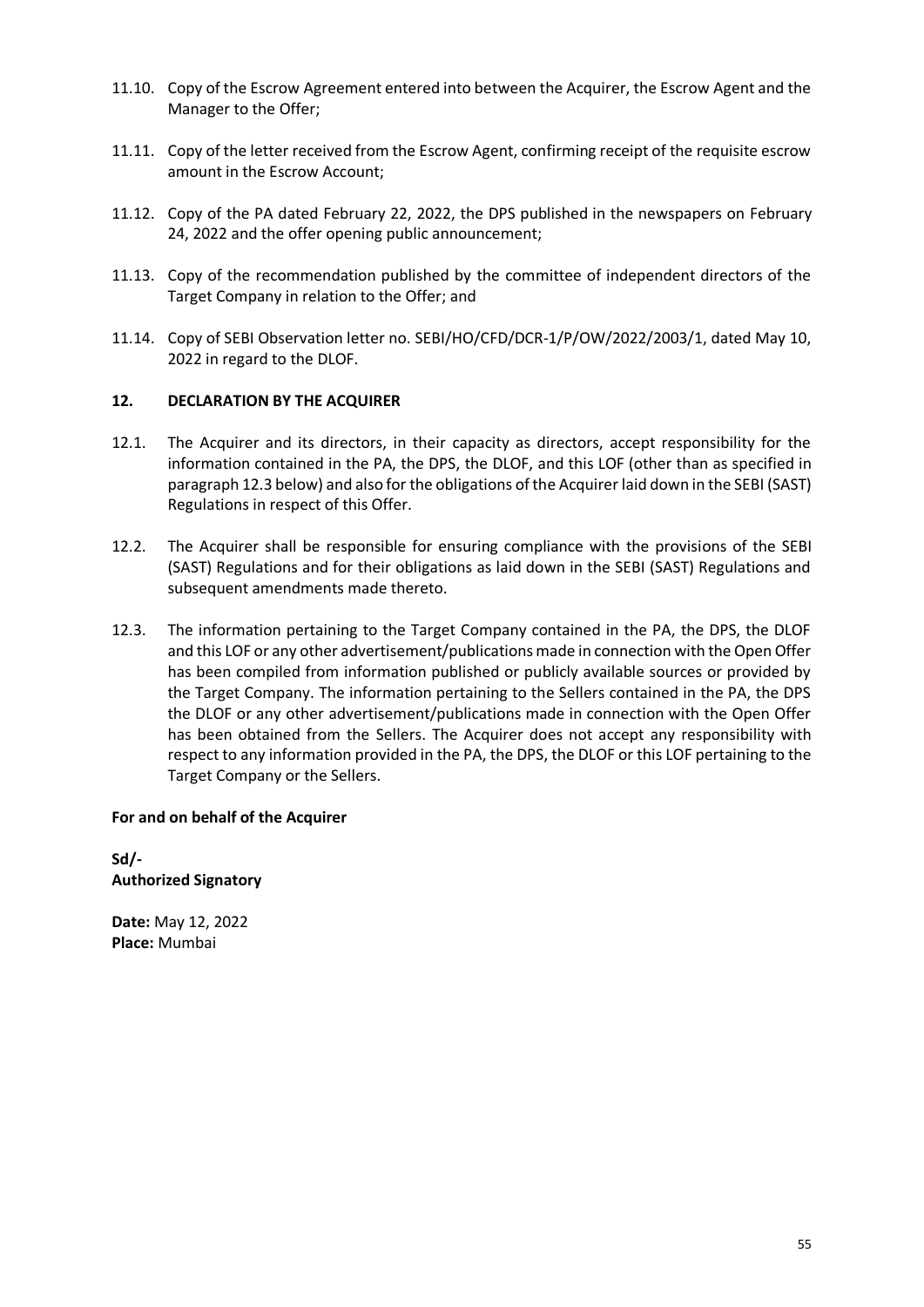11.10. Copy of the Escrow Agreement entered into between the Acquirer, the Escrow Agent and the Manager to the Offer;

11.11. Copy of the letter received from the Escrow Agent, confirming receipt of the requisite escrow amount in the Escrow Account;

11.12. Copy of the PA dated February 22, 2022, the DPS published in the newspapers on February 24, 2022 and the offer opening public announcement;

11.13. Copy of the recommendation published by the committee of independent directors of the Target Company in relation to the Offer; and

11.14. Copy of SEBI Observation letter no. SEBI/HO/CFD/DCR-1/P/OW/2022/2003/1, dated May 10, 2022 in regard to the DLOF.

## 12. DECLARATION BY THE ACQUIRER

12.1. The Acquirer and its directors, in their capacity as directors, accept responsibility for the information contained in the PA, the DPS, the DLOF, and this LOF (other than as specified in paragraph 12.3 below) and also for the obligations of the Acquirer laid down in the SEBI (SAST) Regulations in respect of this Offer.

12.2. The Acquirer shall be responsible for ensuring compliance with the provisions of the SEBI (SAST) Regulations and for their obligations as laid down in the SEBI (SAST) Regulations and subsequent amendments made thereto.

12.3. The information pertaining to the Target Company contained in the PA, the DPS, the DLOF and this LOF or any other advertisement/publications made in connection with the Open Offer has been compiled from information published or publicly available sources or provided by the Target Company. The information pertaining to the Sellers contained in the PA, the DPS the DLOF or any other advertisement/publications made in connection with the Open Offer has been obtained from the Sellers. The Acquirer does not accept any responsibility with respect to any information provided in the PA, the DPS, the DLOF or this LOF pertaining to the Target Company or the Sellers.

**For and on behalf of the Acquirer**

**Sd/-**
**Authorized Signatory**

**Date:** May 12, 2022
**Place:** Mumbai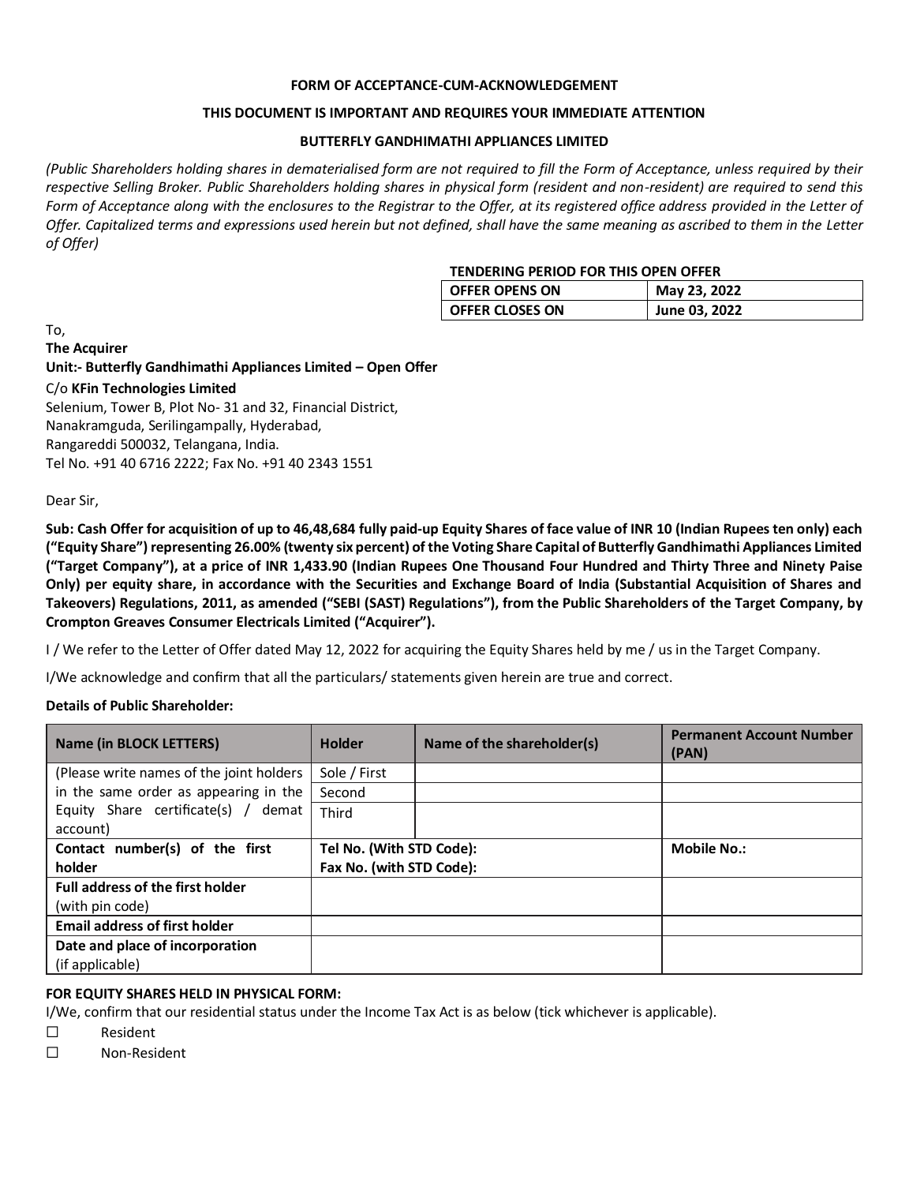**FORM OF ACCEPTANCE-CUM-ACKNOWLEDGEMENT**

**THIS DOCUMENT IS IMPORTANT AND REQUIRES YOUR IMMEDIATE ATTENTION**

**BUTTERFLY GANDHIMATHI APPLIANCES LIMITED**

*(Public Shareholders holding shares in dematerialised form are not required to fill the Form of Acceptance, unless required by their respective Selling Broker. Public Shareholders holding shares in physical form (resident and non-resident) are required to send this Form of Acceptance along with the enclosures to the Registrar to the Offer, at its registered office address provided in the Letter of Offer. Capitalized terms and expressions used herein but not defined, shall have the same meaning as ascribed to them in the Letter of Offer)*

| TENDERING PERIOD FOR THIS OPEN OFFER | |
|---|---|
| **OFFER OPENS ON** | **May 23, 2022** |
| **OFFER CLOSES ON** | **June 03, 2022** |

To,
**The Acquirer**
**Unit:- Butterfly Gandhimathi Appliances Limited – Open Offer**
C/o **KFin Technologies Limited**
Selenium, Tower B, Plot No- 31 and 32, Financial District,
Nanakramguda, Serilingampally, Hyderabad,
Rangareddi 500032, Telangana, India.
Tel No. +91 40 6716 2222; Fax No. +91 40 2343 1551

Dear Sir,

**Sub: Cash Offer for acquisition of up to 46,48,684 fully paid-up Equity Shares of face value of INR 10 (Indian Rupees ten only) each ("Equity Share") representing 26.00% (twenty six percent) of the Voting Share Capital of Butterfly Gandhimathi Appliances Limited ("Target Company"), at a price of INR 1,433.90 (Indian Rupees One Thousand Four Hundred and Thirty Three and Ninety Paise Only) per equity share, in accordance with the Securities and Exchange Board of India (Substantial Acquisition of Shares and Takeovers) Regulations, 2011, as amended ("SEBI (SAST) Regulations"), from the Public Shareholders of the Target Company, by Crompton Greaves Consumer Electricals Limited ("Acquirer").**

I / We refer to the Letter of Offer dated May 12, 2022 for acquiring the Equity Shares held by me / us in the Target Company.

I/We acknowledge and confirm that all the particulars/ statements given herein are true and correct.

**Details of Public Shareholder:**

| Name (in BLOCK LETTERS) | Holder | Name of the shareholder(s) | Permanent Account Number (PAN) |
|---|---|---|---|
| (Please write names of the joint holders in the same order as appearing in the Equity Share certificate(s) / demat account) | Sole / First | | |
| | Second | | |
| | Third | | |
| **Contact number(s) of the first holder** | **Tel No. (With STD Code):** **Fax No. (with STD Code):** | | **Mobile No.:** |
| **Full address of the first holder** (with pin code) | | | |
| **Email address of first holder** | | | |
| **Date and place of incorporation** (if applicable) | | | |

**FOR EQUITY SHARES HELD IN PHYSICAL FORM:**

I/We, confirm that our residential status under the Income Tax Act is as below (tick whichever is applicable).

☐ Resident

☐ Non-Resident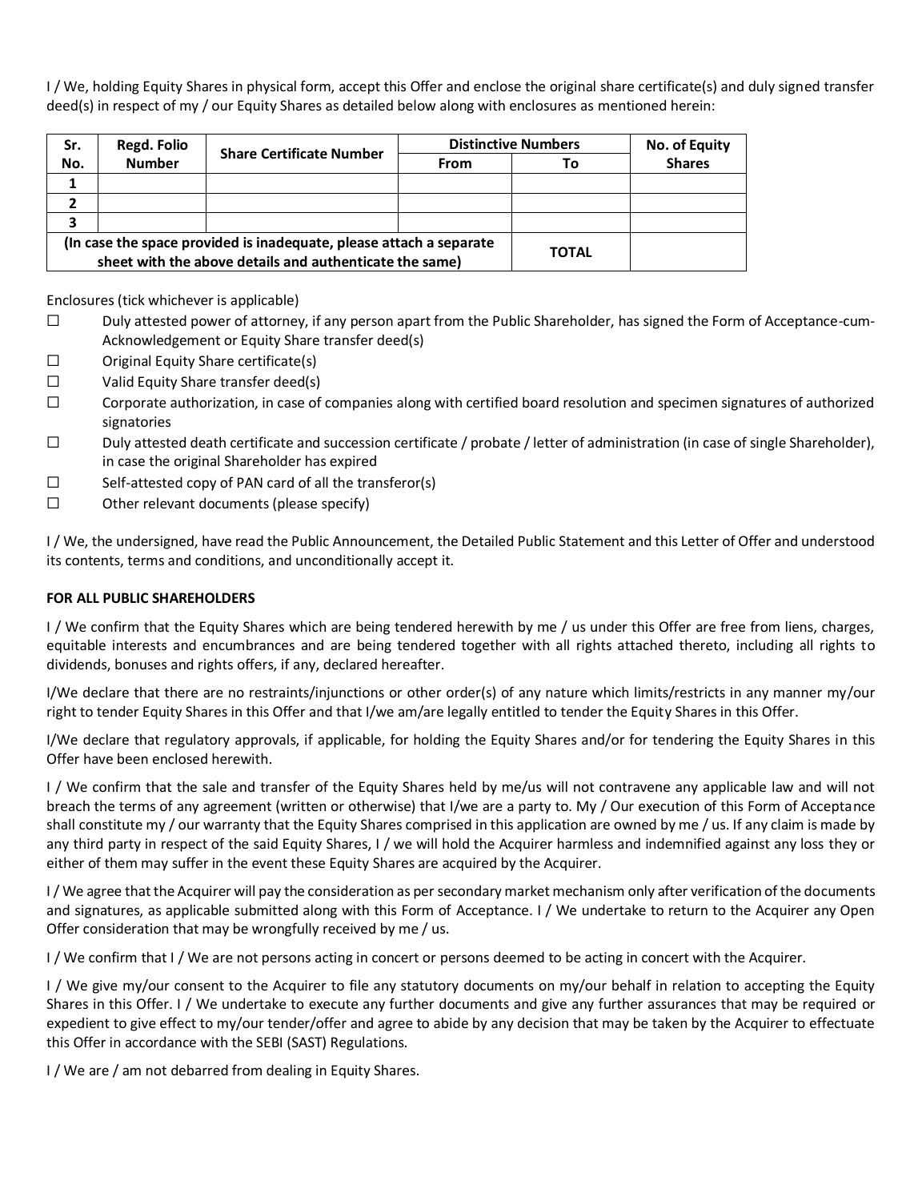I / We, holding Equity Shares in physical form, accept this Offer and enclose the original share certificate(s) and duly signed transfer deed(s) in respect of my / our Equity Shares as detailed below along with enclosures as mentioned herein:

| Sr. No. | Regd. Folio Number | Share Certificate Number | Distinctive Numbers | | No. of Equity Shares |
|---|---|---|---|---|---|
| | | | From | To | |
| 1 | | | | | |
| 2 | | | | | |
| 3 | | | | | |
| (In case the space provided is inadequate, please attach a separate sheet with the above details and authenticate the same) | | | | TOTAL | |

Enclosures (tick whichever is applicable)

- ☐ Duly attested power of attorney, if any person apart from the Public Shareholder, has signed the Form of Acceptance-cum-Acknowledgement or Equity Share transfer deed(s)
- ☐ Original Equity Share certificate(s)
- ☐ Valid Equity Share transfer deed(s)
- ☐ Corporate authorization, in case of companies along with certified board resolution and specimen signatures of authorized signatories
- ☐ Duly attested death certificate and succession certificate / probate / letter of administration (in case of single Shareholder), in case the original Shareholder has expired
- ☐ Self-attested copy of PAN card of all the transferor(s)
- ☐ Other relevant documents (please specify)

I / We, the undersigned, have read the Public Announcement, the Detailed Public Statement and this Letter of Offer and understood its contents, terms and conditions, and unconditionally accept it.

**FOR ALL PUBLIC SHAREHOLDERS**

I / We confirm that the Equity Shares which are being tendered herewith by me / us under this Offer are free from liens, charges, equitable interests and encumbrances and are being tendered together with all rights attached thereto, including all rights to dividends, bonuses and rights offers, if any, declared hereafter.

I/We declare that there are no restraints/injunctions or other order(s) of any nature which limits/restricts in any manner my/our right to tender Equity Shares in this Offer and that I/we am/are legally entitled to tender the Equity Shares in this Offer.

I/We declare that regulatory approvals, if applicable, for holding the Equity Shares and/or for tendering the Equity Shares in this Offer have been enclosed herewith.

I / We confirm that the sale and transfer of the Equity Shares held by me/us will not contravene any applicable law and will not breach the terms of any agreement (written or otherwise) that I/we are a party to. My / Our execution of this Form of Acceptance shall constitute my / our warranty that the Equity Shares comprised in this application are owned by me / us. If any claim is made by any third party in respect of the said Equity Shares, I / we will hold the Acquirer harmless and indemnified against any loss they or either of them may suffer in the event these Equity Shares are acquired by the Acquirer.

I / We agree that the Acquirer will pay the consideration as per secondary market mechanism only after verification of the documents and signatures, as applicable submitted along with this Form of Acceptance. I / We undertake to return to the Acquirer any Open Offer consideration that may be wrongfully received by me / us.

I / We confirm that I / We are not persons acting in concert or persons deemed to be acting in concert with the Acquirer.

I / We give my/our consent to the Acquirer to file any statutory documents on my/our behalf in relation to accepting the Equity Shares in this Offer. I / We undertake to execute any further documents and give any further assurances that may be required or expedient to give effect to my/our tender/offer and agree to abide by any decision that may be taken by the Acquirer to effectuate this Offer in accordance with the SEBI (SAST) Regulations.

I / We are / am not debarred from dealing in Equity Shares.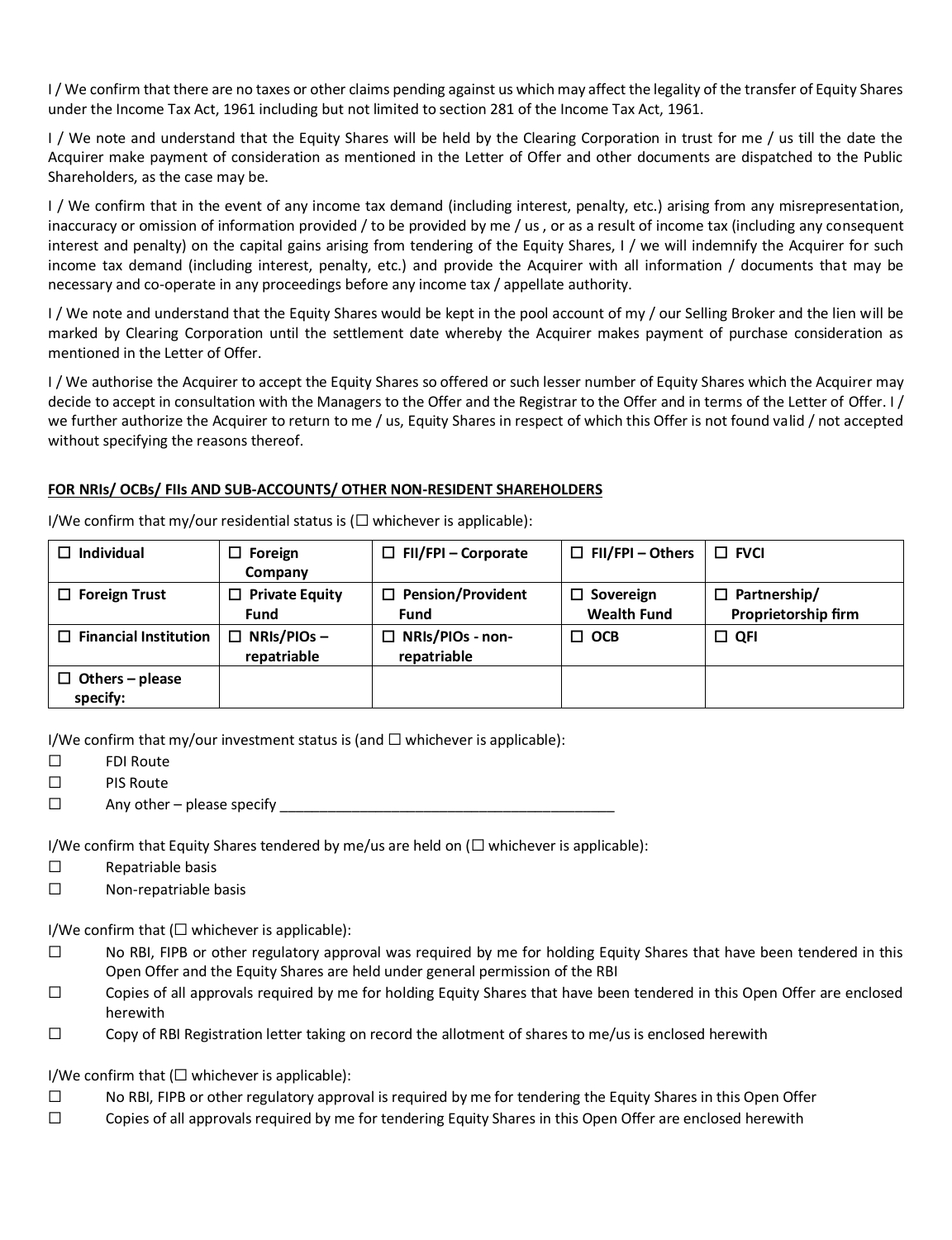I / We confirm that there are no taxes or other claims pending against us which may affect the legality of the transfer of Equity Shares under the Income Tax Act, 1961 including but not limited to section 281 of the Income Tax Act, 1961.

I / We note and understand that the Equity Shares will be held by the Clearing Corporation in trust for me / us till the date the Acquirer make payment of consideration as mentioned in the Letter of Offer and other documents are dispatched to the Public Shareholders, as the case may be.

I / We confirm that in the event of any income tax demand (including interest, penalty, etc.) arising from any misrepresentation, inaccuracy or omission of information provided / to be provided by me / us , or as a result of income tax (including any consequent interest and penalty) on the capital gains arising from tendering of the Equity Shares, I / we will indemnify the Acquirer for such income tax demand (including interest, penalty, etc.) and provide the Acquirer with all information / documents that may be necessary and co-operate in any proceedings before any income tax / appellate authority.

I / We note and understand that the Equity Shares would be kept in the pool account of my / our Selling Broker and the lien will be marked by Clearing Corporation until the settlement date whereby the Acquirer makes payment of purchase consideration as mentioned in the Letter of Offer.

I / We authorise the Acquirer to accept the Equity Shares so offered or such lesser number of Equity Shares which the Acquirer may decide to accept in consultation with the Managers to the Offer and the Registrar to the Offer and in terms of the Letter of Offer. I / we further authorize the Acquirer to return to me / us, Equity Shares in respect of which this Offer is not found valid / not accepted without specifying the reasons thereof.

**FOR NRIs/ OCBs/ FIIs AND SUB-ACCOUNTS/ OTHER NON-RESIDENT SHAREHOLDERS**

I/We confirm that my/our residential status is (☐ whichever is applicable):

| ☐ **Individual** | ☐ **Foreign Company** | ☐ **FII/FPI – Corporate** | ☐ **FII/FPI – Others** | ☐ **FVCI** |
|---|---|---|---|---|
| ☐ **Foreign Trust** | ☐ **Private Equity Fund** | ☐ **Pension/Provident Fund** | ☐ **Sovereign Wealth Fund** | ☐ **Partnership/ Proprietorship firm** |
| ☐ **Financial Institution** | ☐ **NRIs/PIOs – repatriable** | ☐ **NRIs/PIOs - non-repatriable** | ☐ **OCB** | ☐ **QFI** |
| ☐ **Others – please specify:** | | | | |

I/We confirm that my/our investment status is (and ☐ whichever is applicable):

☐ FDI Route

☐ PIS Route

☐ Any other – please specify ____________________________________________

I/We confirm that Equity Shares tendered by me/us are held on (☐ whichever is applicable):

☐ Repatriable basis

☐ Non-repatriable basis

I/We confirm that (☐ whichever is applicable):

☐ No RBI, FIPB or other regulatory approval was required by me for holding Equity Shares that have been tendered in this Open Offer and the Equity Shares are held under general permission of the RBI

☐ Copies of all approvals required by me for holding Equity Shares that have been tendered in this Open Offer are enclosed herewith

☐ Copy of RBI Registration letter taking on record the allotment of shares to me/us is enclosed herewith

I/We confirm that (☐ whichever is applicable):

☐ No RBI, FIPB or other regulatory approval is required by me for tendering the Equity Shares in this Open Offer

☐ Copies of all approvals required by me for tendering Equity Shares in this Open Offer are enclosed herewith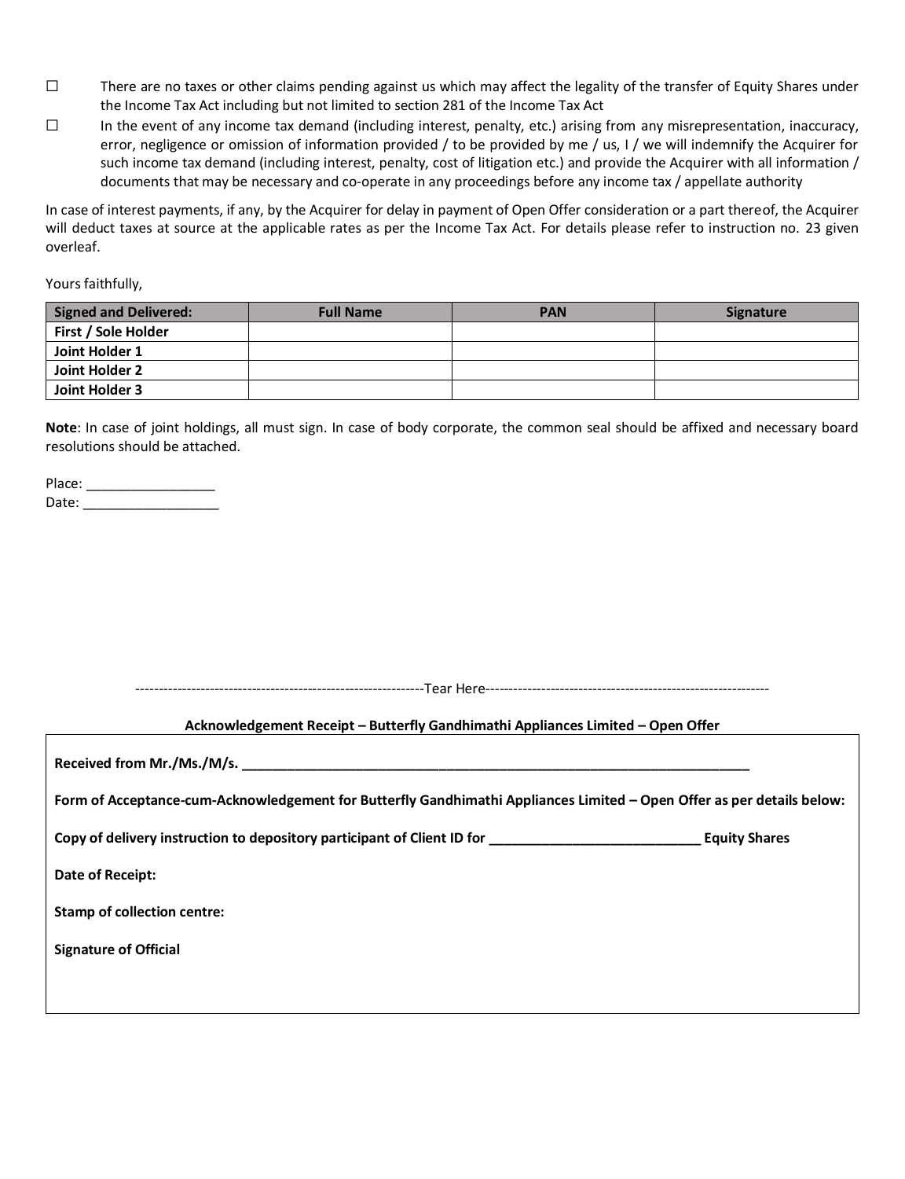☐ There are no taxes or other claims pending against us which may affect the legality of the transfer of Equity Shares under the Income Tax Act including but not limited to section 281 of the Income Tax Act

☐ In the event of any income tax demand (including interest, penalty, etc.) arising from any misrepresentation, inaccuracy, error, negligence or omission of information provided / to be provided by me / us, I / we will indemnify the Acquirer for such income tax demand (including interest, penalty, cost of litigation etc.) and provide the Acquirer with all information / documents that may be necessary and co-operate in any proceedings before any income tax / appellate authority

In case of interest payments, if any, by the Acquirer for delay in payment of Open Offer consideration or a part thereof, the Acquirer will deduct taxes at source at the applicable rates as per the Income Tax Act. For details please refer to instruction no. 23 given overleaf.

Yours faithfully,

| Signed and Delivered: | Full Name | PAN | Signature |
|---|---|---|---|
| **First / Sole Holder** | | | |
| **Joint Holder 1** | | | |
| **Joint Holder 2** | | | |
| **Joint Holder 3** | | | |

**Note**: In case of joint holdings, all must sign. In case of body corporate, the common seal should be affixed and necessary board resolutions should be attached.

Place: _________________

Date: __________________

---------------------------------------------------------------Tear Here-------------------------------------------------------------

**Acknowledgement Receipt – Butterfly Gandhimathi Appliances Limited – Open Offer**

**Received from Mr./Ms./M/s. ________________________________________________________________________**

**Form of Acceptance-cum-Acknowledgement for Butterfly Gandhimathi Appliances Limited – Open Offer as per details below:**

**Copy of delivery instruction to depository participant of Client ID for ____________________________ Equity Shares**

**Date of Receipt:**

**Stamp of collection centre:**

**Signature of Official**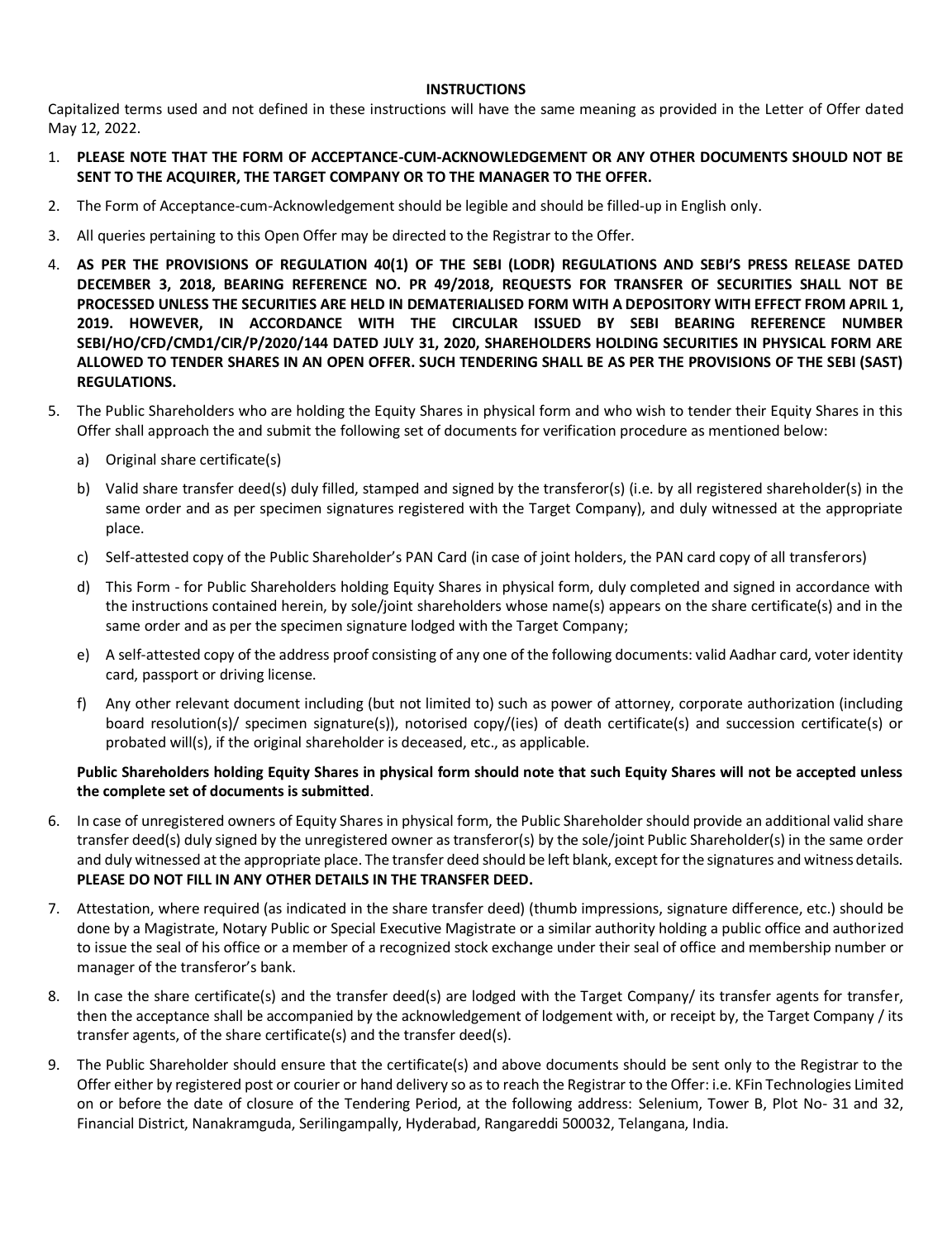**INSTRUCTIONS**

Capitalized terms used and not defined in these instructions will have the same meaning as provided in the Letter of Offer dated May 12, 2022.

1. **PLEASE NOTE THAT THE FORM OF ACCEPTANCE-CUM-ACKNOWLEDGEMENT OR ANY OTHER DOCUMENTS SHOULD NOT BE SENT TO THE ACQUIRER, THE TARGET COMPANY OR TO THE MANAGER TO THE OFFER.**
2. The Form of Acceptance-cum-Acknowledgement should be legible and should be filled-up in English only.
3. All queries pertaining to this Open Offer may be directed to the Registrar to the Offer.
4. **AS PER THE PROVISIONS OF REGULATION 40(1) OF THE SEBI (LODR) REGULATIONS AND SEBI'S PRESS RELEASE DATED DECEMBER 3, 2018, BEARING REFERENCE NO. PR 49/2018, REQUESTS FOR TRANSFER OF SECURITIES SHALL NOT BE PROCESSED UNLESS THE SECURITIES ARE HELD IN DEMATERIALISED FORM WITH A DEPOSITORY WITH EFFECT FROM APRIL 1, 2019. HOWEVER, IN ACCORDANCE WITH THE CIRCULAR ISSUED BY SEBI BEARING REFERENCE NUMBER SEBI/HO/CFD/CMD1/CIR/P/2020/144 DATED JULY 31, 2020, SHAREHOLDERS HOLDING SECURITIES IN PHYSICAL FORM ARE ALLOWED TO TENDER SHARES IN AN OPEN OFFER. SUCH TENDERING SHALL BE AS PER THE PROVISIONS OF THE SEBI (SAST) REGULATIONS.**
5. The Public Shareholders who are holding the Equity Shares in physical form and who wish to tender their Equity Shares in this Offer shall approach the and submit the following set of documents for verification procedure as mentioned below:
   a) Original share certificate(s)
   b) Valid share transfer deed(s) duly filled, stamped and signed by the transferor(s) (i.e. by all registered shareholder(s) in the same order and as per specimen signatures registered with the Target Company), and duly witnessed at the appropriate place.
   c) Self-attested copy of the Public Shareholder's PAN Card (in case of joint holders, the PAN card copy of all transferors)
   d) This Form - for Public Shareholders holding Equity Shares in physical form, duly completed and signed in accordance with the instructions contained herein, by sole/joint shareholders whose name(s) appears on the share certificate(s) and in the same order and as per the specimen signature lodged with the Target Company;
   e) A self-attested copy of the address proof consisting of any one of the following documents: valid Aadhar card, voter identity card, passport or driving license.
   f) Any other relevant document including (but not limited to) such as power of attorney, corporate authorization (including board resolution(s)/ specimen signature(s)), notorised copy/(ies) of death certificate(s) and succession certificate(s) or probated will(s), if the original shareholder is deceased, etc., as applicable.

   **Public Shareholders holding Equity Shares in physical form should note that such Equity Shares will not be accepted unless the complete set of documents is submitted**.
6. In case of unregistered owners of Equity Shares in physical form, the Public Shareholder should provide an additional valid share transfer deed(s) duly signed by the unregistered owner as transferor(s) by the sole/joint Public Shareholder(s) in the same order and duly witnessed at the appropriate place. The transfer deed should be left blank, except for the signatures and witness details. **PLEASE DO NOT FILL IN ANY OTHER DETAILS IN THE TRANSFER DEED.**
7. Attestation, where required (as indicated in the share transfer deed) (thumb impressions, signature difference, etc.) should be done by a Magistrate, Notary Public or Special Executive Magistrate or a similar authority holding a public office and authorized to issue the seal of his office or a member of a recognized stock exchange under their seal of office and membership number or manager of the transferor's bank.
8. In case the share certificate(s) and the transfer deed(s) are lodged with the Target Company/ its transfer agents for transfer, then the acceptance shall be accompanied by the acknowledgement of lodgement with, or receipt by, the Target Company / its transfer agents, of the share certificate(s) and the transfer deed(s).
9. The Public Shareholder should ensure that the certificate(s) and above documents should be sent only to the Registrar to the Offer either by registered post or courier or hand delivery so as to reach the Registrar to the Offer: i.e. KFin Technologies Limited on or before the date of closure of the Tendering Period, at the following address: Selenium, Tower B, Plot No- 31 and 32, Financial District, Nanakramguda, Serilingampally, Hyderabad, Rangareddi 500032, Telangana, India.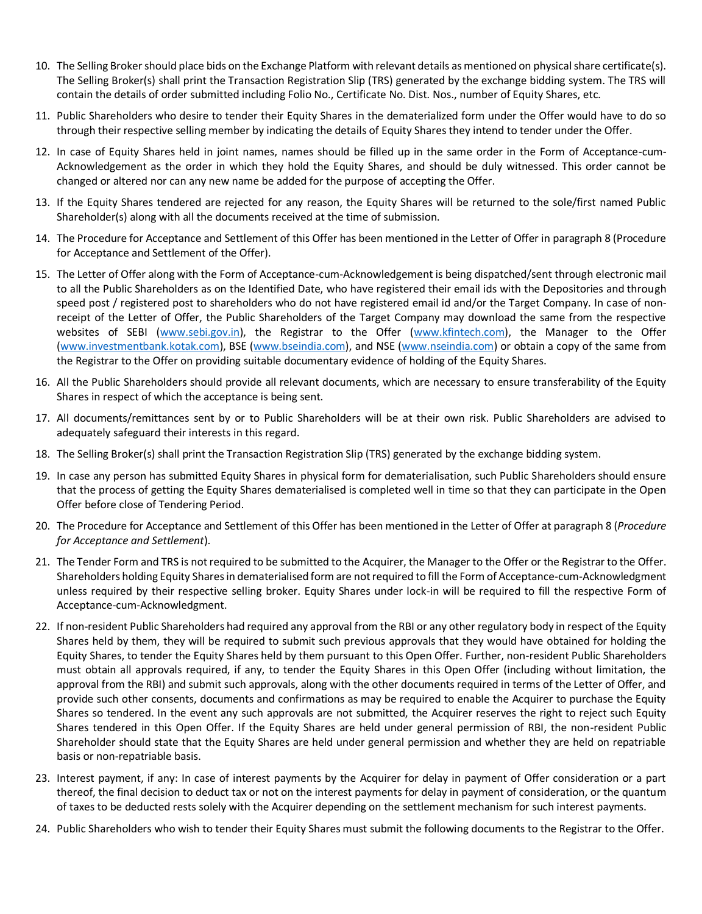10. The Selling Broker should place bids on the Exchange Platform with relevant details as mentioned on physical share certificate(s). The Selling Broker(s) shall print the Transaction Registration Slip (TRS) generated by the exchange bidding system. The TRS will contain the details of order submitted including Folio No., Certificate No. Dist. Nos., number of Equity Shares, etc.
11. Public Shareholders who desire to tender their Equity Shares in the dematerialized form under the Offer would have to do so through their respective selling member by indicating the details of Equity Shares they intend to tender under the Offer.
12. In case of Equity Shares held in joint names, names should be filled up in the same order in the Form of Acceptance-cum-Acknowledgement as the order in which they hold the Equity Shares, and should be duly witnessed. This order cannot be changed or altered nor can any new name be added for the purpose of accepting the Offer.
13. If the Equity Shares tendered are rejected for any reason, the Equity Shares will be returned to the sole/first named Public Shareholder(s) along with all the documents received at the time of submission.
14. The Procedure for Acceptance and Settlement of this Offer has been mentioned in the Letter of Offer in paragraph 8 (Procedure for Acceptance and Settlement of the Offer).
15. The Letter of Offer along with the Form of Acceptance-cum-Acknowledgement is being dispatched/sent through electronic mail to all the Public Shareholders as on the Identified Date, who have registered their email ids with the Depositories and through speed post / registered post to shareholders who do not have registered email id and/or the Target Company. In case of non-receipt of the Letter of Offer, the Public Shareholders of the Target Company may download the same from the respective websites of SEBI (www.sebi.gov.in), the Registrar to the Offer (www.kfintech.com), the Manager to the Offer (www.investmentbank.kotak.com), BSE (www.bseindia.com), and NSE (www.nseindia.com) or obtain a copy of the same from the Registrar to the Offer on providing suitable documentary evidence of holding of the Equity Shares.
16. All the Public Shareholders should provide all relevant documents, which are necessary to ensure transferability of the Equity Shares in respect of which the acceptance is being sent.
17. All documents/remittances sent by or to Public Shareholders will be at their own risk. Public Shareholders are advised to adequately safeguard their interests in this regard.
18. The Selling Broker(s) shall print the Transaction Registration Slip (TRS) generated by the exchange bidding system.
19. In case any person has submitted Equity Shares in physical form for dematerialisation, such Public Shareholders should ensure that the process of getting the Equity Shares dematerialised is completed well in time so that they can participate in the Open Offer before close of Tendering Period.
20. The Procedure for Acceptance and Settlement of this Offer has been mentioned in the Letter of Offer at paragraph 8 (*Procedure for Acceptance and Settlement*).
21. The Tender Form and TRS is not required to be submitted to the Acquirer, the Manager to the Offer or the Registrar to the Offer. Shareholders holding Equity Shares in dematerialised form are not required to fill the Form of Acceptance-cum-Acknowledgment unless required by their respective selling broker. Equity Shares under lock-in will be required to fill the respective Form of Acceptance-cum-Acknowledgment.
22. If non-resident Public Shareholders had required any approval from the RBI or any other regulatory body in respect of the Equity Shares held by them, they will be required to submit such previous approvals that they would have obtained for holding the Equity Shares, to tender the Equity Shares held by them pursuant to this Open Offer. Further, non-resident Public Shareholders must obtain all approvals required, if any, to tender the Equity Shares in this Open Offer (including without limitation, the approval from the RBI) and submit such approvals, along with the other documents required in terms of the Letter of Offer, and provide such other consents, documents and confirmations as may be required to enable the Acquirer to purchase the Equity Shares so tendered. In the event any such approvals are not submitted, the Acquirer reserves the right to reject such Equity Shares tendered in this Open Offer. If the Equity Shares are held under general permission of RBI, the non-resident Public Shareholder should state that the Equity Shares are held under general permission and whether they are held on repatriable basis or non-repatriable basis.
23. Interest payment, if any: In case of interest payments by the Acquirer for delay in payment of Offer consideration or a part thereof, the final decision to deduct tax or not on the interest payments for delay in payment of consideration, or the quantum of taxes to be deducted rests solely with the Acquirer depending on the settlement mechanism for such interest payments.
24. Public Shareholders who wish to tender their Equity Shares must submit the following documents to the Registrar to the Offer.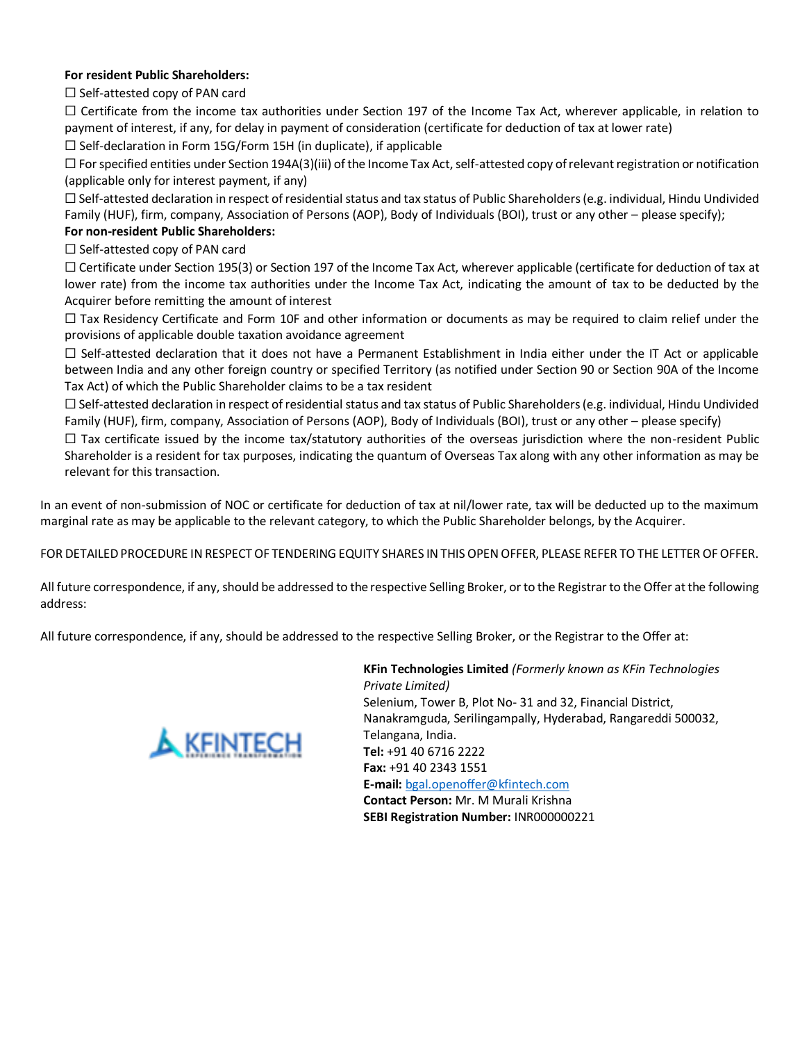**For resident Public Shareholders:**

☐ Self-attested copy of PAN card

☐ Certificate from the income tax authorities under Section 197 of the Income Tax Act, wherever applicable, in relation to payment of interest, if any, for delay in payment of consideration (certificate for deduction of tax at lower rate)

☐ Self-declaration in Form 15G/Form 15H (in duplicate), if applicable

☐ For specified entities under Section 194A(3)(iii) of the Income Tax Act, self-attested copy of relevant registration or notification (applicable only for interest payment, if any)

☐ Self-attested declaration in respect of residential status and tax status of Public Shareholders (e.g. individual, Hindu Undivided Family (HUF), firm, company, Association of Persons (AOP), Body of Individuals (BOI), trust or any other – please specify);

**For non-resident Public Shareholders:**

☐ Self-attested copy of PAN card

☐ Certificate under Section 195(3) or Section 197 of the Income Tax Act, wherever applicable (certificate for deduction of tax at lower rate) from the income tax authorities under the Income Tax Act, indicating the amount of tax to be deducted by the Acquirer before remitting the amount of interest

☐ Tax Residency Certificate and Form 10F and other information or documents as may be required to claim relief under the provisions of applicable double taxation avoidance agreement

☐ Self-attested declaration that it does not have a Permanent Establishment in India either under the IT Act or applicable between India and any other foreign country or specified Territory (as notified under Section 90 or Section 90A of the Income Tax Act) of which the Public Shareholder claims to be a tax resident

☐ Self-attested declaration in respect of residential status and tax status of Public Shareholders (e.g. individual, Hindu Undivided Family (HUF), firm, company, Association of Persons (AOP), Body of Individuals (BOI), trust or any other – please specify)

☐ Tax certificate issued by the income tax/statutory authorities of the overseas jurisdiction where the non-resident Public Shareholder is a resident for tax purposes, indicating the quantum of Overseas Tax along with any other information as may be relevant for this transaction.

In an event of non-submission of NOC or certificate for deduction of tax at nil/lower rate, tax will be deducted up to the maximum marginal rate as may be applicable to the relevant category, to which the Public Shareholder belongs, by the Acquirer.

FOR DETAILED PROCEDURE IN RESPECT OF TENDERING EQUITY SHARES IN THIS OPEN OFFER, PLEASE REFER TO THE LETTER OF OFFER.

All future correspondence, if any, should be addressed to the respective Selling Broker, or to the Registrar to the Offer at the following address:

All future correspondence, if any, should be addressed to the respective Selling Broker, or the Registrar to the Offer at:

KFINTECH

**KFin Technologies Limited** *(Formerly known as KFin Technologies Private Limited)*
Selenium, Tower B, Plot No- 31 and 32, Financial District, Nanakramguda, Serilingampally, Hyderabad, Rangareddi 500032, Telangana, India.
**Tel:** +91 40 6716 2222
**Fax:** +91 40 2343 1551
**E-mail:** bgal.openoffer@kfintech.com
**Contact Person:** Mr. M Murali Krishna
**SEBI Registration Number:** INR000000221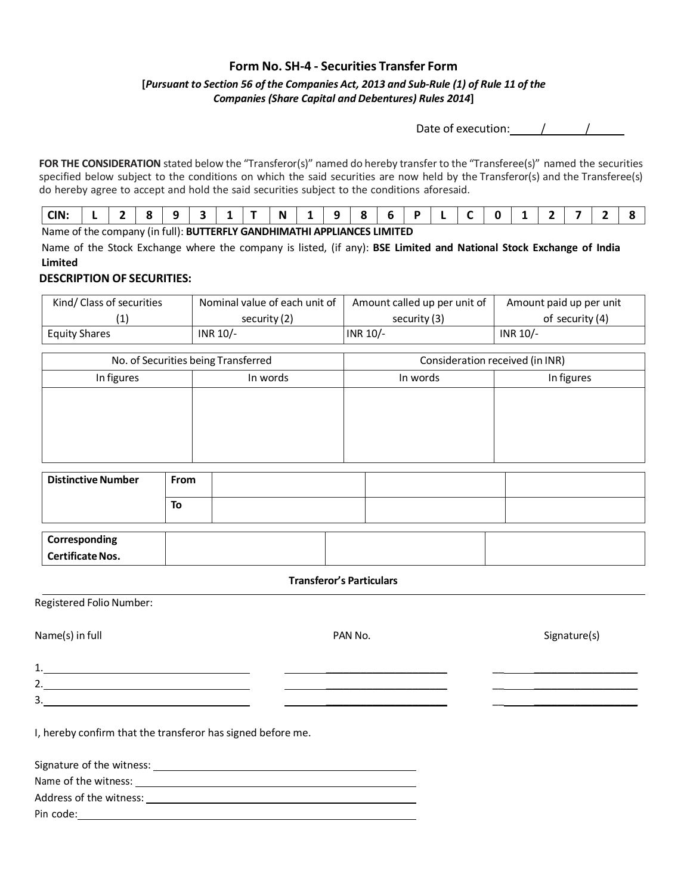# Form No. SH-4 - Securities Transfer Form

**[*Pursuant to Section 56 of the Companies Act, 2013 and Sub-Rule (1) of Rule 11 of the Companies (Share Capital and Debentures) Rules 2014*]**

Date of execution: ____/____/____

**FOR THE CONSIDERATION** stated below the "Transferor(s)" named do hereby transfer to the "Transferee(s)" named the securities specified below subject to the conditions on which the said securities are now held by the Transferor(s) and the Transferee(s) do hereby agree to accept and hold the said securities subject to the conditions aforesaid.

| **CIN:** | L | 2 | 8 | 9 | 3 | 1 | T | N | 1 | 9 | 8 | 6 | P | L | C | 0 | 1 | 2 | 7 | 2 | 8 |
|---|---|---|---|---|---|---|---|---|---|---|---|---|---|---|---|---|---|---|---|---|---|

Name of the company (in full): **BUTTERFLY GANDHIMATHI APPLIANCES LIMITED**

Name of the Stock Exchange where the company is listed, (if any): **BSE Limited and National Stock Exchange of India Limited**

## DESCRIPTION OF SECURITIES:

| Kind/ Class of securities (1) | Nominal value of each unit of security (2) | Amount called up per unit of security (3) | Amount paid up per unit of security (4) |
|---|---|---|---|
| Equity Shares | INR 10/- | INR 10/- | INR 10/- |

| No. of Securities being Transferred | | Consideration received (in INR) | |
|---|---|---|---|
| In figures | In words | In words | In figures |
| | | | |

| **Distinctive Number** | **From** | | | |
|---|---|---|---|---|
| | **To** | | | |

| **Corresponding Certificate Nos.** | | | |
|---|---|---|---|

**Transferor's Particulars**

Registered Folio Number:

| Name(s) in full | PAN No. | Signature(s) |
|---|---|---|
| 1. ________________ | ________________ | ________________ |
| 2. ________________ | ________________ | ________________ |
| 3. ________________ | ________________ | ________________ |

I, hereby confirm that the transferor has signed before me.

Signature of the witness: ____________________

Name of the witness: ____________________

Address of the witness: ____________________

Pin code: ____________________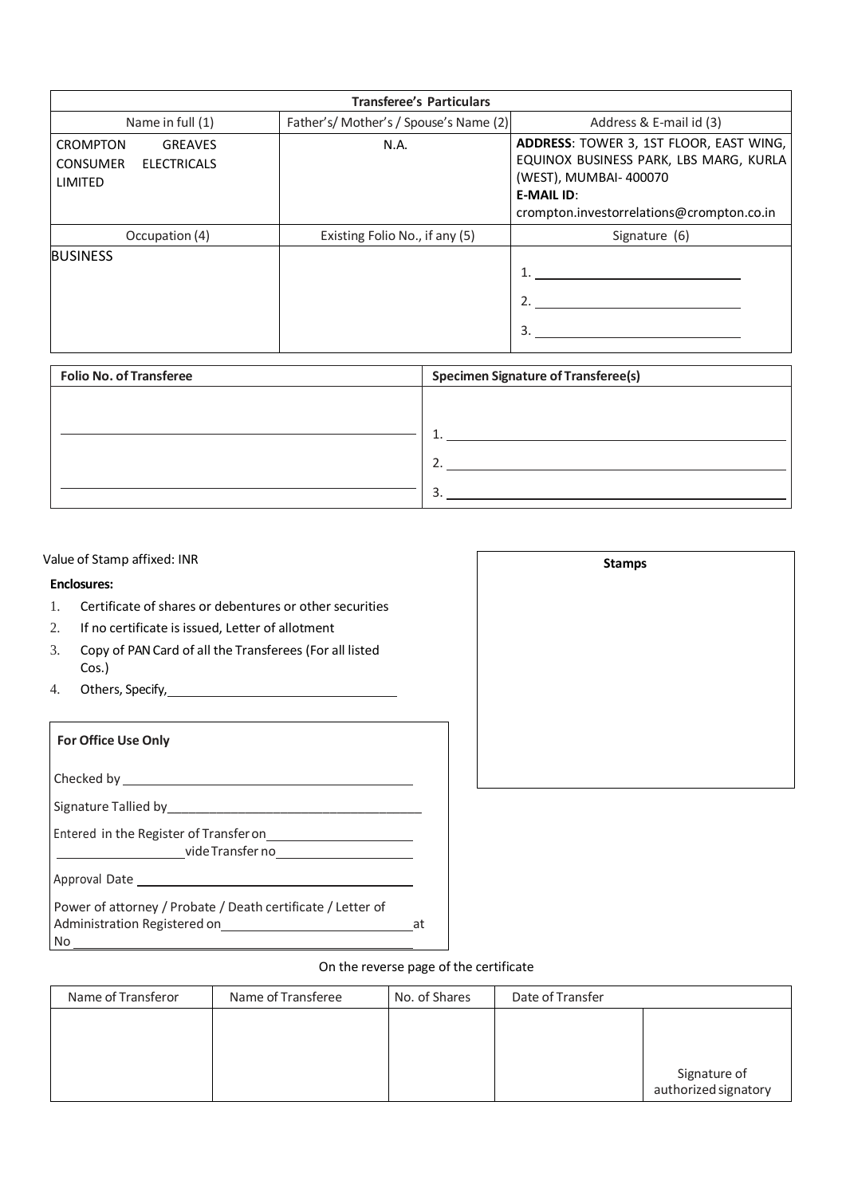| Transferee's Particulars | | |
|---|---|---|
| Name in full (1) | Father's/ Mother's / Spouse's Name (2) | Address & E-mail id (3) |
| CROMPTON GREAVES CONSUMER ELECTRICALS LIMITED | N.A. | **ADDRESS**: TOWER 3, 1ST FLOOR, EAST WING, EQUINOX BUSINESS PARK, LBS MARG, KURLA (WEST), MUMBAI- 400070 **E-MAIL ID**: crompton.investorrelations@crompton.co.in |
| Occupation (4) | Existing Folio No., if any (5) | Signature (6) |
| BUSINESS | | 1. ____________ 2. ____________ 3. ____________ |

| Folio No. of Transferee | Specimen Signature of Transferee(s) |
|---|---|
| ____________ ____________ | 1. ____________ 2. ____________ 3. ____________ |

Value of Stamp affixed: INR

**Enclosures:**

1. Certificate of shares or debentures or other securities
2. If no certificate is issued, Letter of allotment
3. Copy of PAN Card of all the Transferees (For all listed Cos.)
4. Others, Specify, ____________

**Stamps**

**For Office Use Only**

Checked by ____________

Signature Tallied by ____________

Entered in the Register of Transfer on ____________ ____________ vide Transfer no ____________

Approval Date ____________

Power of attorney / Probate / Death certificate / Letter of Administration Registered on ____________ at No ____________

On the reverse page of the certificate

| Name of Transferor | Name of Transferee | No. of Shares | Date of Transfer | |
|---|---|---|---|---|
| | | | | Signature of authorized signatory |